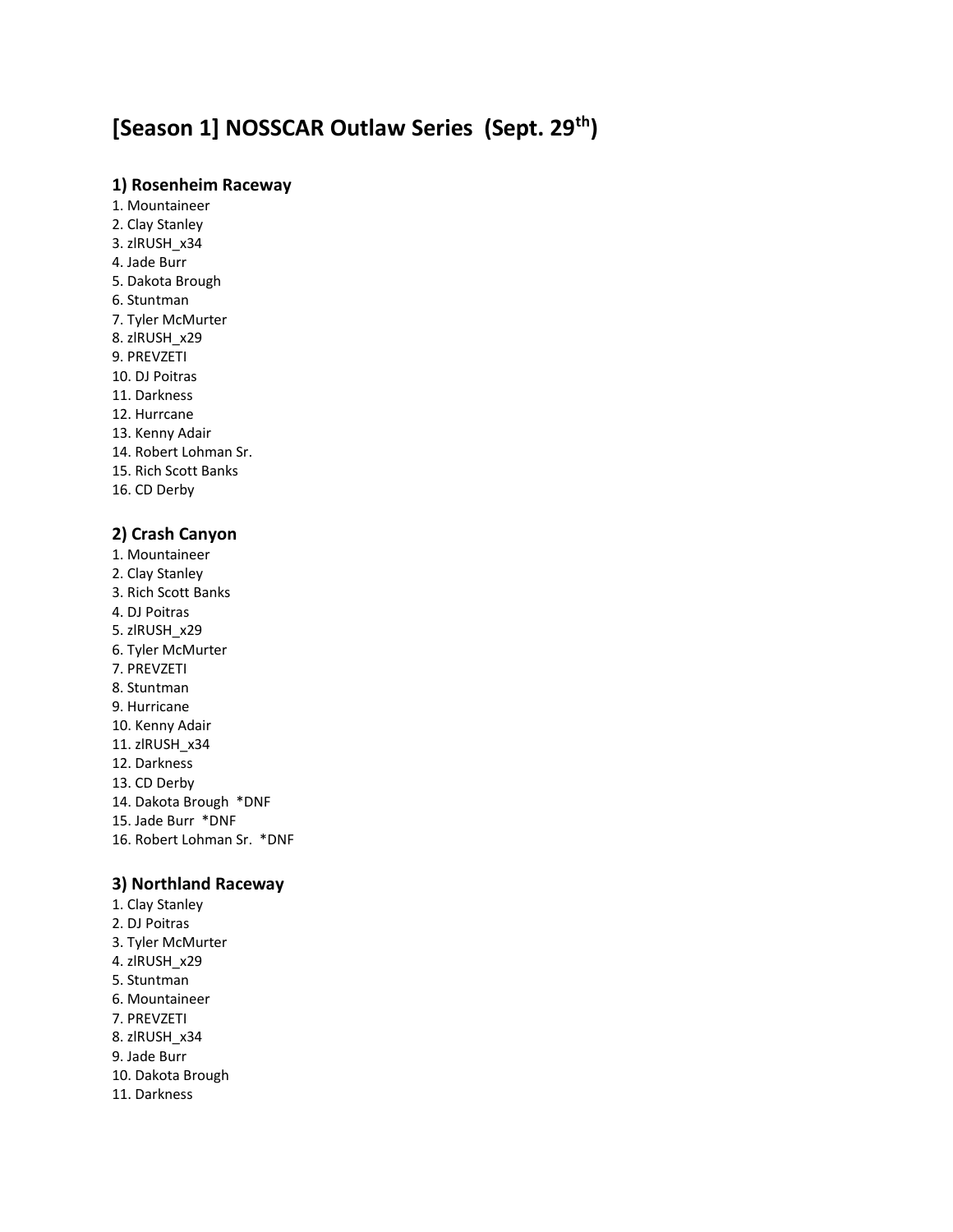# [Season 1] NOSSCAR Outlaw Series (Sept. 29th)

## 1) Rosenheim Raceway

1. Mountaineer
2. Clay Stanley
3. zlRUSH_x34
4. Jade Burr
5. Dakota Brough
6. Stuntman
7. Tyler McMurter
8. zlRUSH_x29
9. PREVZETI
10. DJ Poitras
11. Darkness
12. Hurrcane
13. Kenny Adair
14. Robert Lohman Sr.
15. Rich Scott Banks
16. CD Derby

## 2) Crash Canyon

1. Mountaineer
2. Clay Stanley
3. Rich Scott Banks
4. DJ Poitras
5. zlRUSH_x29
6. Tyler McMurter
7. PREVZETI
8. Stuntman
9. Hurricane
10. Kenny Adair
11. zlRUSH_x34
12. Darkness
13. CD Derby
14. Dakota Brough *DNF
15. Jade Burr *DNF
16. Robert Lohman Sr. *DNF

## 3) Northland Raceway

1. Clay Stanley
2. DJ Poitras
3. Tyler McMurter
4. zlRUSH_x29
5. Stuntman
6. Mountaineer
7. PREVZETI
8. zlRUSH_x34
9. Jade Burr
10. Dakota Brough
11. Darkness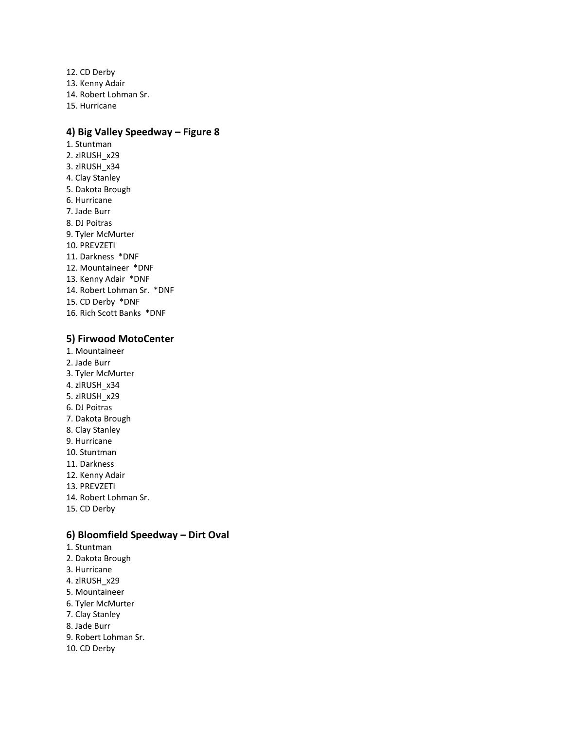12. CD Derby
13. Kenny Adair
14. Robert Lohman Sr.
15. Hurricane

### 4) Big Valley Speedway – Figure 8

1. Stuntman
2. zlRUSH_x29
3. zlRUSH_x34
4. Clay Stanley
5. Dakota Brough
6. Hurricane
7. Jade Burr
8. DJ Poitras
9. Tyler McMurter
10. PREVZETI
11. Darkness *DNF
12. Mountaineer *DNF
13. Kenny Adair *DNF
14. Robert Lohman Sr. *DNF
15. CD Derby *DNF
16. Rich Scott Banks *DNF

### 5) Firwood MotoCenter

1. Mountaineer
2. Jade Burr
3. Tyler McMurter
4. zlRUSH_x34
5. zlRUSH_x29
6. DJ Poitras
7. Dakota Brough
8. Clay Stanley
9. Hurricane
10. Stuntman
11. Darkness
12. Kenny Adair
13. PREVZETI
14. Robert Lohman Sr.
15. CD Derby

### 6) Bloomfield Speedway – Dirt Oval

1. Stuntman
2. Dakota Brough
3. Hurricane
4. zlRUSH_x29
5. Mountaineer
6. Tyler McMurter
7. Clay Stanley
8. Jade Burr
9. Robert Lohman Sr.
10. CD Derby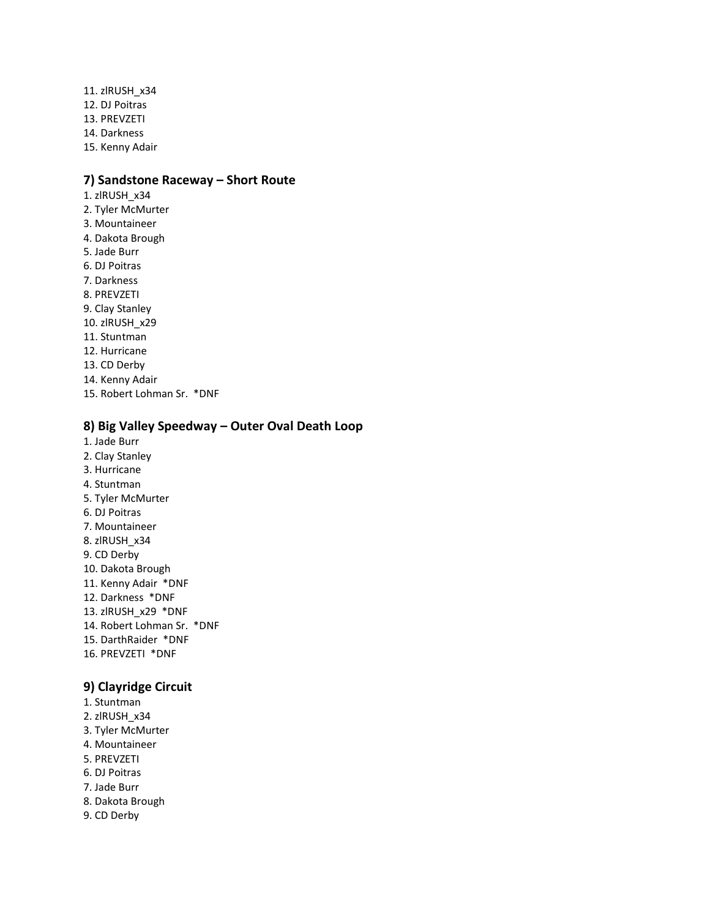11. zlRUSH_x34
12. DJ Poitras
13. PREVZETI
14. Darkness
15. Kenny Adair

### 7) Sandstone Raceway – Short Route

1. zlRUSH_x34
2. Tyler McMurter
3. Mountaineer
4. Dakota Brough
5. Jade Burr
6. DJ Poitras
7. Darkness
8. PREVZETI
9. Clay Stanley
10. zlRUSH_x29
11. Stuntman
12. Hurricane
13. CD Derby
14. Kenny Adair
15. Robert Lohman Sr.  *DNF

### 8) Big Valley Speedway – Outer Oval Death Loop

1. Jade Burr
2. Clay Stanley
3. Hurricane
4. Stuntman
5. Tyler McMurter
6. DJ Poitras
7. Mountaineer
8. zlRUSH_x34
9. CD Derby
10. Dakota Brough
11. Kenny Adair  *DNF
12. Darkness  *DNF
13. zlRUSH_x29  *DNF
14. Robert Lohman Sr.  *DNF
15. DarthRaider  *DNF
16. PREVZETI  *DNF

### 9) Clayridge Circuit

1. Stuntman
2. zlRUSH_x34
3. Tyler McMurter
4. Mountaineer
5. PREVZETI
6. DJ Poitras
7. Jade Burr
8. Dakota Brough
9. CD Derby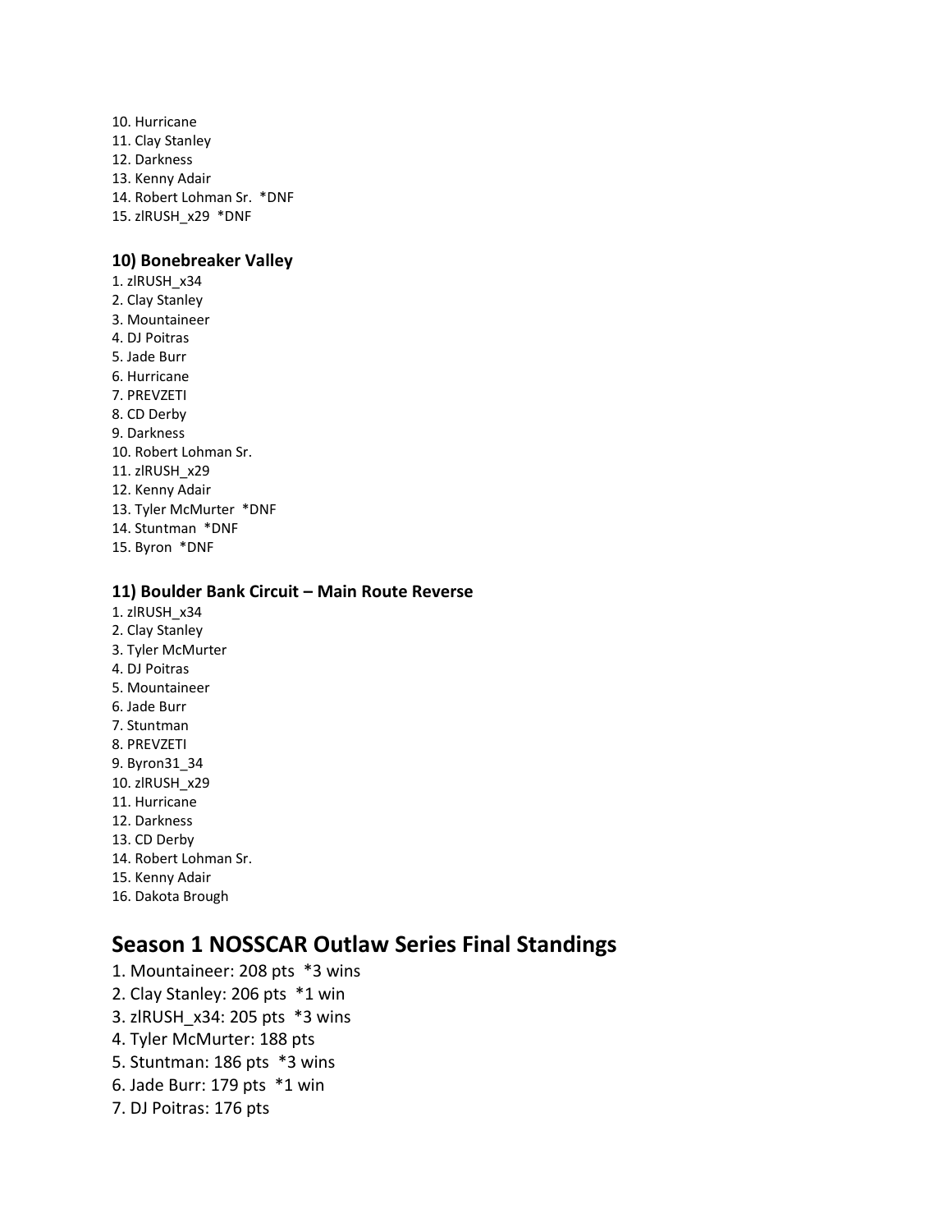10. Hurricane
11. Clay Stanley
12. Darkness
13. Kenny Adair
14. Robert Lohman Sr.  *DNF
15. zlRUSH_x29  *DNF

### 10) Bonebreaker Valley

1. zlRUSH_x34
2. Clay Stanley
3. Mountaineer
4. DJ Poitras
5. Jade Burr
6. Hurricane
7. PREVZETI
8. CD Derby
9. Darkness
10. Robert Lohman Sr.
11. zlRUSH_x29
12. Kenny Adair
13. Tyler McMurter  *DNF
14. Stuntman  *DNF
15. Byron  *DNF

### 11) Boulder Bank Circuit – Main Route Reverse

1. zlRUSH_x34
2. Clay Stanley
3. Tyler McMurter
4. DJ Poitras
5. Mountaineer
6. Jade Burr
7. Stuntman
8. PREVZETI
9. Byron31_34
10. zlRUSH_x29
11. Hurricane
12. Darkness
13. CD Derby
14. Robert Lohman Sr.
15. Kenny Adair
16. Dakota Brough

## Season 1 NOSSCAR Outlaw Series Final Standings

1. Mountaineer: 208 pts  *3 wins
2. Clay Stanley: 206 pts  *1 win
3. zlRUSH_x34: 205 pts  *3 wins
4. Tyler McMurter: 188 pts
5. Stuntman: 186 pts  *3 wins
6. Jade Burr: 179 pts  *1 win
7. DJ Poitras: 176 pts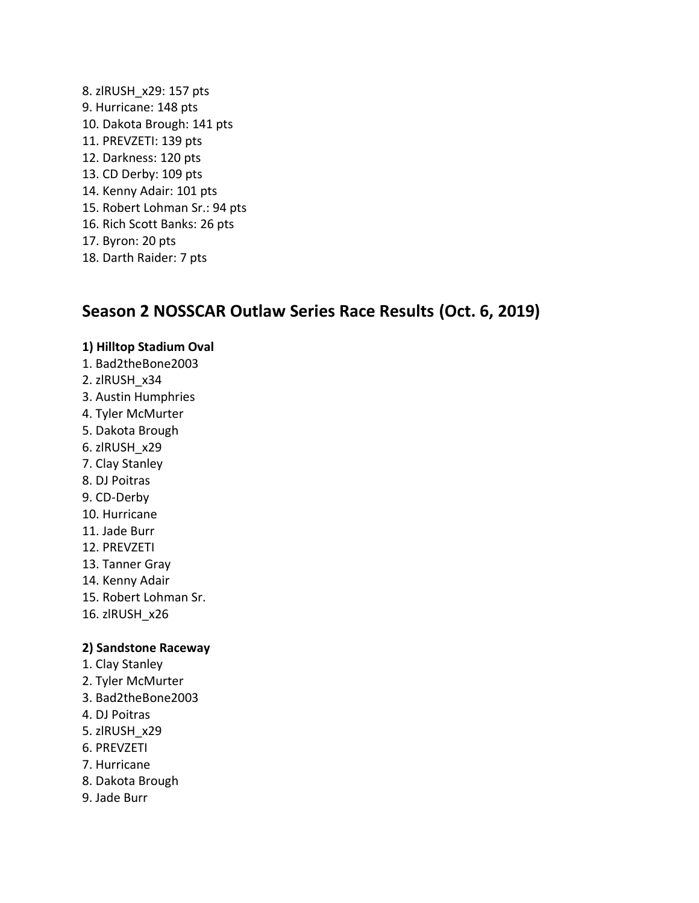8. zlRUSH_x29: 157 pts
9. Hurricane: 148 pts
10. Dakota Brough: 141 pts
11. PREVZETI: 139 pts
12. Darkness: 120 pts
13. CD Derby: 109 pts
14. Kenny Adair: 101 pts
15. Robert Lohman Sr.: 94 pts
16. Rich Scott Banks: 26 pts
17. Byron: 20 pts
18. Darth Raider: 7 pts

## Season 2 NOSSCAR Outlaw Series Race Results (Oct. 6, 2019)

**1) Hilltop Stadium Oval**

1. Bad2theBone2003
2. zlRUSH_x34
3. Austin Humphries
4. Tyler McMurter
5. Dakota Brough
6. zlRUSH_x29
7. Clay Stanley
8. DJ Poitras
9. CD-Derby
10. Hurricane
11. Jade Burr
12. PREVZETI
13. Tanner Gray
14. Kenny Adair
15. Robert Lohman Sr.
16. zlRUSH_x26

**2) Sandstone Raceway**

1. Clay Stanley
2. Tyler McMurter
3. Bad2theBone2003
4. DJ Poitras
5. zlRUSH_x29
6. PREVZETI
7. Hurricane
8. Dakota Brough
9. Jade Burr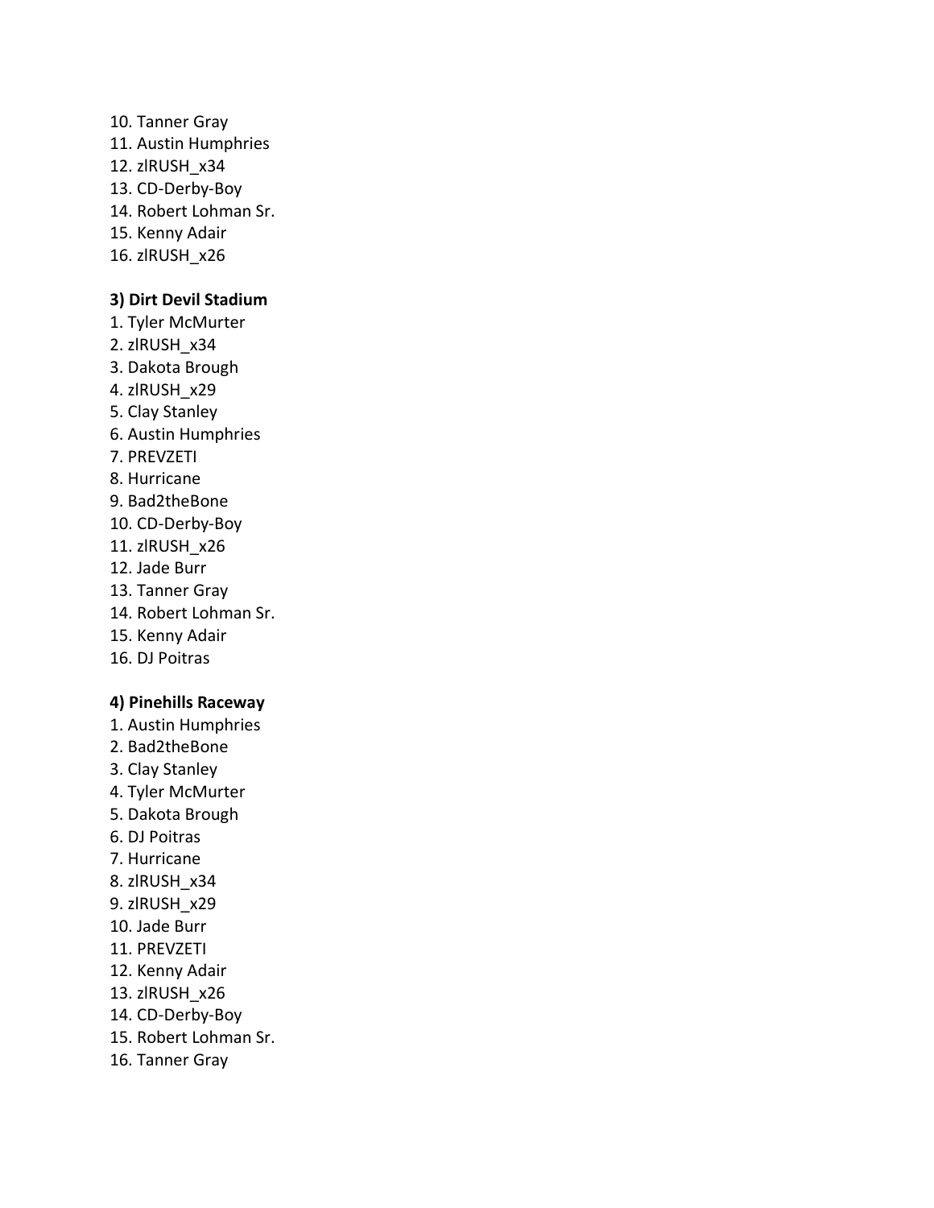10. Tanner Gray
11. Austin Humphries
12. zlRUSH_x34
13. CD-Derby-Boy
14. Robert Lohman Sr.
15. Kenny Adair
16. zlRUSH_x26

**3) Dirt Devil Stadium**

1. Tyler McMurter
2. zlRUSH_x34
3. Dakota Brough
4. zlRUSH_x29
5. Clay Stanley
6. Austin Humphries
7. PREVZETI
8. Hurricane
9. Bad2theBone
10. CD-Derby-Boy
11. zlRUSH_x26
12. Jade Burr
13. Tanner Gray
14. Robert Lohman Sr.
15. Kenny Adair
16. DJ Poitras

**4) Pinehills Raceway**

1. Austin Humphries
2. Bad2theBone
3. Clay Stanley
4. Tyler McMurter
5. Dakota Brough
6. DJ Poitras
7. Hurricane
8. zlRUSH_x34
9. zlRUSH_x29
10. Jade Burr
11. PREVZETI
12. Kenny Adair
13. zlRUSH_x26
14. CD-Derby-Boy
15. Robert Lohman Sr.
16. Tanner Gray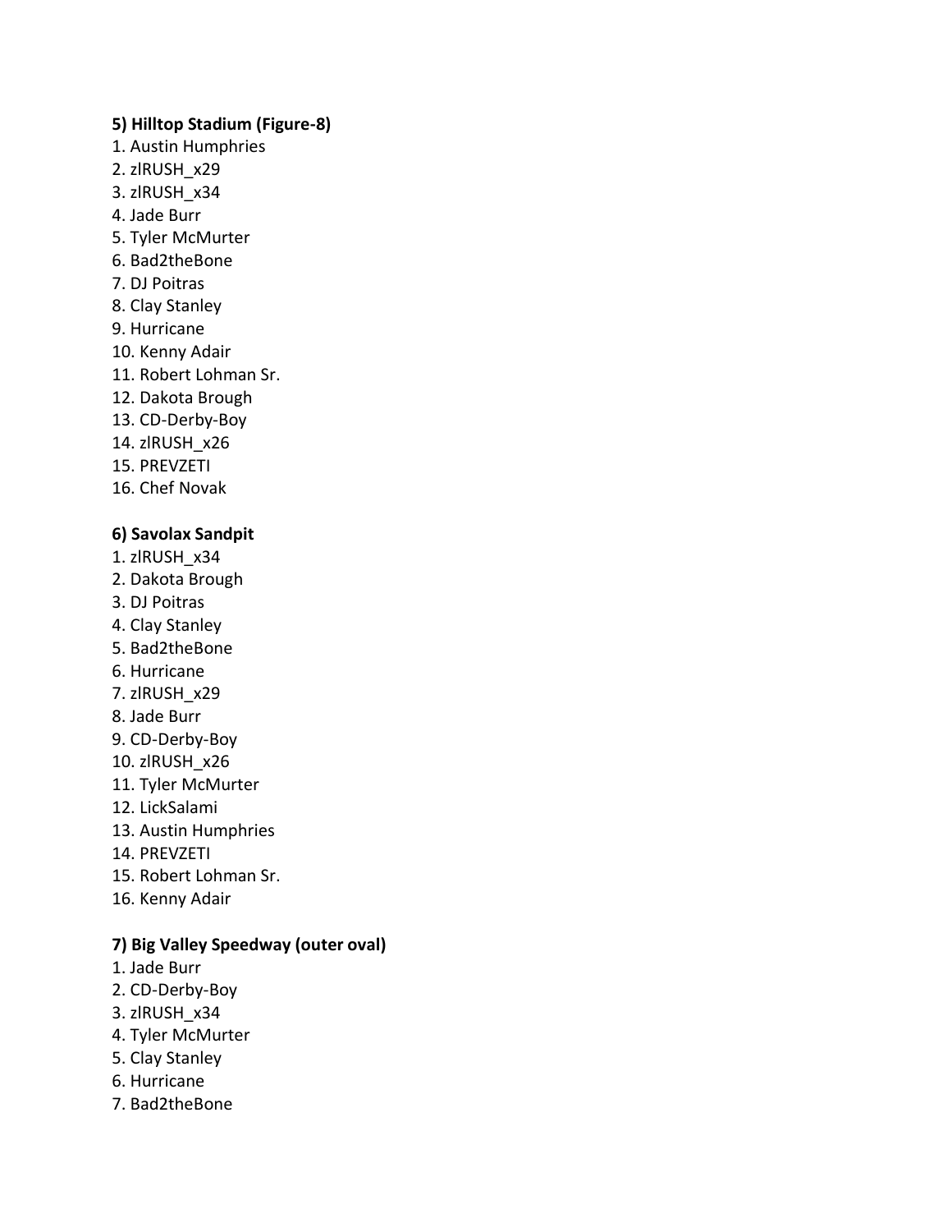**5) Hilltop Stadium (Figure-8)**

1. Austin Humphries
2. zlRUSH_x29
3. zlRUSH_x34
4. Jade Burr
5. Tyler McMurter
6. Bad2theBone
7. DJ Poitras
8. Clay Stanley
9. Hurricane
10. Kenny Adair
11. Robert Lohman Sr.
12. Dakota Brough
13. CD-Derby-Boy
14. zlRUSH_x26
15. PREVZETI
16. Chef Novak

**6) Savolax Sandpit**

1. zlRUSH_x34
2. Dakota Brough
3. DJ Poitras
4. Clay Stanley
5. Bad2theBone
6. Hurricane
7. zlRUSH_x29
8. Jade Burr
9. CD-Derby-Boy
10. zlRUSH_x26
11. Tyler McMurter
12. LickSalami
13. Austin Humphries
14. PREVZETI
15. Robert Lohman Sr.
16. Kenny Adair

**7) Big Valley Speedway (outer oval)**

1. Jade Burr
2. CD-Derby-Boy
3. zlRUSH_x34
4. Tyler McMurter
5. Clay Stanley
6. Hurricane
7. Bad2theBone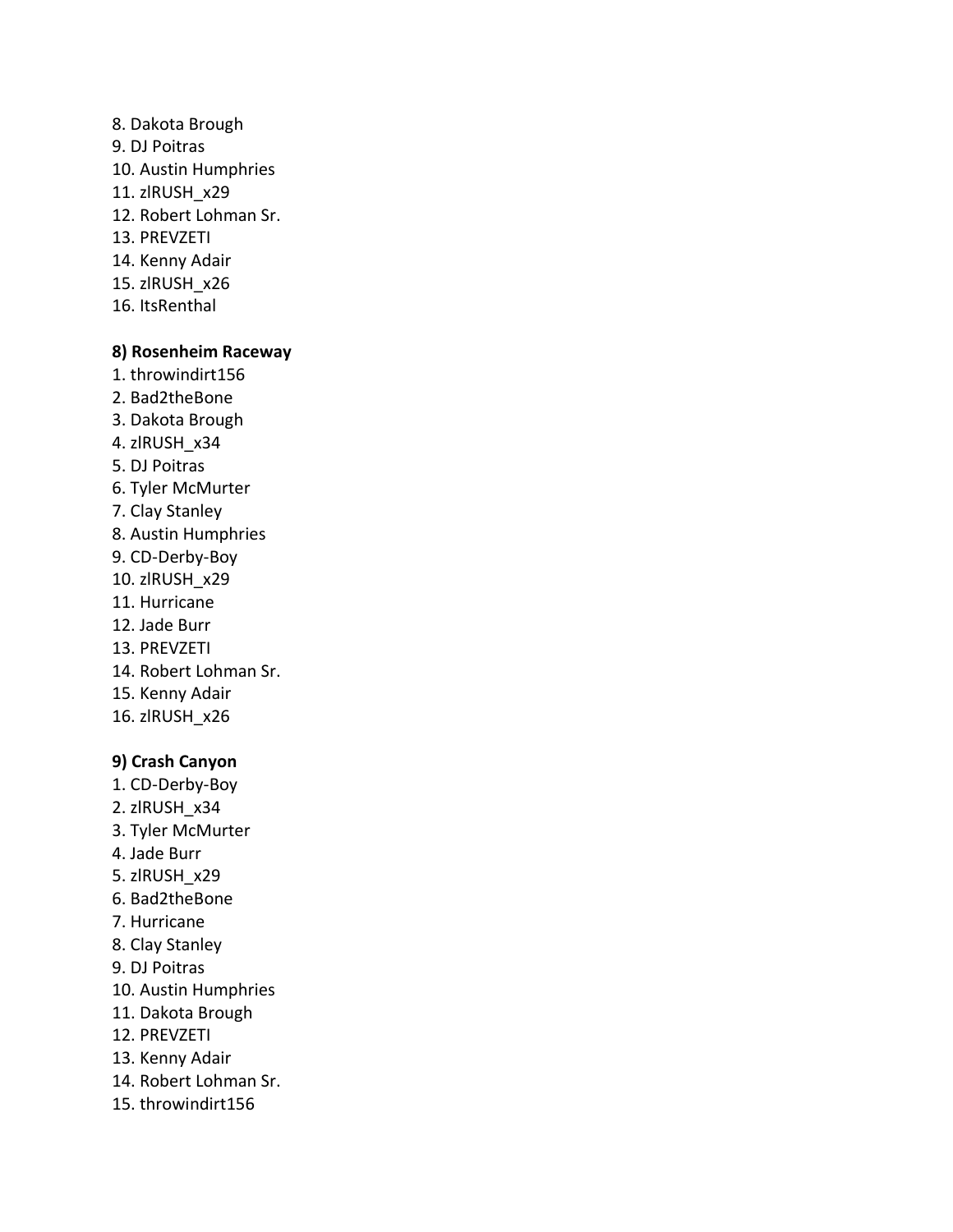8. Dakota Brough
9. DJ Poitras
10. Austin Humphries
11. zlRUSH_x29
12. Robert Lohman Sr.
13. PREVZETI
14. Kenny Adair
15. zlRUSH_x26
16. ItsRenthal

**8) Rosenheim Raceway**

1. throwindirt156
2. Bad2theBone
3. Dakota Brough
4. zlRUSH_x34
5. DJ Poitras
6. Tyler McMurter
7. Clay Stanley
8. Austin Humphries
9. CD-Derby-Boy
10. zlRUSH_x29
11. Hurricane
12. Jade Burr
13. PREVZETI
14. Robert Lohman Sr.
15. Kenny Adair
16. zlRUSH_x26

**9) Crash Canyon**

1. CD-Derby-Boy
2. zlRUSH_x34
3. Tyler McMurter
4. Jade Burr
5. zlRUSH_x29
6. Bad2theBone
7. Hurricane
8. Clay Stanley
9. DJ Poitras
10. Austin Humphries
11. Dakota Brough
12. PREVZETI
13. Kenny Adair
14. Robert Lohman Sr.
15. throwindirt156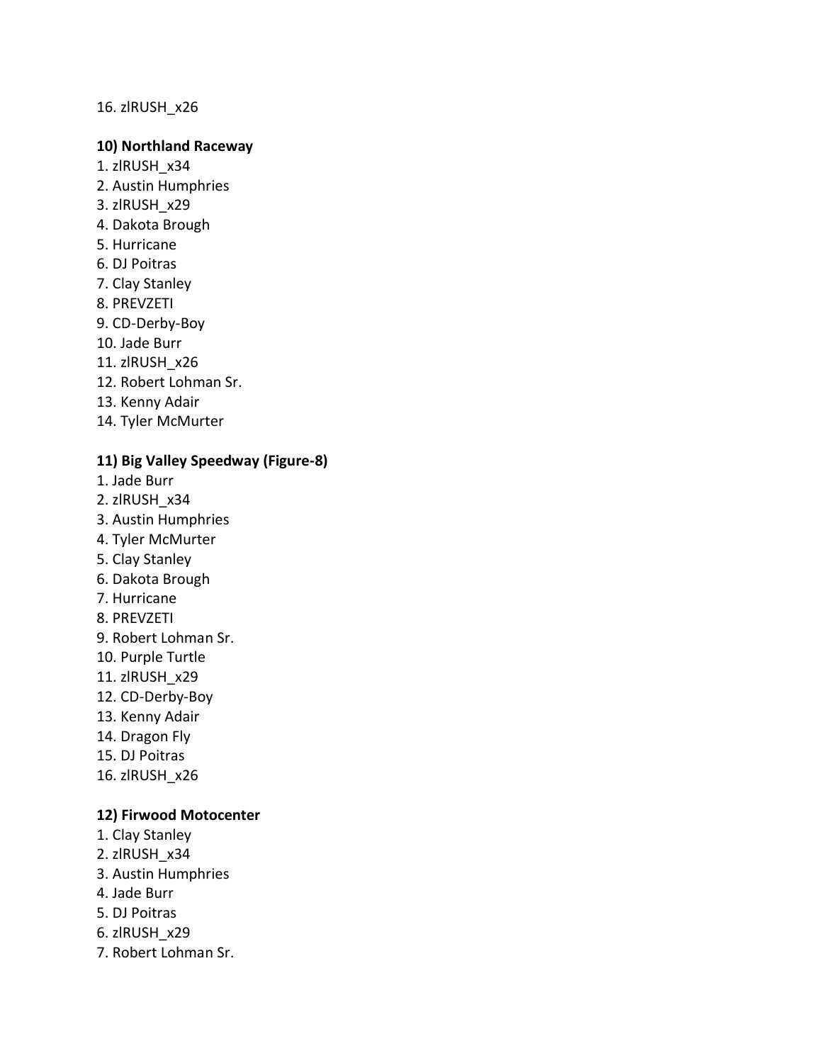16. zlRUSH_x26

**10) Northland Raceway**

1. zlRUSH_x34
2. Austin Humphries
3. zlRUSH_x29
4. Dakota Brough
5. Hurricane
6. DJ Poitras
7. Clay Stanley
8. PREVZETI
9. CD-Derby-Boy
10. Jade Burr
11. zlRUSH_x26
12. Robert Lohman Sr.
13. Kenny Adair
14. Tyler McMurter

**11) Big Valley Speedway (Figure-8)**

1. Jade Burr
2. zlRUSH_x34
3. Austin Humphries
4. Tyler McMurter
5. Clay Stanley
6. Dakota Brough
7. Hurricane
8. PREVZETI
9. Robert Lohman Sr.
10. Purple Turtle
11. zlRUSH_x29
12. CD-Derby-Boy
13. Kenny Adair
14. Dragon Fly
15. DJ Poitras
16. zlRUSH_x26

**12) Firwood Motocenter**

1. Clay Stanley
2. zlRUSH_x34
3. Austin Humphries
4. Jade Burr
5. DJ Poitras
6. zlRUSH_x29
7. Robert Lohman Sr.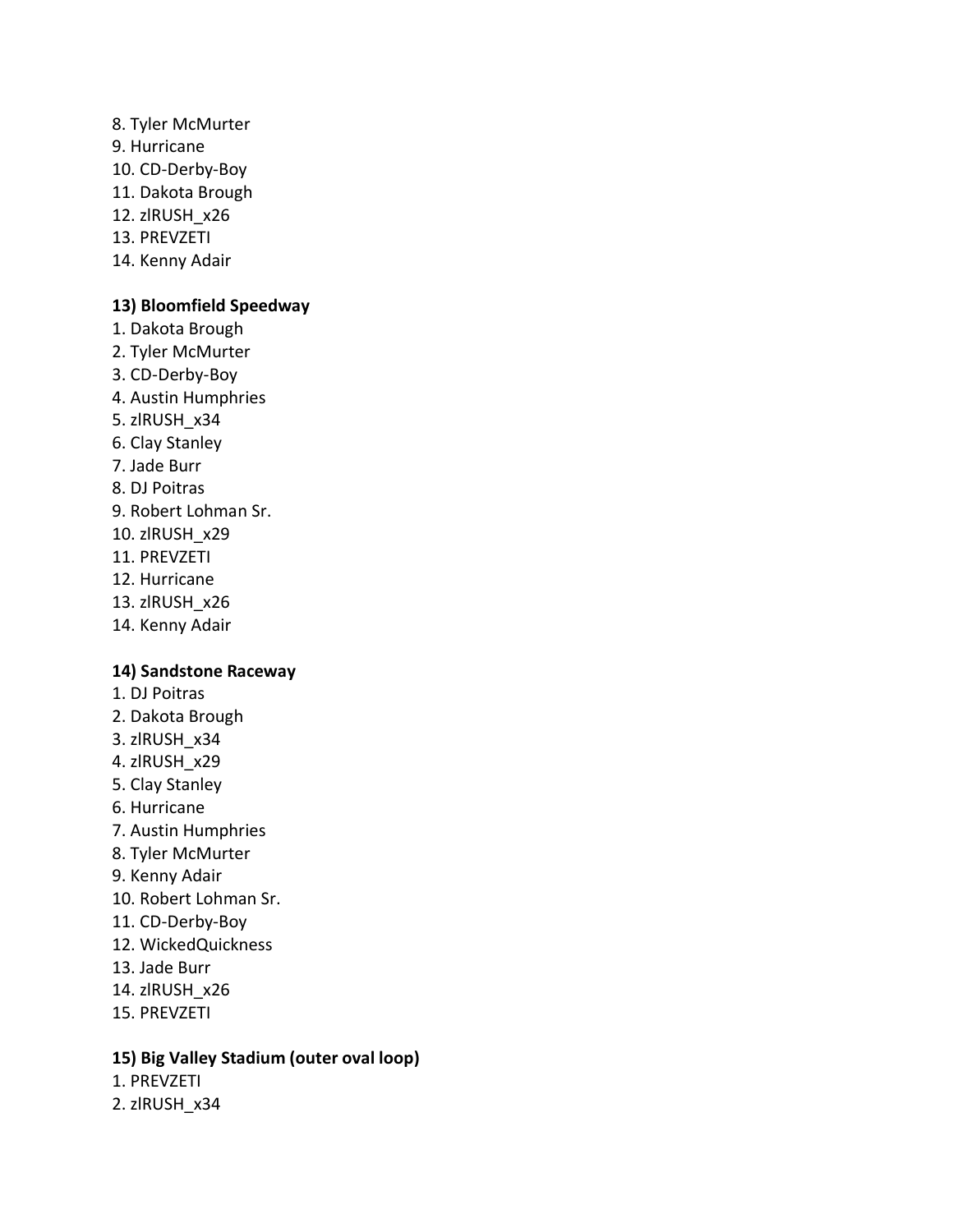8. Tyler McMurter
9. Hurricane
10. CD-Derby-Boy
11. Dakota Brough
12. zlRUSH_x26
13. PREVZETI
14. Kenny Adair

**13) Bloomfield Speedway**

1. Dakota Brough
2. Tyler McMurter
3. CD-Derby-Boy
4. Austin Humphries
5. zlRUSH_x34
6. Clay Stanley
7. Jade Burr
8. DJ Poitras
9. Robert Lohman Sr.
10. zlRUSH_x29
11. PREVZETI
12. Hurricane
13. zlRUSH_x26
14. Kenny Adair

**14) Sandstone Raceway**

1. DJ Poitras
2. Dakota Brough
3. zlRUSH_x34
4. zlRUSH_x29
5. Clay Stanley
6. Hurricane
7. Austin Humphries
8. Tyler McMurter
9. Kenny Adair
10. Robert Lohman Sr.
11. CD-Derby-Boy
12. WickedQuickness
13. Jade Burr
14. zlRUSH_x26
15. PREVZETI

**15) Big Valley Stadium (outer oval loop)**

1. PREVZETI
2. zlRUSH_x34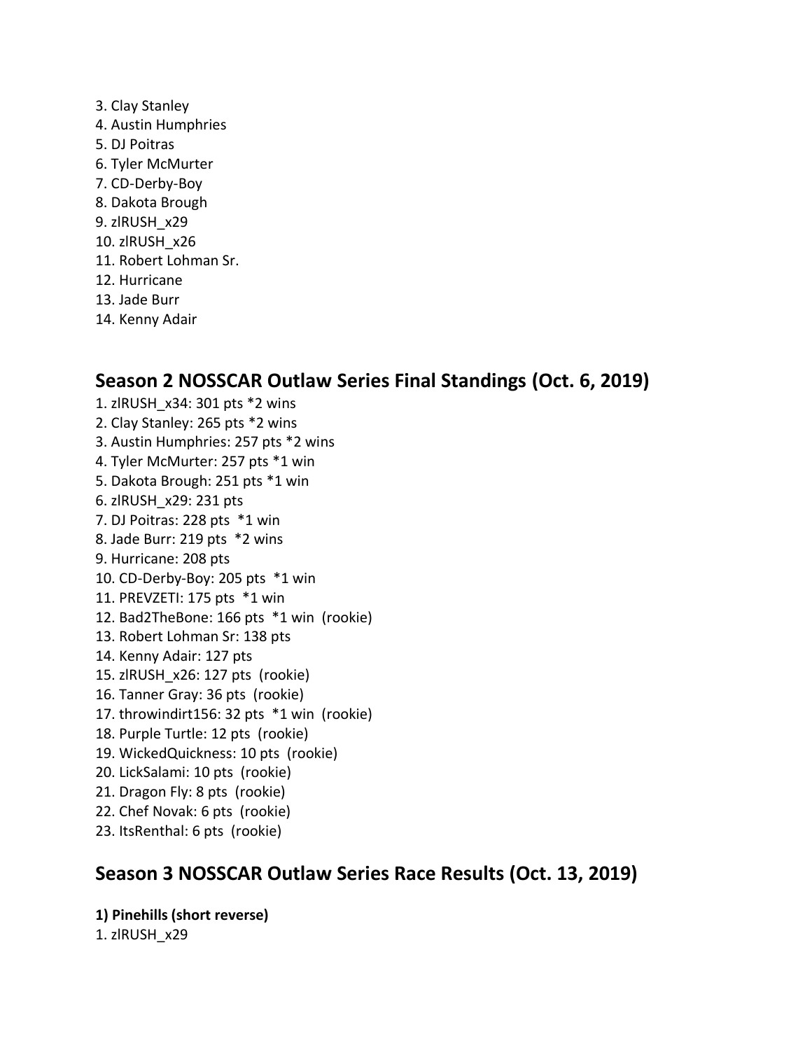3. Clay Stanley
4. Austin Humphries
5. DJ Poitras
6. Tyler McMurter
7. CD-Derby-Boy
8. Dakota Brough
9. zlRUSH_x29
10. zlRUSH_x26
11. Robert Lohman Sr.
12. Hurricane
13. Jade Burr
14. Kenny Adair

## Season 2 NOSSCAR Outlaw Series Final Standings (Oct. 6, 2019)

1. zlRUSH_x34: 301 pts *2 wins
2. Clay Stanley: 265 pts *2 wins
3. Austin Humphries: 257 pts *2 wins
4. Tyler McMurter: 257 pts *1 win
5. Dakota Brough: 251 pts *1 win
6. zlRUSH_x29: 231 pts
7. DJ Poitras: 228 pts *1 win
8. Jade Burr: 219 pts *2 wins
9. Hurricane: 208 pts
10. CD-Derby-Boy: 205 pts *1 win
11. PREVZETI: 175 pts *1 win
12. Bad2TheBone: 166 pts *1 win (rookie)
13. Robert Lohman Sr: 138 pts
14. Kenny Adair: 127 pts
15. zlRUSH_x26: 127 pts (rookie)
16. Tanner Gray: 36 pts (rookie)
17. throwindirt156: 32 pts *1 win (rookie)
18. Purple Turtle: 12 pts (rookie)
19. WickedQuickness: 10 pts (rookie)
20. LickSalami: 10 pts (rookie)
21. Dragon Fly: 8 pts (rookie)
22. Chef Novak: 6 pts (rookie)
23. ItsRenthal: 6 pts (rookie)

## Season 3 NOSSCAR Outlaw Series Race Results (Oct. 13, 2019)

**1) Pinehills (short reverse)**

1. zlRUSH_x29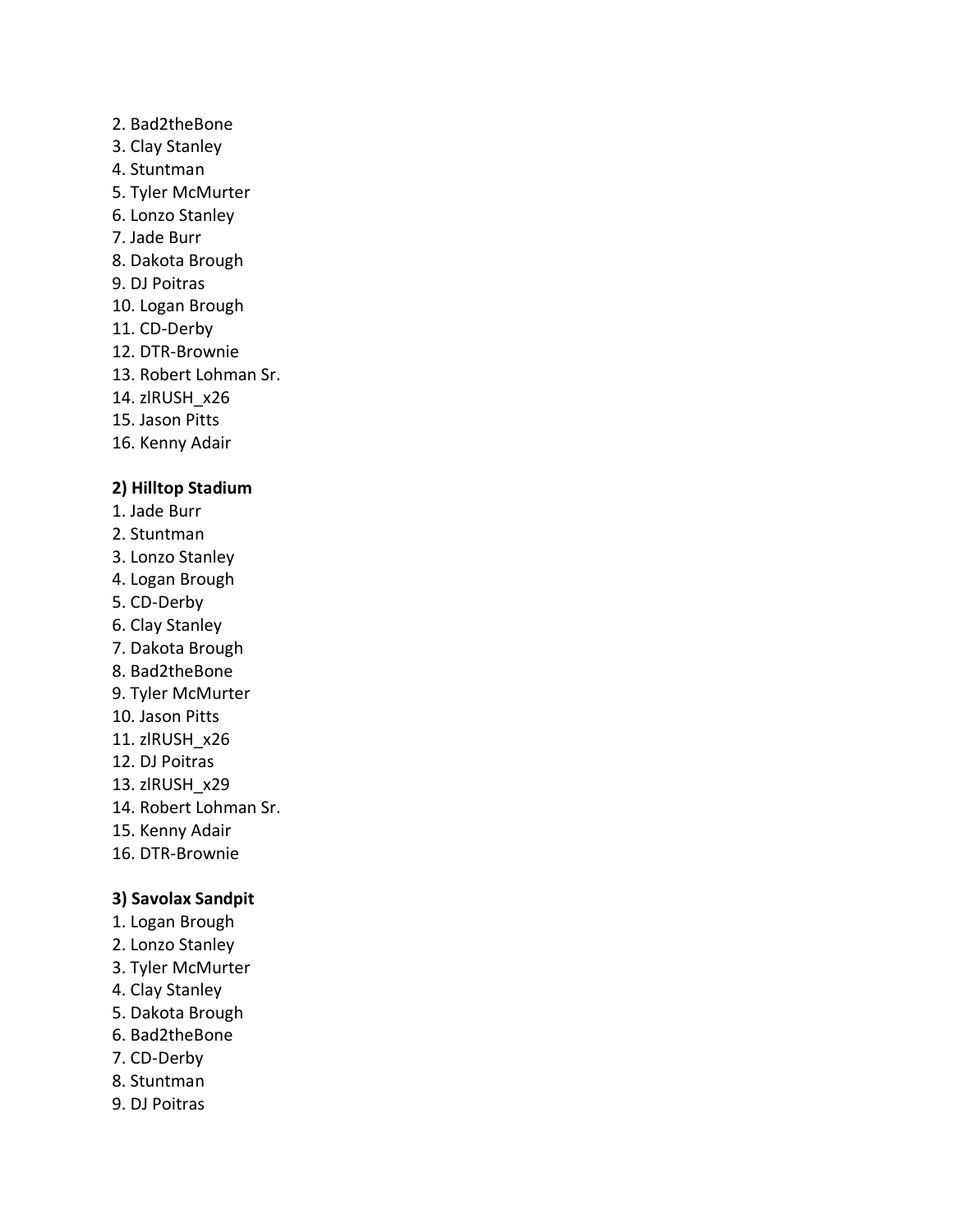2. Bad2theBone
3. Clay Stanley
4. Stuntman
5. Tyler McMurter
6. Lonzo Stanley
7. Jade Burr
8. Dakota Brough
9. DJ Poitras
10. Logan Brough
11. CD-Derby
12. DTR-Brownie
13. Robert Lohman Sr.
14. zlRUSH_x26
15. Jason Pitts
16. Kenny Adair

**2) Hilltop Stadium**

1. Jade Burr
2. Stuntman
3. Lonzo Stanley
4. Logan Brough
5. CD-Derby
6. Clay Stanley
7. Dakota Brough
8. Bad2theBone
9. Tyler McMurter
10. Jason Pitts
11. zlRUSH_x26
12. DJ Poitras
13. zlRUSH_x29
14. Robert Lohman Sr.
15. Kenny Adair
16. DTR-Brownie

**3) Savolax Sandpit**

1. Logan Brough
2. Lonzo Stanley
3. Tyler McMurter
4. Clay Stanley
5. Dakota Brough
6. Bad2theBone
7. CD-Derby
8. Stuntman
9. DJ Poitras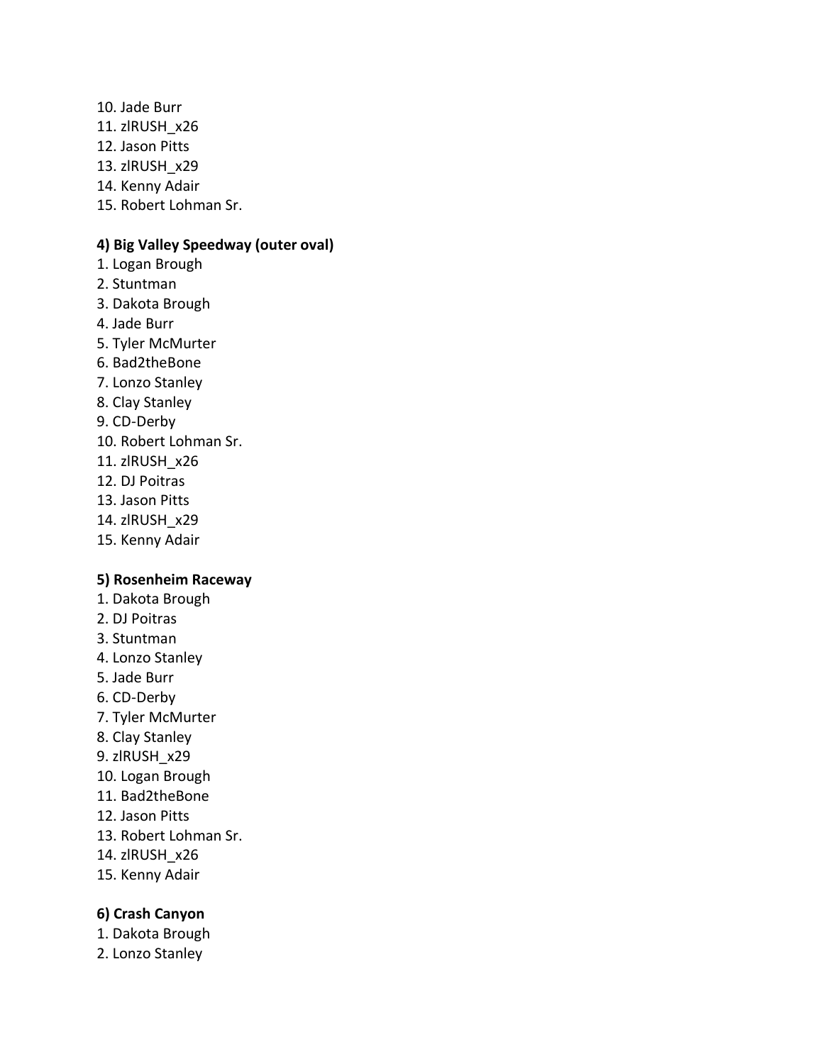10. Jade Burr
11. zlRUSH_x26
12. Jason Pitts
13. zlRUSH_x29
14. Kenny Adair
15. Robert Lohman Sr.

**4) Big Valley Speedway (outer oval)**

1. Logan Brough
2. Stuntman
3. Dakota Brough
4. Jade Burr
5. Tyler McMurter
6. Bad2theBone
7. Lonzo Stanley
8. Clay Stanley
9. CD-Derby
10. Robert Lohman Sr.
11. zlRUSH_x26
12. DJ Poitras
13. Jason Pitts
14. zlRUSH_x29
15. Kenny Adair

**5) Rosenheim Raceway**

1. Dakota Brough
2. DJ Poitras
3. Stuntman
4. Lonzo Stanley
5. Jade Burr
6. CD-Derby
7. Tyler McMurter
8. Clay Stanley
9. zlRUSH_x29
10. Logan Brough
11. Bad2theBone
12. Jason Pitts
13. Robert Lohman Sr.
14. zlRUSH_x26
15. Kenny Adair

**6) Crash Canyon**

1. Dakota Brough
2. Lonzo Stanley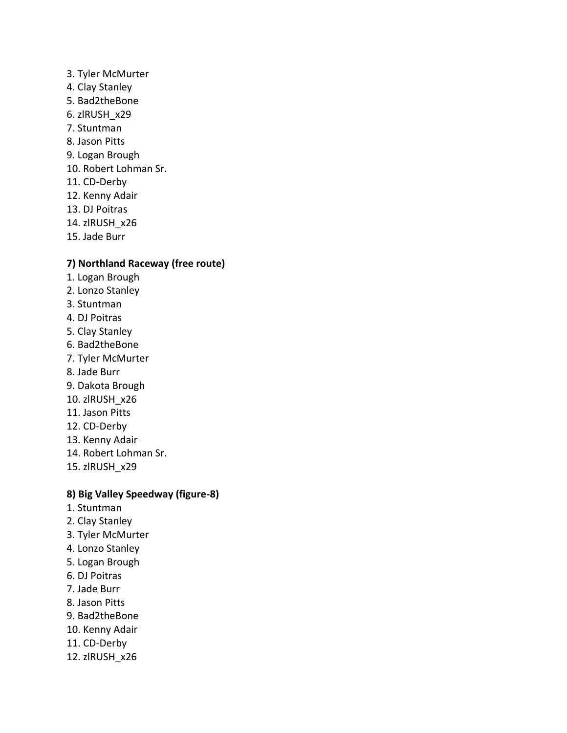3. Tyler McMurter
4. Clay Stanley
5. Bad2theBone
6. zlRUSH_x29
7. Stuntman
8. Jason Pitts
9. Logan Brough
10. Robert Lohman Sr.
11. CD-Derby
12. Kenny Adair
13. DJ Poitras
14. zlRUSH_x26
15. Jade Burr

**7) Northland Raceway (free route)**

1. Logan Brough
2. Lonzo Stanley
3. Stuntman
4. DJ Poitras
5. Clay Stanley
6. Bad2theBone
7. Tyler McMurter
8. Jade Burr
9. Dakota Brough
10. zlRUSH_x26
11. Jason Pitts
12. CD-Derby
13. Kenny Adair
14. Robert Lohman Sr.
15. zlRUSH_x29

**8) Big Valley Speedway (figure-8)**

1. Stuntman
2. Clay Stanley
3. Tyler McMurter
4. Lonzo Stanley
5. Logan Brough
6. DJ Poitras
7. Jade Burr
8. Jason Pitts
9. Bad2theBone
10. Kenny Adair
11. CD-Derby
12. zlRUSH_x26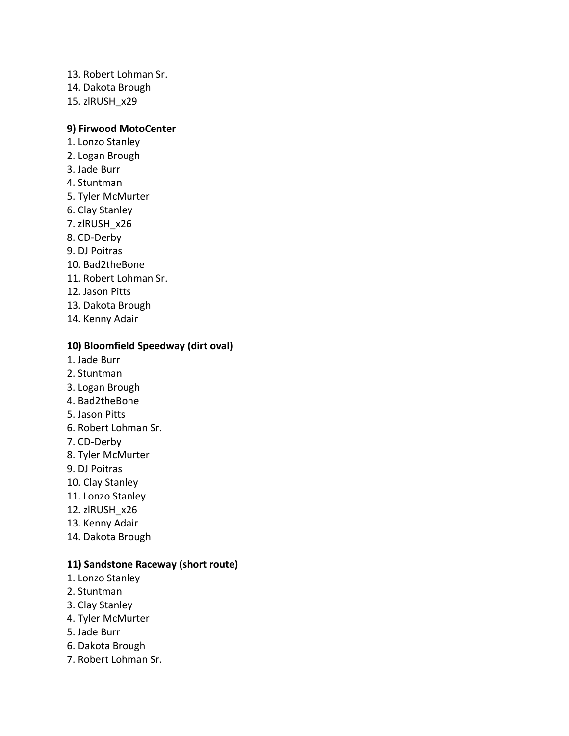13. Robert Lohman Sr.
14. Dakota Brough
15. zlRUSH_x29

**9) Firwood MotoCenter**

1. Lonzo Stanley
2. Logan Brough
3. Jade Burr
4. Stuntman
5. Tyler McMurter
6. Clay Stanley
7. zlRUSH_x26
8. CD-Derby
9. DJ Poitras
10. Bad2theBone
11. Robert Lohman Sr.
12. Jason Pitts
13. Dakota Brough
14. Kenny Adair

**10) Bloomfield Speedway (dirt oval)**

1. Jade Burr
2. Stuntman
3. Logan Brough
4. Bad2theBone
5. Jason Pitts
6. Robert Lohman Sr.
7. CD-Derby
8. Tyler McMurter
9. DJ Poitras
10. Clay Stanley
11. Lonzo Stanley
12. zlRUSH_x26
13. Kenny Adair
14. Dakota Brough

**11) Sandstone Raceway (short route)**

1. Lonzo Stanley
2. Stuntman
3. Clay Stanley
4. Tyler McMurter
5. Jade Burr
6. Dakota Brough
7. Robert Lohman Sr.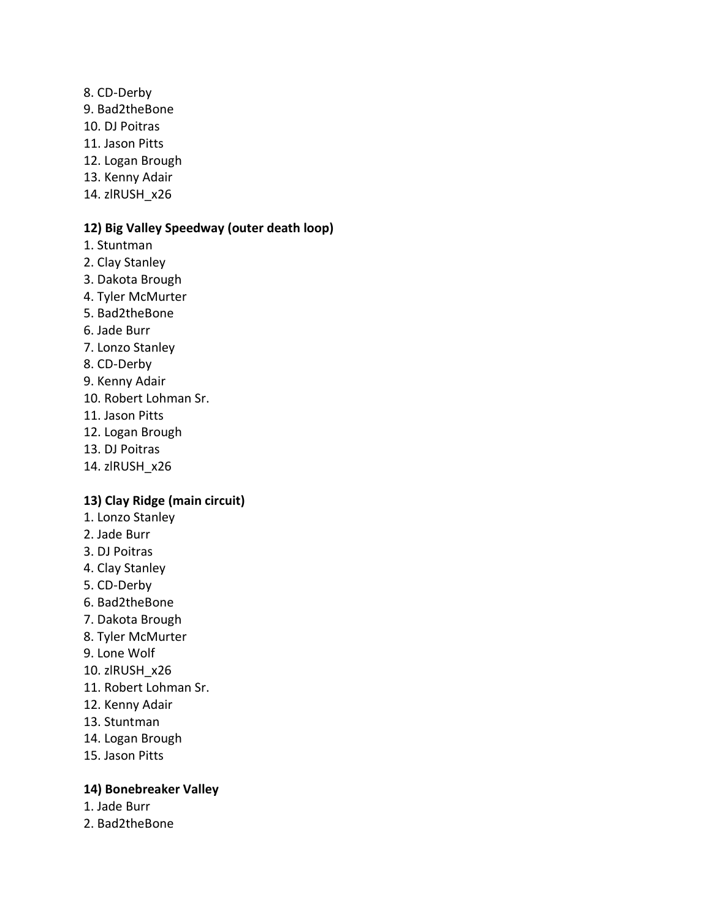8. CD-Derby
9. Bad2theBone
10. DJ Poitras
11. Jason Pitts
12. Logan Brough
13. Kenny Adair
14. zlRUSH_x26

**12) Big Valley Speedway (outer death loop)**

1. Stuntman
2. Clay Stanley
3. Dakota Brough
4. Tyler McMurter
5. Bad2theBone
6. Jade Burr
7. Lonzo Stanley
8. CD-Derby
9. Kenny Adair
10. Robert Lohman Sr.
11. Jason Pitts
12. Logan Brough
13. DJ Poitras
14. zlRUSH_x26

**13) Clay Ridge (main circuit)**

1. Lonzo Stanley
2. Jade Burr
3. DJ Poitras
4. Clay Stanley
5. CD-Derby
6. Bad2theBone
7. Dakota Brough
8. Tyler McMurter
9. Lone Wolf
10. zlRUSH_x26
11. Robert Lohman Sr.
12. Kenny Adair
13. Stuntman
14. Logan Brough
15. Jason Pitts

**14) Bonebreaker Valley**

1. Jade Burr
2. Bad2theBone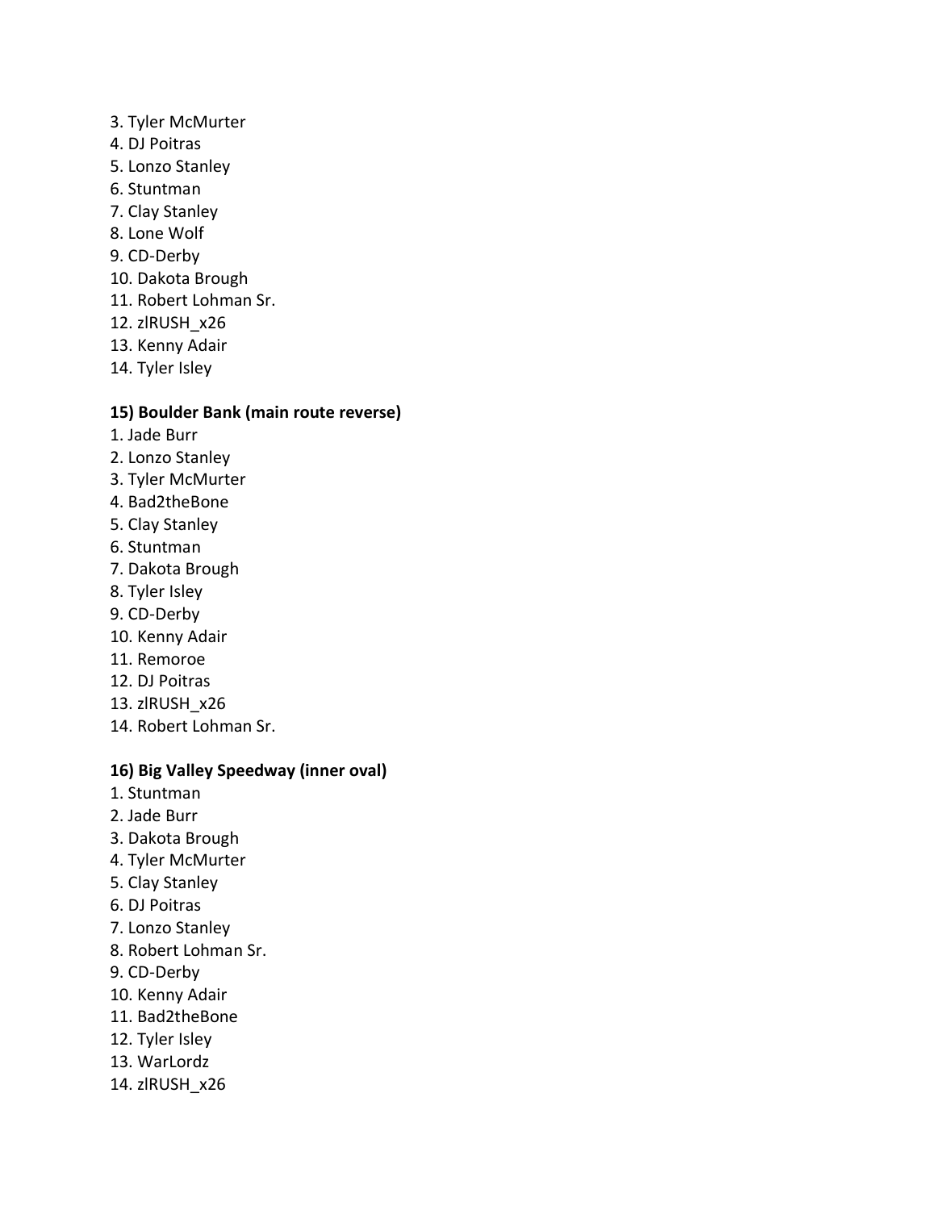3. Tyler McMurter
4. DJ Poitras
5. Lonzo Stanley
6. Stuntman
7. Clay Stanley
8. Lone Wolf
9. CD-Derby
10. Dakota Brough
11. Robert Lohman Sr.
12. zlRUSH_x26
13. Kenny Adair
14. Tyler Isley

**15) Boulder Bank (main route reverse)**

1. Jade Burr
2. Lonzo Stanley
3. Tyler McMurter
4. Bad2theBone
5. Clay Stanley
6. Stuntman
7. Dakota Brough
8. Tyler Isley
9. CD-Derby
10. Kenny Adair
11. Remoroe
12. DJ Poitras
13. zlRUSH_x26
14. Robert Lohman Sr.

**16) Big Valley Speedway (inner oval)**

1. Stuntman
2. Jade Burr
3. Dakota Brough
4. Tyler McMurter
5. Clay Stanley
6. DJ Poitras
7. Lonzo Stanley
8. Robert Lohman Sr.
9. CD-Derby
10. Kenny Adair
11. Bad2theBone
12. Tyler Isley
13. WarLordz
14. zlRUSH_x26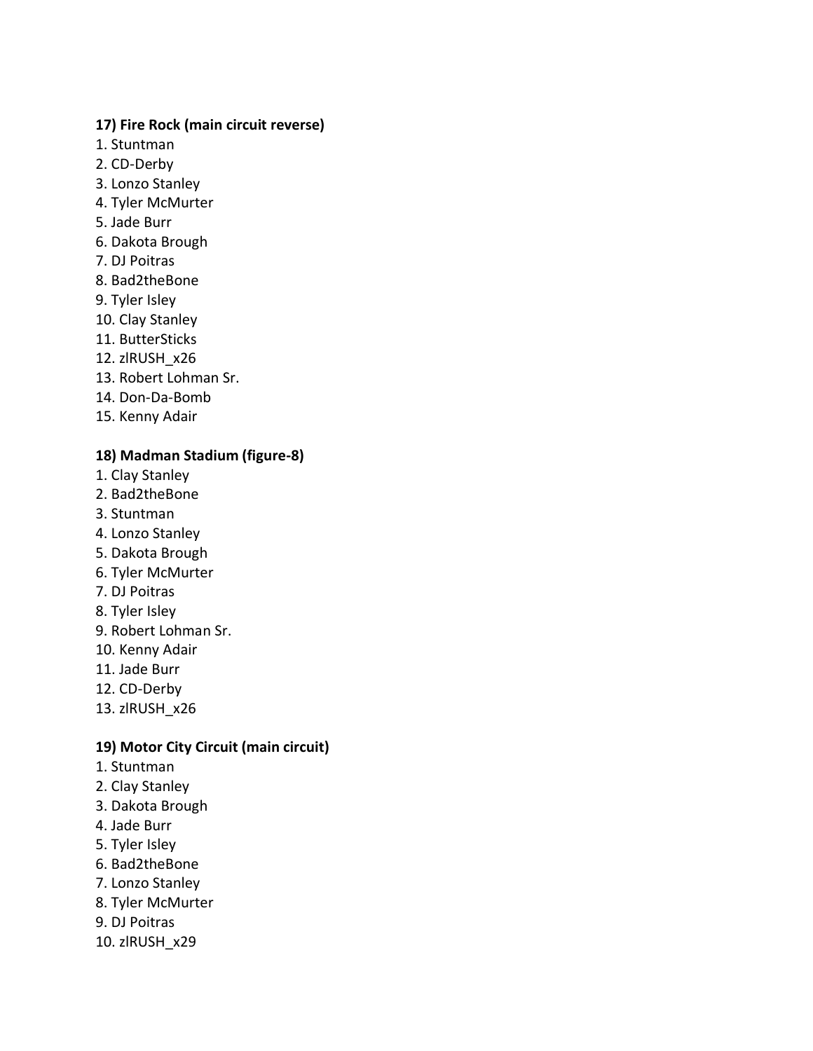**17) Fire Rock (main circuit reverse)**

1. Stuntman
2. CD-Derby
3. Lonzo Stanley
4. Tyler McMurter
5. Jade Burr
6. Dakota Brough
7. DJ Poitras
8. Bad2theBone
9. Tyler Isley
10. Clay Stanley
11. ButterSticks
12. zlRUSH_x26
13. Robert Lohman Sr.
14. Don-Da-Bomb
15. Kenny Adair

**18) Madman Stadium (figure-8)**

1. Clay Stanley
2. Bad2theBone
3. Stuntman
4. Lonzo Stanley
5. Dakota Brough
6. Tyler McMurter
7. DJ Poitras
8. Tyler Isley
9. Robert Lohman Sr.
10. Kenny Adair
11. Jade Burr
12. CD-Derby
13. zlRUSH_x26

**19) Motor City Circuit (main circuit)**

1. Stuntman
2. Clay Stanley
3. Dakota Brough
4. Jade Burr
5. Tyler Isley
6. Bad2theBone
7. Lonzo Stanley
8. Tyler McMurter
9. DJ Poitras
10. zlRUSH_x29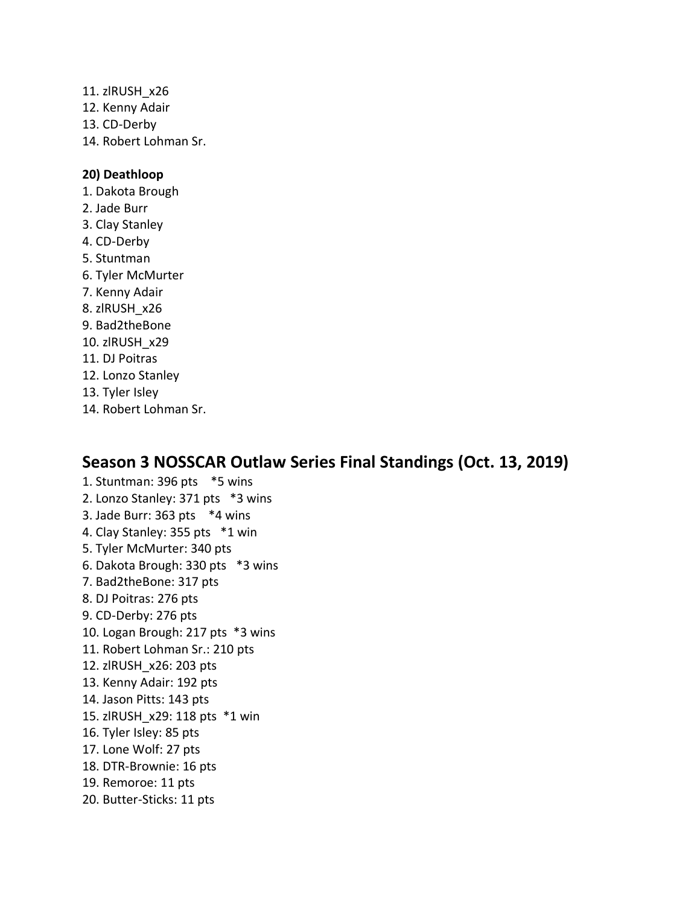11. zlRUSH_x26
12. Kenny Adair
13. CD-Derby
14. Robert Lohman Sr.

**20) Deathloop**

1. Dakota Brough
2. Jade Burr
3. Clay Stanley
4. CD-Derby
5. Stuntman
6. Tyler McMurter
7. Kenny Adair
8. zlRUSH_x26
9. Bad2theBone
10. zlRUSH_x29
11. DJ Poitras
12. Lonzo Stanley
13. Tyler Isley
14. Robert Lohman Sr.

## Season 3 NOSSCAR Outlaw Series Final Standings (Oct. 13, 2019)

1. Stuntman: 396 pts *5 wins
2. Lonzo Stanley: 371 pts *3 wins
3. Jade Burr: 363 pts *4 wins
4. Clay Stanley: 355 pts *1 win
5. Tyler McMurter: 340 pts
6. Dakota Brough: 330 pts *3 wins
7. Bad2theBone: 317 pts
8. DJ Poitras: 276 pts
9. CD-Derby: 276 pts
10. Logan Brough: 217 pts *3 wins
11. Robert Lohman Sr.: 210 pts
12. zlRUSH_x26: 203 pts
13. Kenny Adair: 192 pts
14. Jason Pitts: 143 pts
15. zlRUSH_x29: 118 pts *1 win
16. Tyler Isley: 85 pts
17. Lone Wolf: 27 pts
18. DTR-Brownie: 16 pts
19. Remoroe: 11 pts
20. Butter-Sticks: 11 pts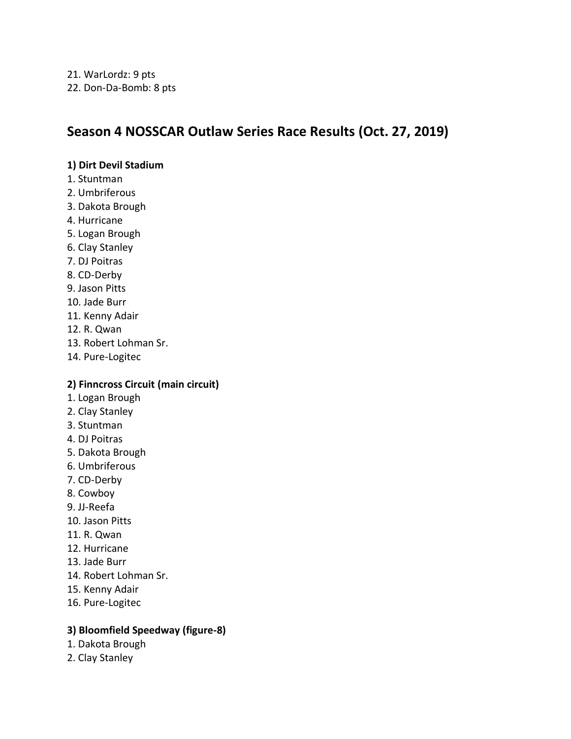21. WarLordz: 9 pts
22. Don-Da-Bomb: 8 pts

## Season 4 NOSSCAR Outlaw Series Race Results (Oct. 27, 2019)

**1) Dirt Devil Stadium**

1. Stuntman
2. Umbriferous
3. Dakota Brough
4. Hurricane
5. Logan Brough
6. Clay Stanley
7. DJ Poitras
8. CD-Derby
9. Jason Pitts
10. Jade Burr
11. Kenny Adair
12. R. Qwan
13. Robert Lohman Sr.
14. Pure-Logitec

**2) Finncross Circuit (main circuit)**

1. Logan Brough
2. Clay Stanley
3. Stuntman
4. DJ Poitras
5. Dakota Brough
6. Umbriferous
7. CD-Derby
8. Cowboy
9. JJ-Reefa
10. Jason Pitts
11. R. Qwan
12. Hurricane
13. Jade Burr
14. Robert Lohman Sr.
15. Kenny Adair
16. Pure-Logitec

**3) Bloomfield Speedway (figure-8)**

1. Dakota Brough
2. Clay Stanley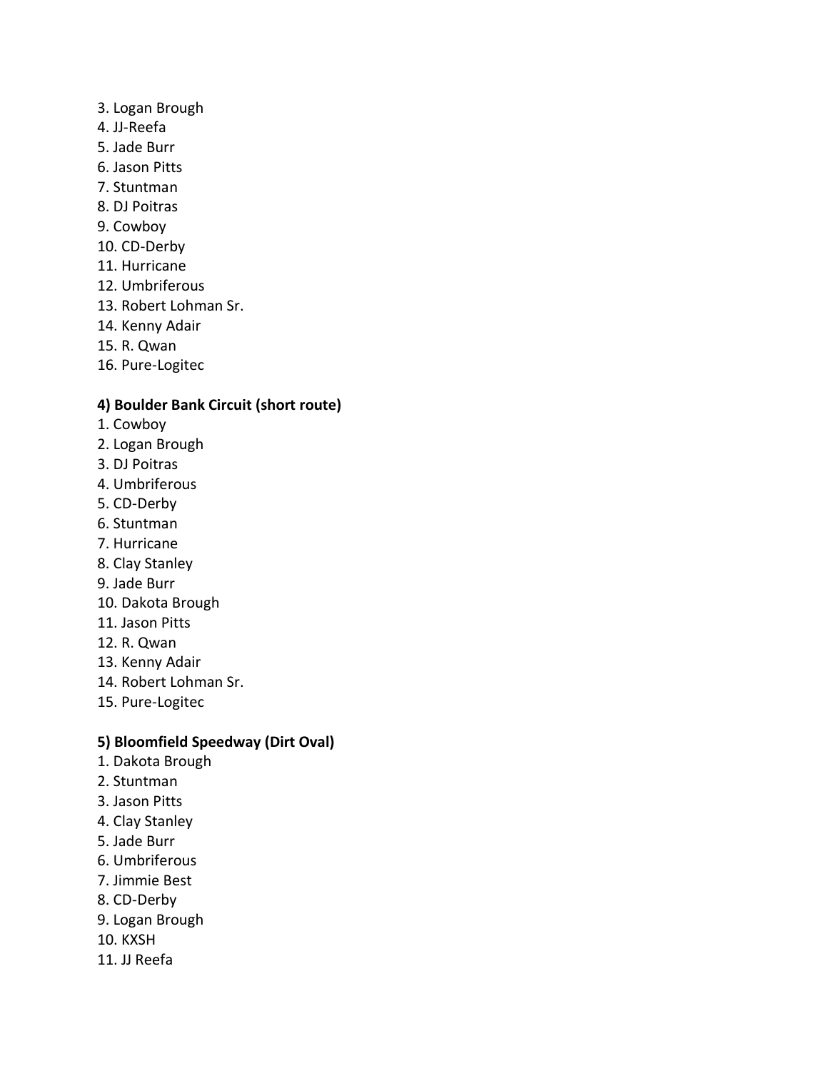3. Logan Brough
4. JJ-Reefa
5. Jade Burr
6. Jason Pitts
7. Stuntman
8. DJ Poitras
9. Cowboy
10. CD-Derby
11. Hurricane
12. Umbriferous
13. Robert Lohman Sr.
14. Kenny Adair
15. R. Qwan
16. Pure-Logitec

**4) Boulder Bank Circuit (short route)**

1. Cowboy
2. Logan Brough
3. DJ Poitras
4. Umbriferous
5. CD-Derby
6. Stuntman
7. Hurricane
8. Clay Stanley
9. Jade Burr
10. Dakota Brough
11. Jason Pitts
12. R. Qwan
13. Kenny Adair
14. Robert Lohman Sr.
15. Pure-Logitec

**5) Bloomfield Speedway (Dirt Oval)**

1. Dakota Brough
2. Stuntman
3. Jason Pitts
4. Clay Stanley
5. Jade Burr
6. Umbriferous
7. Jimmie Best
8. CD-Derby
9. Logan Brough
10. KXSH
11. JJ Reefa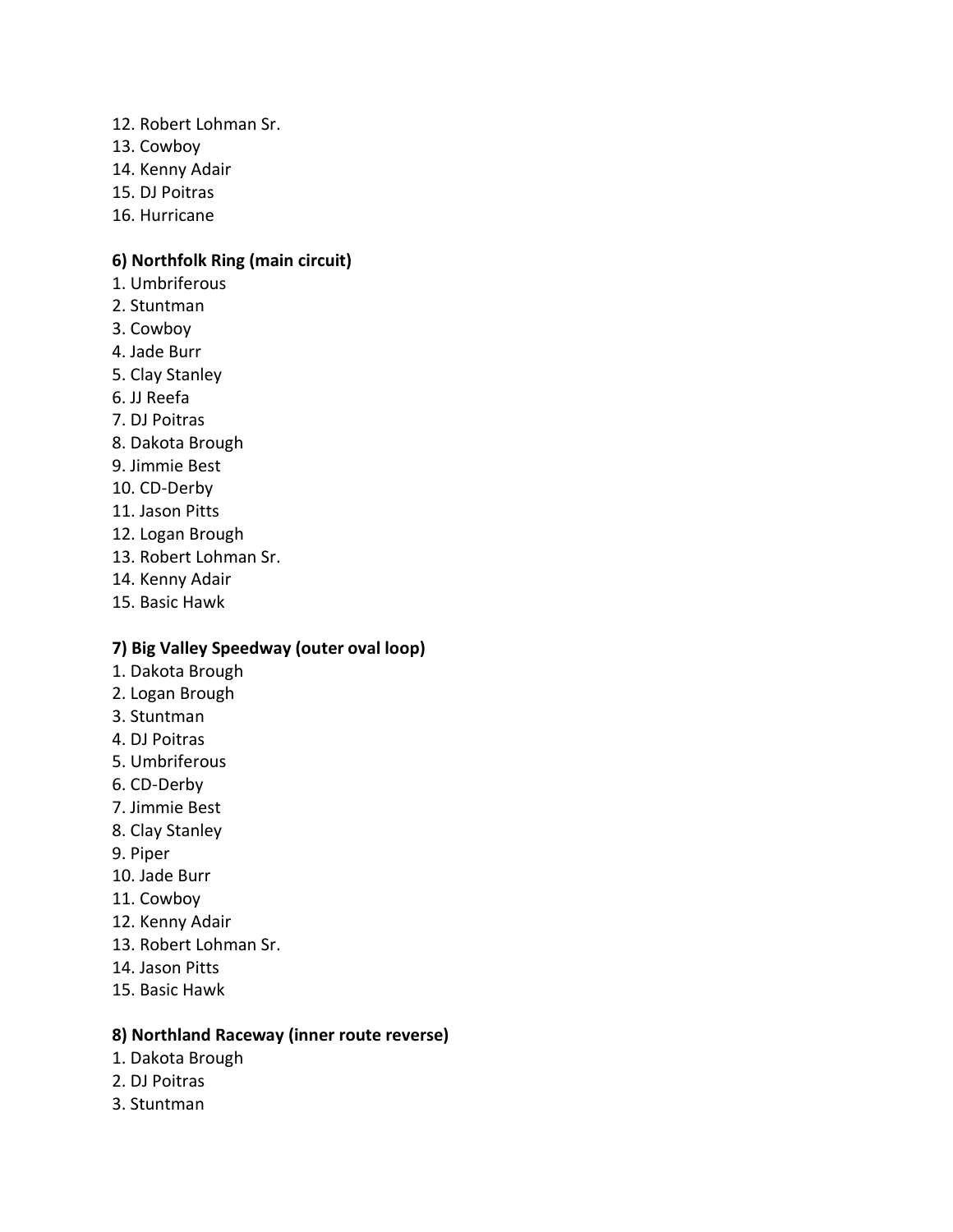12. Robert Lohman Sr.
13. Cowboy
14. Kenny Adair
15. DJ Poitras
16. Hurricane

**6) Northfolk Ring (main circuit)**

1. Umbriferous
2. Stuntman
3. Cowboy
4. Jade Burr
5. Clay Stanley
6. JJ Reefa
7. DJ Poitras
8. Dakota Brough
9. Jimmie Best
10. CD-Derby
11. Jason Pitts
12. Logan Brough
13. Robert Lohman Sr.
14. Kenny Adair
15. Basic Hawk

**7) Big Valley Speedway (outer oval loop)**

1. Dakota Brough
2. Logan Brough
3. Stuntman
4. DJ Poitras
5. Umbriferous
6. CD-Derby
7. Jimmie Best
8. Clay Stanley
9. Piper
10. Jade Burr
11. Cowboy
12. Kenny Adair
13. Robert Lohman Sr.
14. Jason Pitts
15. Basic Hawk

**8) Northland Raceway (inner route reverse)**

1. Dakota Brough
2. DJ Poitras
3. Stuntman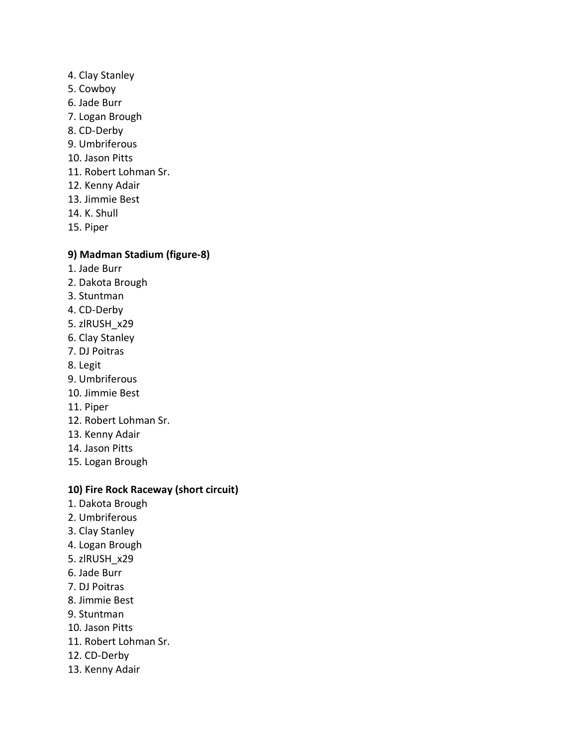4. Clay Stanley
5. Cowboy
6. Jade Burr
7. Logan Brough
8. CD-Derby
9. Umbriferous
10. Jason Pitts
11. Robert Lohman Sr.
12. Kenny Adair
13. Jimmie Best
14. K. Shull
15. Piper

**9) Madman Stadium (figure-8)**

1. Jade Burr
2. Dakota Brough
3. Stuntman
4. CD-Derby
5. zlRUSH_x29
6. Clay Stanley
7. DJ Poitras
8. Legit
9. Umbriferous
10. Jimmie Best
11. Piper
12. Robert Lohman Sr.
13. Kenny Adair
14. Jason Pitts
15. Logan Brough

**10) Fire Rock Raceway (short circuit)**

1. Dakota Brough
2. Umbriferous
3. Clay Stanley
4. Logan Brough
5. zlRUSH_x29
6. Jade Burr
7. DJ Poitras
8. Jimmie Best
9. Stuntman
10. Jason Pitts
11. Robert Lohman Sr.
12. CD-Derby
13. Kenny Adair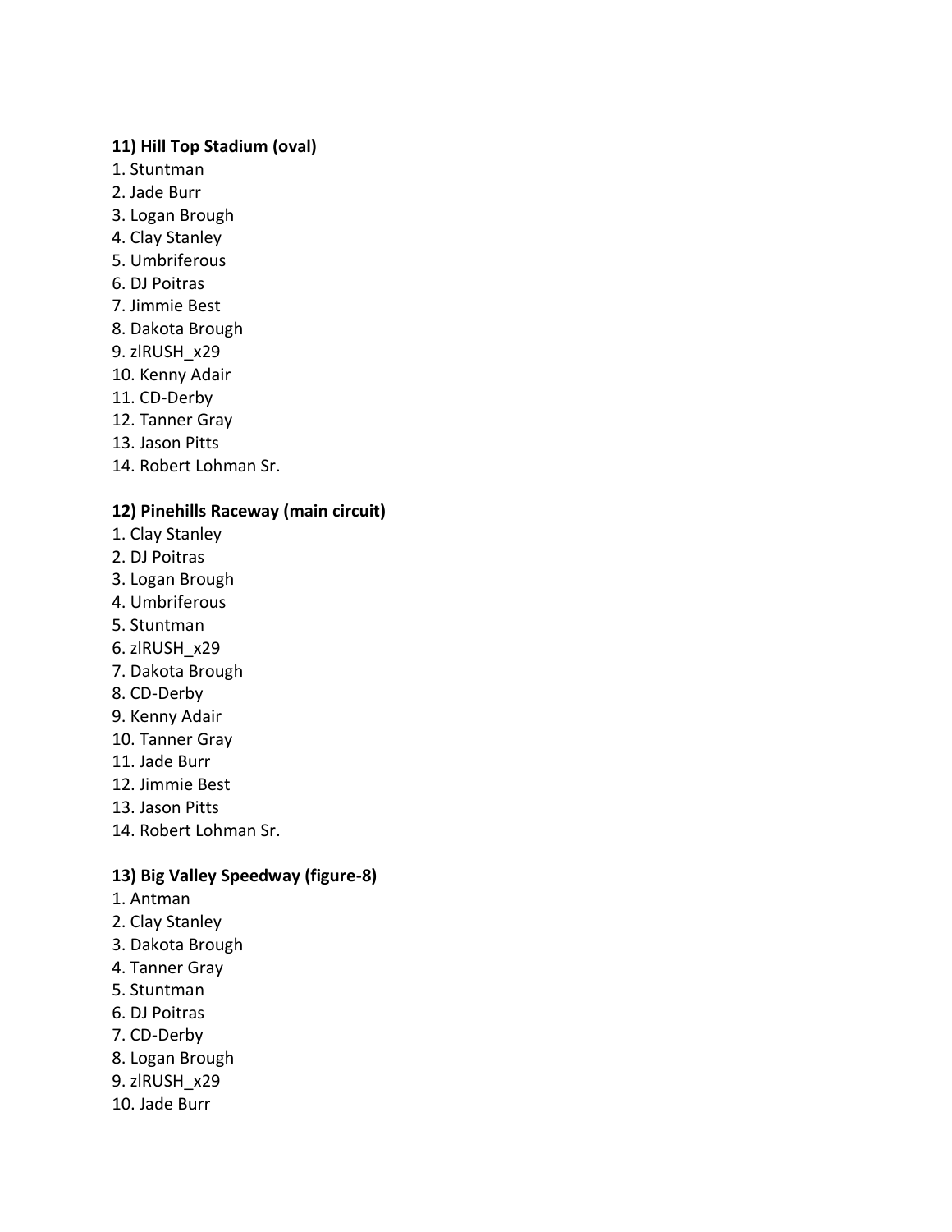**11) Hill Top Stadium (oval)**

1. Stuntman
2. Jade Burr
3. Logan Brough
4. Clay Stanley
5. Umbriferous
6. DJ Poitras
7. Jimmie Best
8. Dakota Brough
9. zlRUSH_x29
10. Kenny Adair
11. CD-Derby
12. Tanner Gray
13. Jason Pitts
14. Robert Lohman Sr.

**12) Pinehills Raceway (main circuit)**

1. Clay Stanley
2. DJ Poitras
3. Logan Brough
4. Umbriferous
5. Stuntman
6. zlRUSH_x29
7. Dakota Brough
8. CD-Derby
9. Kenny Adair
10. Tanner Gray
11. Jade Burr
12. Jimmie Best
13. Jason Pitts
14. Robert Lohman Sr.

**13) Big Valley Speedway (figure-8)**

1. Antman
2. Clay Stanley
3. Dakota Brough
4. Tanner Gray
5. Stuntman
6. DJ Poitras
7. CD-Derby
8. Logan Brough
9. zlRUSH_x29
10. Jade Burr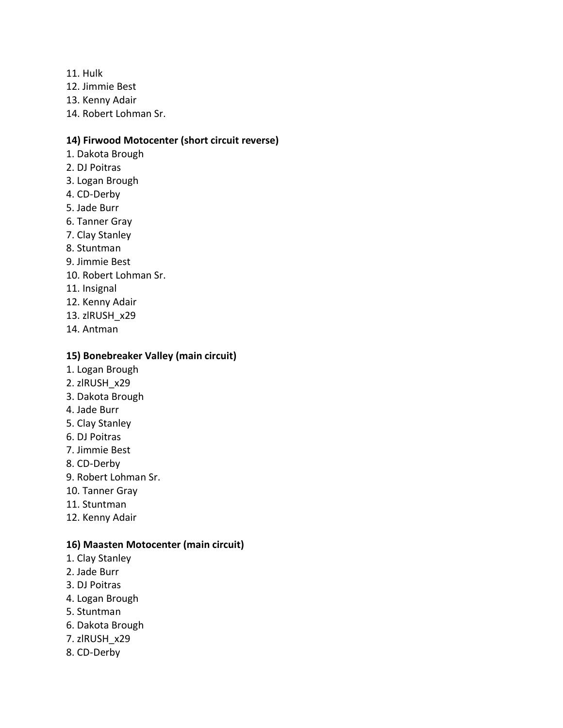11. Hulk
12. Jimmie Best
13. Kenny Adair
14. Robert Lohman Sr.

**14) Firwood Motocenter (short circuit reverse)**

1. Dakota Brough
2. DJ Poitras
3. Logan Brough
4. CD-Derby
5. Jade Burr
6. Tanner Gray
7. Clay Stanley
8. Stuntman
9. Jimmie Best
10. Robert Lohman Sr.
11. Insignal
12. Kenny Adair
13. zlRUSH_x29
14. Antman

**15) Bonebreaker Valley (main circuit)**

1. Logan Brough
2. zlRUSH_x29
3. Dakota Brough
4. Jade Burr
5. Clay Stanley
6. DJ Poitras
7. Jimmie Best
8. CD-Derby
9. Robert Lohman Sr.
10. Tanner Gray
11. Stuntman
12. Kenny Adair

**16) Maasten Motocenter (main circuit)**

1. Clay Stanley
2. Jade Burr
3. DJ Poitras
4. Logan Brough
5. Stuntman
6. Dakota Brough
7. zlRUSH_x29
8. CD-Derby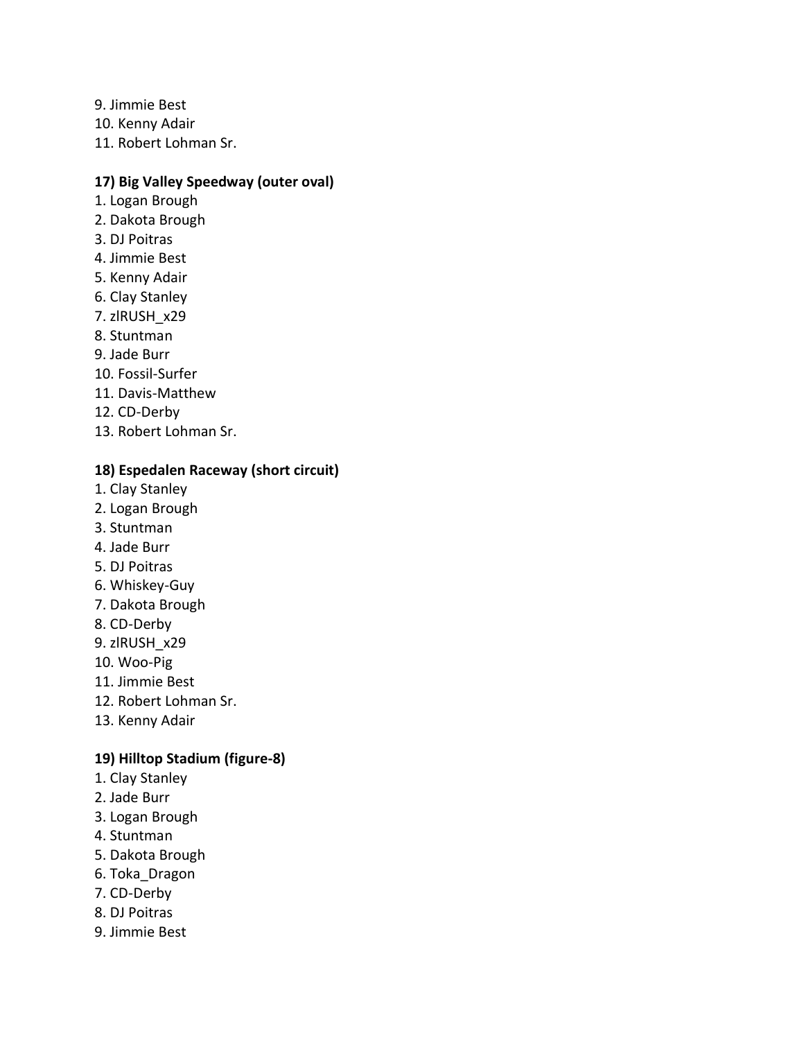9. Jimmie Best
10. Kenny Adair
11. Robert Lohman Sr.

**17) Big Valley Speedway (outer oval)**

1. Logan Brough
2. Dakota Brough
3. DJ Poitras
4. Jimmie Best
5. Kenny Adair
6. Clay Stanley
7. zlRUSH_x29
8. Stuntman
9. Jade Burr
10. Fossil-Surfer
11. Davis-Matthew
12. CD-Derby
13. Robert Lohman Sr.

**18) Espedalen Raceway (short circuit)**

1. Clay Stanley
2. Logan Brough
3. Stuntman
4. Jade Burr
5. DJ Poitras
6. Whiskey-Guy
7. Dakota Brough
8. CD-Derby
9. zlRUSH_x29
10. Woo-Pig
11. Jimmie Best
12. Robert Lohman Sr.
13. Kenny Adair

**19) Hilltop Stadium (figure-8)**

1. Clay Stanley
2. Jade Burr
3. Logan Brough
4. Stuntman
5. Dakota Brough
6. Toka_Dragon
7. CD-Derby
8. DJ Poitras
9. Jimmie Best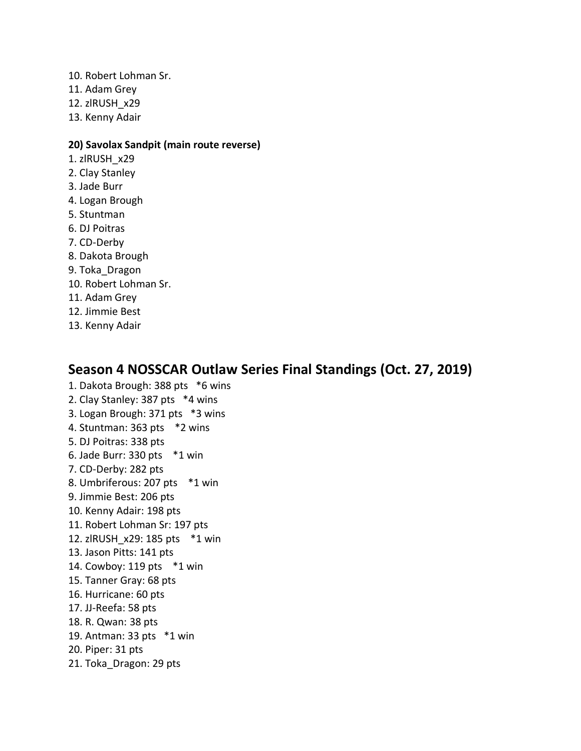10. Robert Lohman Sr.
11. Adam Grey
12. zlRUSH_x29
13. Kenny Adair

**20) Savolax Sandpit (main route reverse)**

1. zlRUSH_x29
2. Clay Stanley
3. Jade Burr
4. Logan Brough
5. Stuntman
6. DJ Poitras
7. CD-Derby
8. Dakota Brough
9. Toka_Dragon
10. Robert Lohman Sr.
11. Adam Grey
12. Jimmie Best
13. Kenny Adair

## Season 4 NOSSCAR Outlaw Series Final Standings (Oct. 27, 2019)

1. Dakota Brough: 388 pts *6 wins
2. Clay Stanley: 387 pts *4 wins
3. Logan Brough: 371 pts *3 wins
4. Stuntman: 363 pts *2 wins
5. DJ Poitras: 338 pts
6. Jade Burr: 330 pts *1 win
7. CD-Derby: 282 pts
8. Umbriferous: 207 pts *1 win
9. Jimmie Best: 206 pts
10. Kenny Adair: 198 pts
11. Robert Lohman Sr: 197 pts
12. zlRUSH_x29: 185 pts *1 win
13. Jason Pitts: 141 pts
14. Cowboy: 119 pts *1 win
15. Tanner Gray: 68 pts
16. Hurricane: 60 pts
17. JJ-Reefa: 58 pts
18. R. Qwan: 38 pts
19. Antman: 33 pts *1 win
20. Piper: 31 pts
21. Toka_Dragon: 29 pts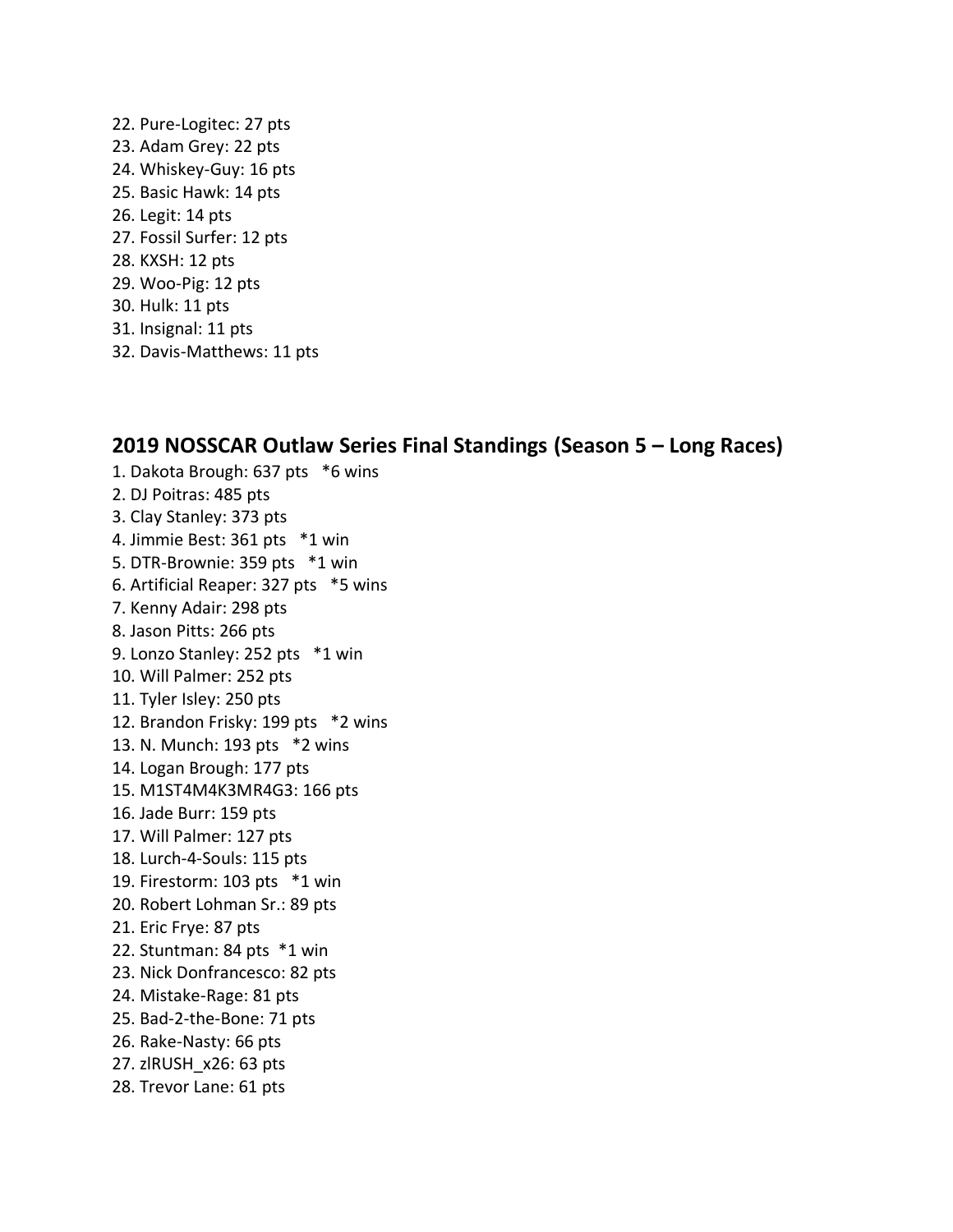22. Pure-Logitec: 27 pts
23. Adam Grey: 22 pts
24. Whiskey-Guy: 16 pts
25. Basic Hawk: 14 pts
26. Legit: 14 pts
27. Fossil Surfer: 12 pts
28. KXSH: 12 pts
29. Woo-Pig: 12 pts
30. Hulk: 11 pts
31. Insignal: 11 pts
32. Davis-Matthews: 11 pts

## 2019 NOSSCAR Outlaw Series Final Standings (Season 5 – Long Races)

1. Dakota Brough: 637 pts *6 wins
2. DJ Poitras: 485 pts
3. Clay Stanley: 373 pts
4. Jimmie Best: 361 pts *1 win
5. DTR-Brownie: 359 pts *1 win
6. Artificial Reaper: 327 pts *5 wins
7. Kenny Adair: 298 pts
8. Jason Pitts: 266 pts
9. Lonzo Stanley: 252 pts *1 win
10. Will Palmer: 252 pts
11. Tyler Isley: 250 pts
12. Brandon Frisky: 199 pts *2 wins
13. N. Munch: 193 pts *2 wins
14. Logan Brough: 177 pts
15. M1ST4M4K3MR4G3: 166 pts
16. Jade Burr: 159 pts
17. Will Palmer: 127 pts
18. Lurch-4-Souls: 115 pts
19. Firestorm: 103 pts *1 win
20. Robert Lohman Sr.: 89 pts
21. Eric Frye: 87 pts
22. Stuntman: 84 pts *1 win
23. Nick Donfrancesco: 82 pts
24. Mistake-Rage: 81 pts
25. Bad-2-the-Bone: 71 pts
26. Rake-Nasty: 66 pts
27. zlRUSH_x26: 63 pts
28. Trevor Lane: 61 pts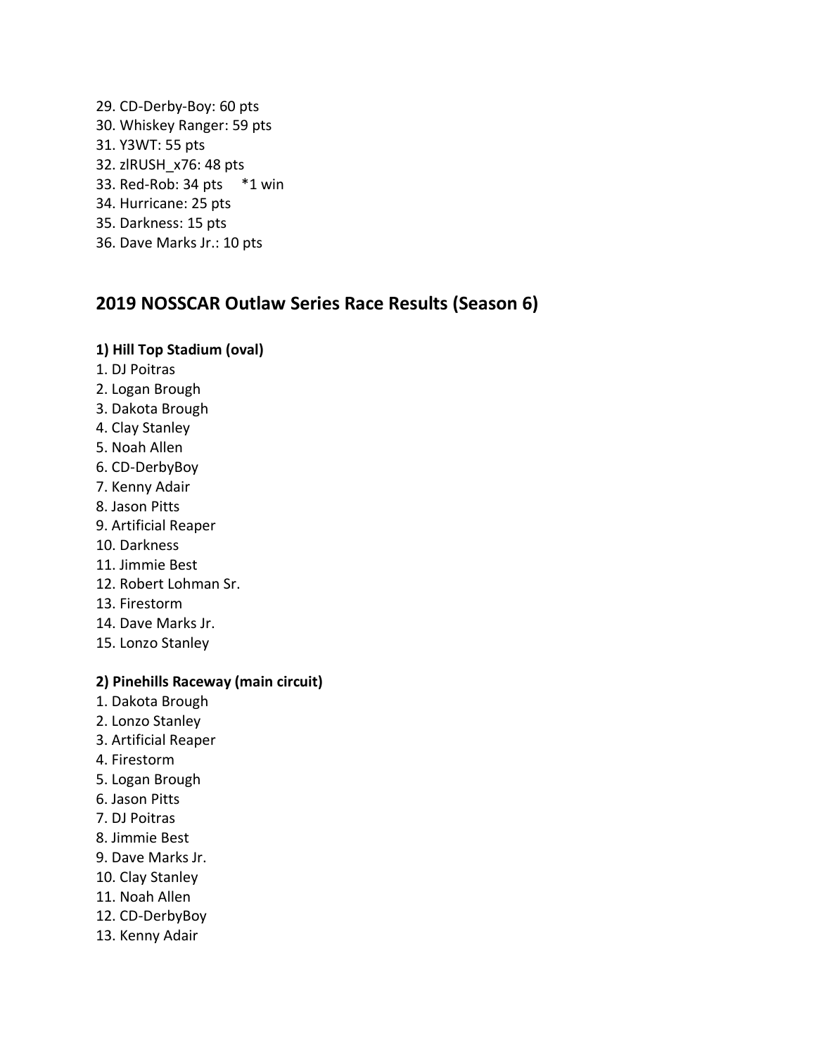29. CD-Derby-Boy: 60 pts
30. Whiskey Ranger: 59 pts
31. Y3WT: 55 pts
32. zlRUSH_x76: 48 pts
33. Red-Rob: 34 pts *1 win
34. Hurricane: 25 pts
35. Darkness: 15 pts
36. Dave Marks Jr.: 10 pts

## 2019 NOSSCAR Outlaw Series Race Results (Season 6)

**1) Hill Top Stadium (oval)**

1. DJ Poitras
2. Logan Brough
3. Dakota Brough
4. Clay Stanley
5. Noah Allen
6. CD-DerbyBoy
7. Kenny Adair
8. Jason Pitts
9. Artificial Reaper
10. Darkness
11. Jimmie Best
12. Robert Lohman Sr.
13. Firestorm
14. Dave Marks Jr.
15. Lonzo Stanley

**2) Pinehills Raceway (main circuit)**

1. Dakota Brough
2. Lonzo Stanley
3. Artificial Reaper
4. Firestorm
5. Logan Brough
6. Jason Pitts
7. DJ Poitras
8. Jimmie Best
9. Dave Marks Jr.
10. Clay Stanley
11. Noah Allen
12. CD-DerbyBoy
13. Kenny Adair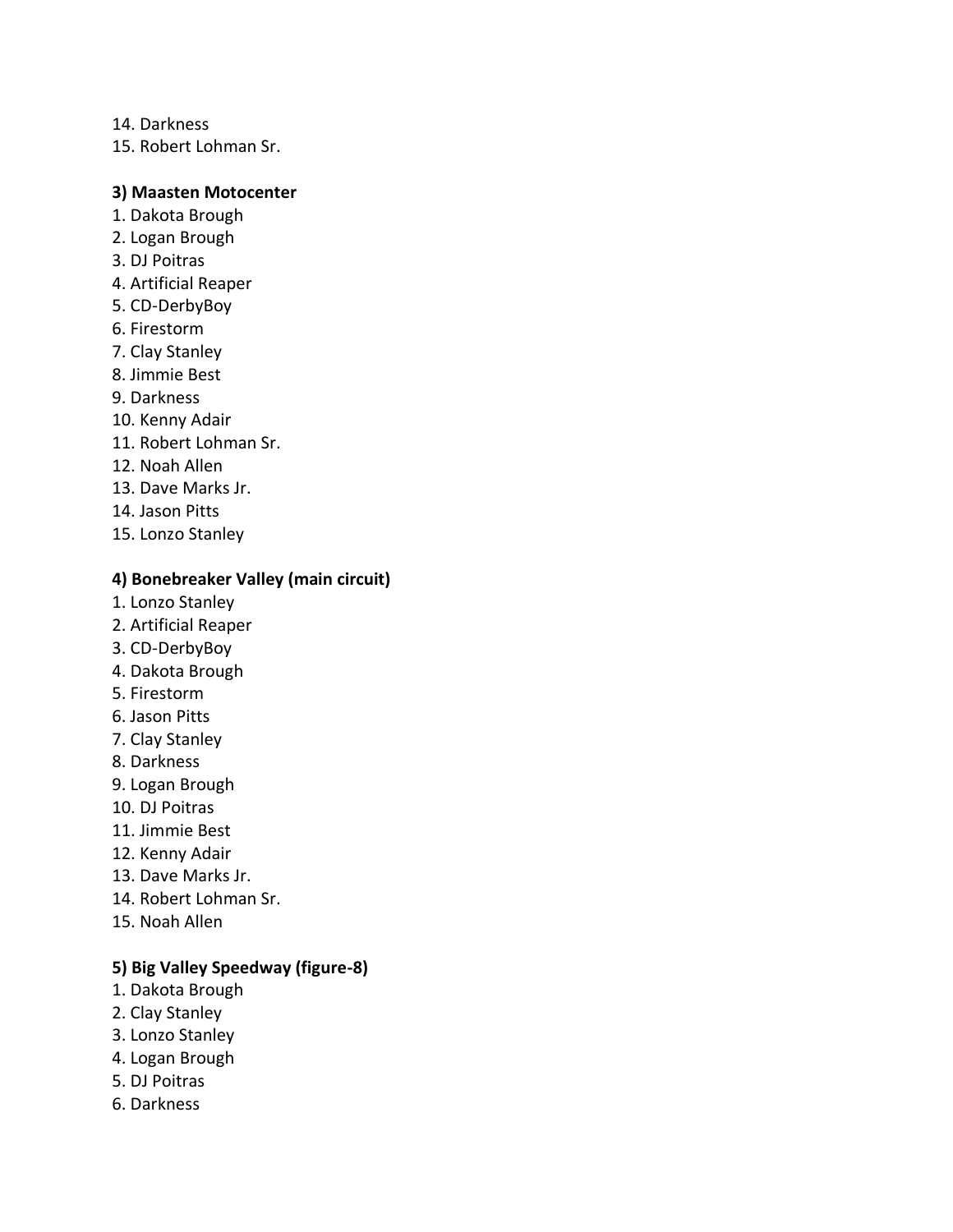14. Darkness
15. Robert Lohman Sr.

**3) Maasten Motocenter**

1. Dakota Brough
2. Logan Brough
3. DJ Poitras
4. Artificial Reaper
5. CD-DerbyBoy
6. Firestorm
7. Clay Stanley
8. Jimmie Best
9. Darkness
10. Kenny Adair
11. Robert Lohman Sr.
12. Noah Allen
13. Dave Marks Jr.
14. Jason Pitts
15. Lonzo Stanley

**4) Bonebreaker Valley (main circuit)**

1. Lonzo Stanley
2. Artificial Reaper
3. CD-DerbyBoy
4. Dakota Brough
5. Firestorm
6. Jason Pitts
7. Clay Stanley
8. Darkness
9. Logan Brough
10. DJ Poitras
11. Jimmie Best
12. Kenny Adair
13. Dave Marks Jr.
14. Robert Lohman Sr.
15. Noah Allen

**5) Big Valley Speedway (figure-8)**

1. Dakota Brough
2. Clay Stanley
3. Lonzo Stanley
4. Logan Brough
5. DJ Poitras
6. Darkness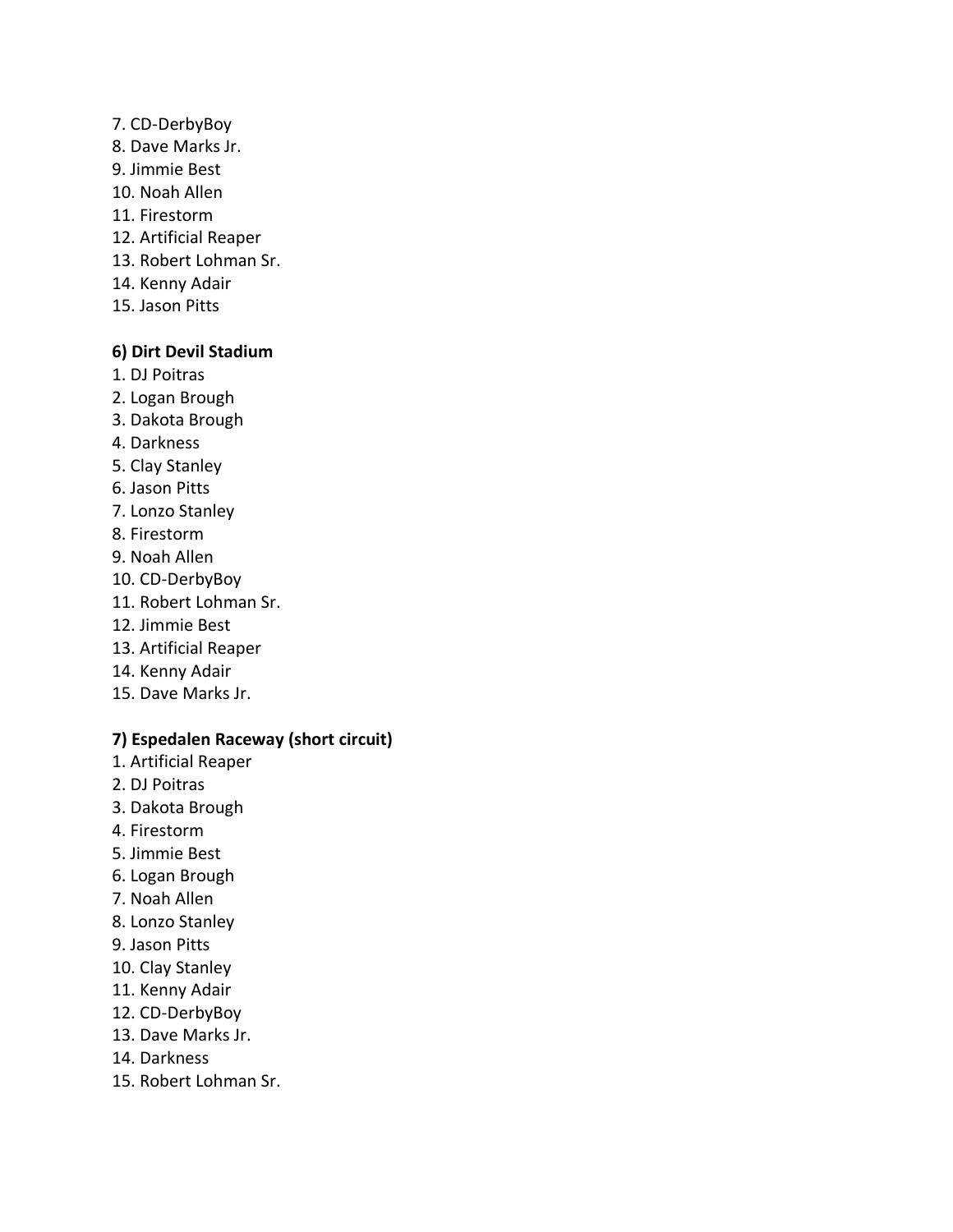7. CD-DerbyBoy
8. Dave Marks Jr.
9. Jimmie Best
10. Noah Allen
11. Firestorm
12. Artificial Reaper
13. Robert Lohman Sr.
14. Kenny Adair
15. Jason Pitts

**6) Dirt Devil Stadium**

1. DJ Poitras
2. Logan Brough
3. Dakota Brough
4. Darkness
5. Clay Stanley
6. Jason Pitts
7. Lonzo Stanley
8. Firestorm
9. Noah Allen
10. CD-DerbyBoy
11. Robert Lohman Sr.
12. Jimmie Best
13. Artificial Reaper
14. Kenny Adair
15. Dave Marks Jr.

**7) Espedalen Raceway (short circuit)**

1. Artificial Reaper
2. DJ Poitras
3. Dakota Brough
4. Firestorm
5. Jimmie Best
6. Logan Brough
7. Noah Allen
8. Lonzo Stanley
9. Jason Pitts
10. Clay Stanley
11. Kenny Adair
12. CD-DerbyBoy
13. Dave Marks Jr.
14. Darkness
15. Robert Lohman Sr.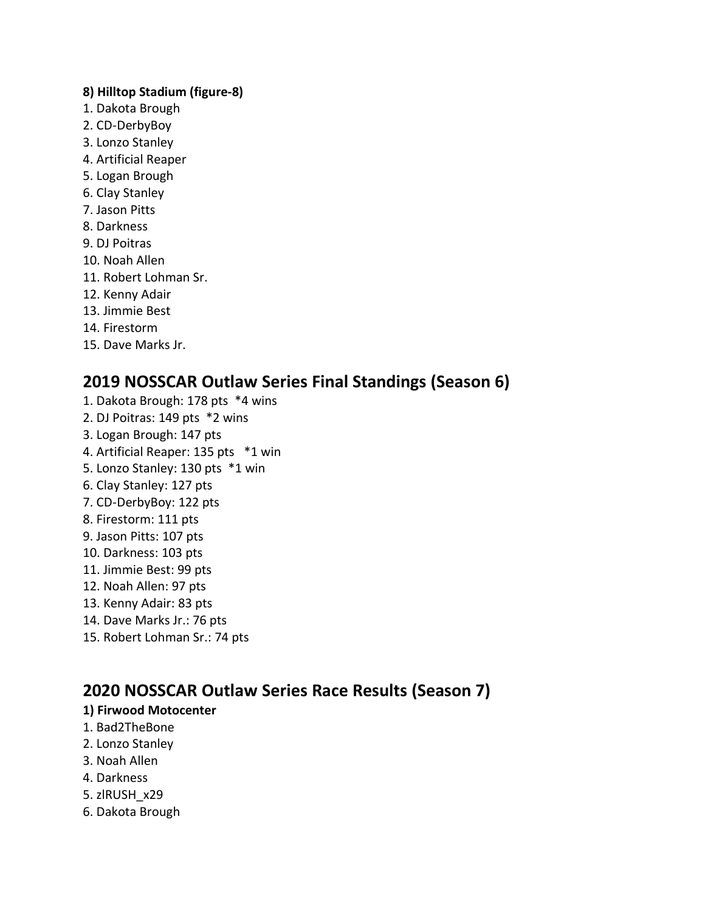**8) Hilltop Stadium (figure-8)**

1. Dakota Brough
2. CD-DerbyBoy
3. Lonzo Stanley
4. Artificial Reaper
5. Logan Brough
6. Clay Stanley
7. Jason Pitts
8. Darkness
9. DJ Poitras
10. Noah Allen
11. Robert Lohman Sr.
12. Kenny Adair
13. Jimmie Best
14. Firestorm
15. Dave Marks Jr.

## 2019 NOSSCAR Outlaw Series Final Standings (Season 6)

1. Dakota Brough: 178 pts *4 wins
2. DJ Poitras: 149 pts *2 wins
3. Logan Brough: 147 pts
4. Artificial Reaper: 135 pts *1 win
5. Lonzo Stanley: 130 pts *1 win
6. Clay Stanley: 127 pts
7. CD-DerbyBoy: 122 pts
8. Firestorm: 111 pts
9. Jason Pitts: 107 pts
10. Darkness: 103 pts
11. Jimmie Best: 99 pts
12. Noah Allen: 97 pts
13. Kenny Adair: 83 pts
14. Dave Marks Jr.: 76 pts
15. Robert Lohman Sr.: 74 pts

## 2020 NOSSCAR Outlaw Series Race Results (Season 7)

**1) Firwood Motocenter**

1. Bad2TheBone
2. Lonzo Stanley
3. Noah Allen
4. Darkness
5. zlRUSH_x29
6. Dakota Brough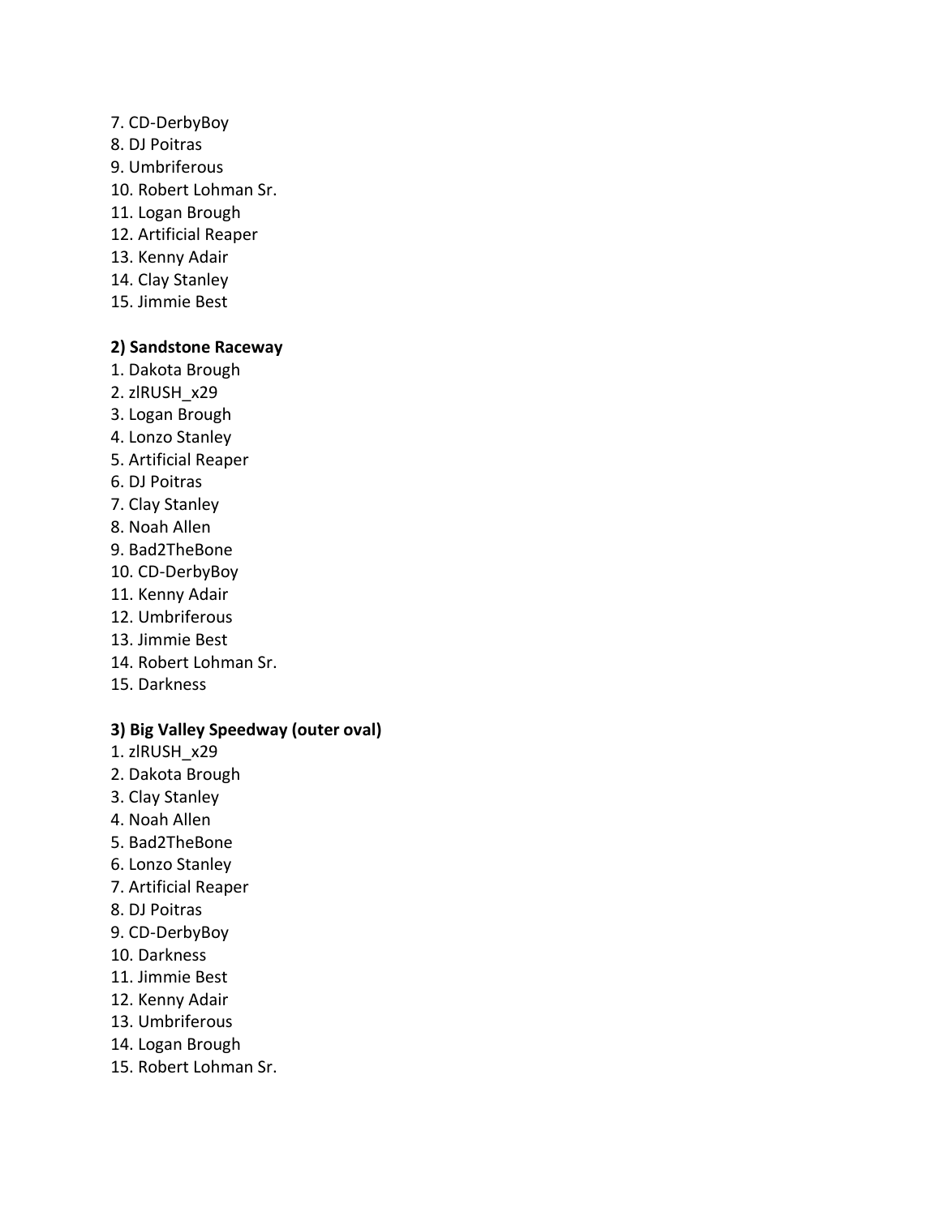7. CD-DerbyBoy
8. DJ Poitras
9. Umbriferous
10. Robert Lohman Sr.
11. Logan Brough
12. Artificial Reaper
13. Kenny Adair
14. Clay Stanley
15. Jimmie Best

**2) Sandstone Raceway**

1. Dakota Brough
2. zlRUSH_x29
3. Logan Brough
4. Lonzo Stanley
5. Artificial Reaper
6. DJ Poitras
7. Clay Stanley
8. Noah Allen
9. Bad2TheBone
10. CD-DerbyBoy
11. Kenny Adair
12. Umbriferous
13. Jimmie Best
14. Robert Lohman Sr.
15. Darkness

**3) Big Valley Speedway (outer oval)**

1. zlRUSH_x29
2. Dakota Brough
3. Clay Stanley
4. Noah Allen
5. Bad2TheBone
6. Lonzo Stanley
7. Artificial Reaper
8. DJ Poitras
9. CD-DerbyBoy
10. Darkness
11. Jimmie Best
12. Kenny Adair
13. Umbriferous
14. Logan Brough
15. Robert Lohman Sr.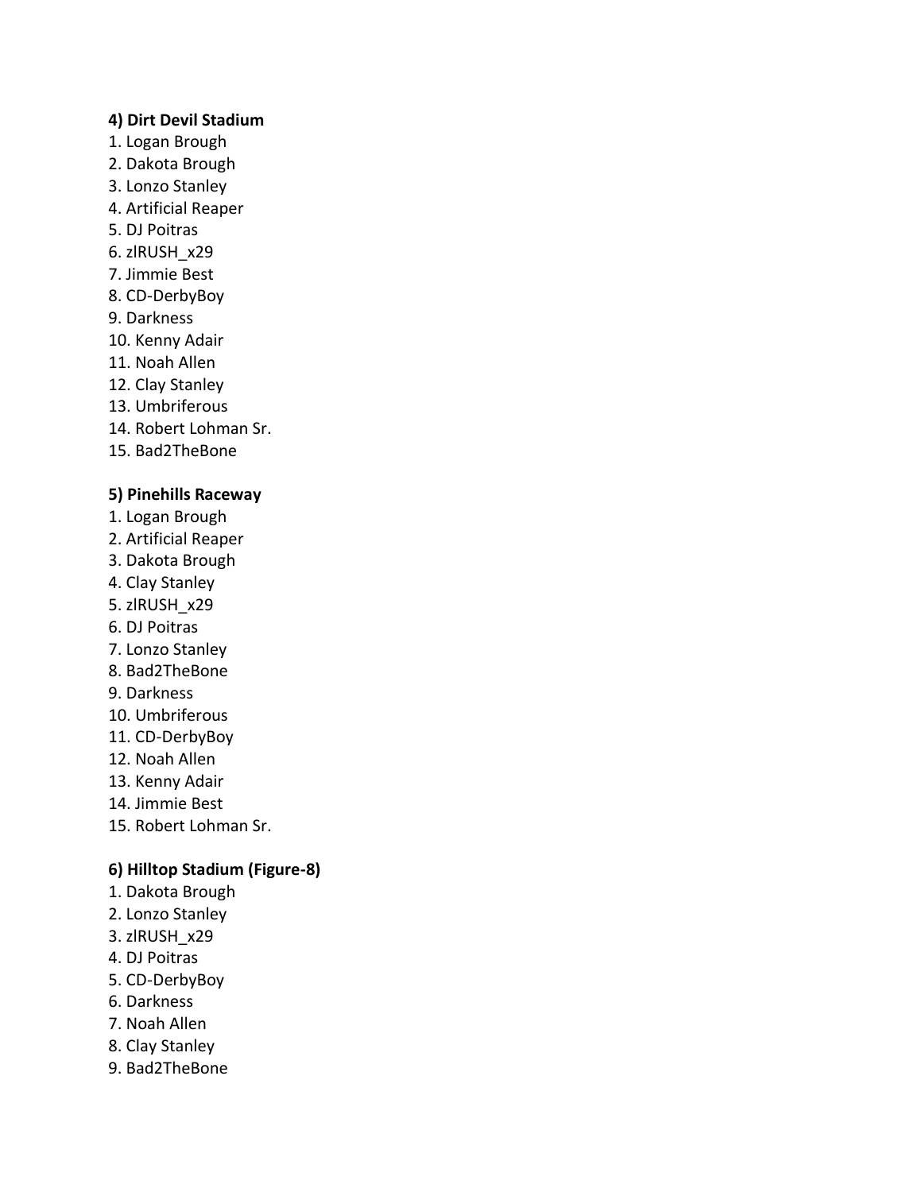**4) Dirt Devil Stadium**

1. Logan Brough
2. Dakota Brough
3. Lonzo Stanley
4. Artificial Reaper
5. DJ Poitras
6. zlRUSH_x29
7. Jimmie Best
8. CD-DerbyBoy
9. Darkness
10. Kenny Adair
11. Noah Allen
12. Clay Stanley
13. Umbriferous
14. Robert Lohman Sr.
15. Bad2TheBone

**5) Pinehills Raceway**

1. Logan Brough
2. Artificial Reaper
3. Dakota Brough
4. Clay Stanley
5. zlRUSH_x29
6. DJ Poitras
7. Lonzo Stanley
8. Bad2TheBone
9. Darkness
10. Umbriferous
11. CD-DerbyBoy
12. Noah Allen
13. Kenny Adair
14. Jimmie Best
15. Robert Lohman Sr.

**6) Hilltop Stadium (Figure-8)**

1. Dakota Brough
2. Lonzo Stanley
3. zlRUSH_x29
4. DJ Poitras
5. CD-DerbyBoy
6. Darkness
7. Noah Allen
8. Clay Stanley
9. Bad2TheBone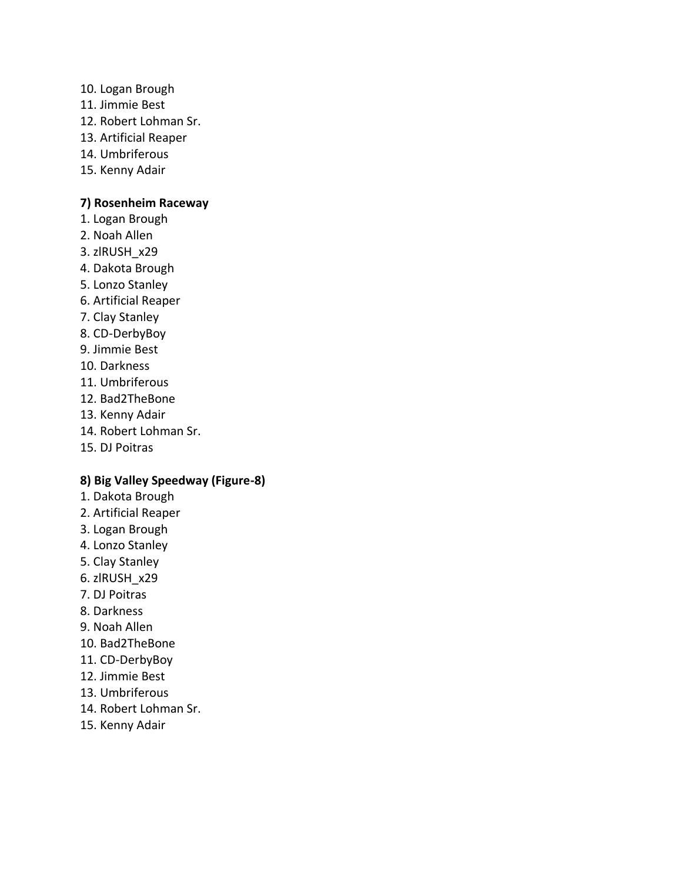10. Logan Brough
11. Jimmie Best
12. Robert Lohman Sr.
13. Artificial Reaper
14. Umbriferous
15. Kenny Adair

**7) Rosenheim Raceway**

1. Logan Brough
2. Noah Allen
3. zlRUSH_x29
4. Dakota Brough
5. Lonzo Stanley
6. Artificial Reaper
7. Clay Stanley
8. CD-DerbyBoy
9. Jimmie Best
10. Darkness
11. Umbriferous
12. Bad2TheBone
13. Kenny Adair
14. Robert Lohman Sr.
15. DJ Poitras

**8) Big Valley Speedway (Figure-8)**

1. Dakota Brough
2. Artificial Reaper
3. Logan Brough
4. Lonzo Stanley
5. Clay Stanley
6. zlRUSH_x29
7. DJ Poitras
8. Darkness
9. Noah Allen
10. Bad2TheBone
11. CD-DerbyBoy
12. Jimmie Best
13. Umbriferous
14. Robert Lohman Sr.
15. Kenny Adair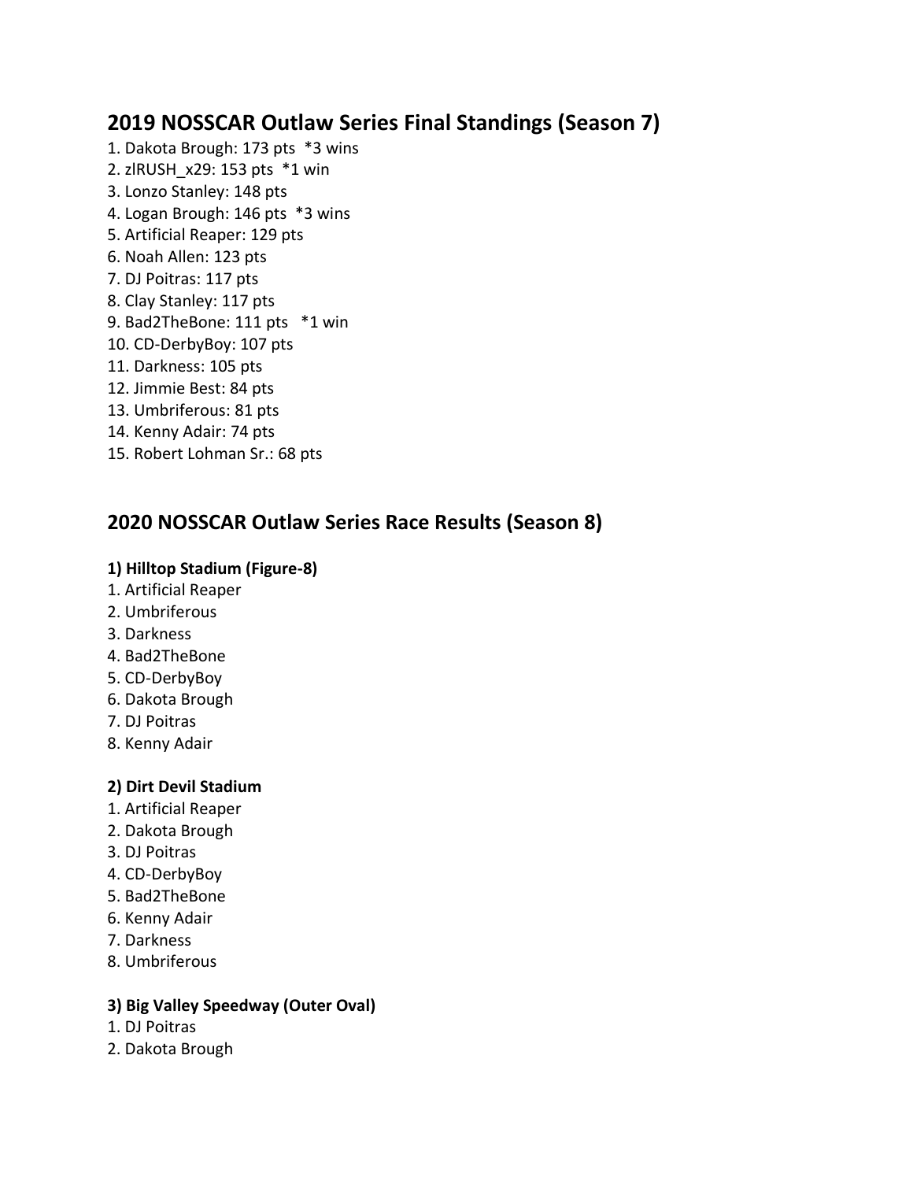## 2019 NOSSCAR Outlaw Series Final Standings (Season 7)

1. Dakota Brough: 173 pts  *3 wins
2. zlRUSH_x29: 153 pts  *1 win
3. Lonzo Stanley: 148 pts
4. Logan Brough: 146 pts  *3 wins
5. Artificial Reaper: 129 pts
6. Noah Allen: 123 pts
7. DJ Poitras: 117 pts
8. Clay Stanley: 117 pts
9. Bad2TheBone: 111 pts   *1 win
10. CD-DerbyBoy: 107 pts
11. Darkness: 105 pts
12. Jimmie Best: 84 pts
13. Umbriferous: 81 pts
14. Kenny Adair: 74 pts
15. Robert Lohman Sr.: 68 pts

## 2020 NOSSCAR Outlaw Series Race Results (Season 8)

**1) Hilltop Stadium (Figure-8)**

1. Artificial Reaper
2. Umbriferous
3. Darkness
4. Bad2TheBone
5. CD-DerbyBoy
6. Dakota Brough
7. DJ Poitras
8. Kenny Adair

**2) Dirt Devil Stadium**

1. Artificial Reaper
2. Dakota Brough
3. DJ Poitras
4. CD-DerbyBoy
5. Bad2TheBone
6. Kenny Adair
7. Darkness
8. Umbriferous

**3) Big Valley Speedway (Outer Oval)**

1. DJ Poitras
2. Dakota Brough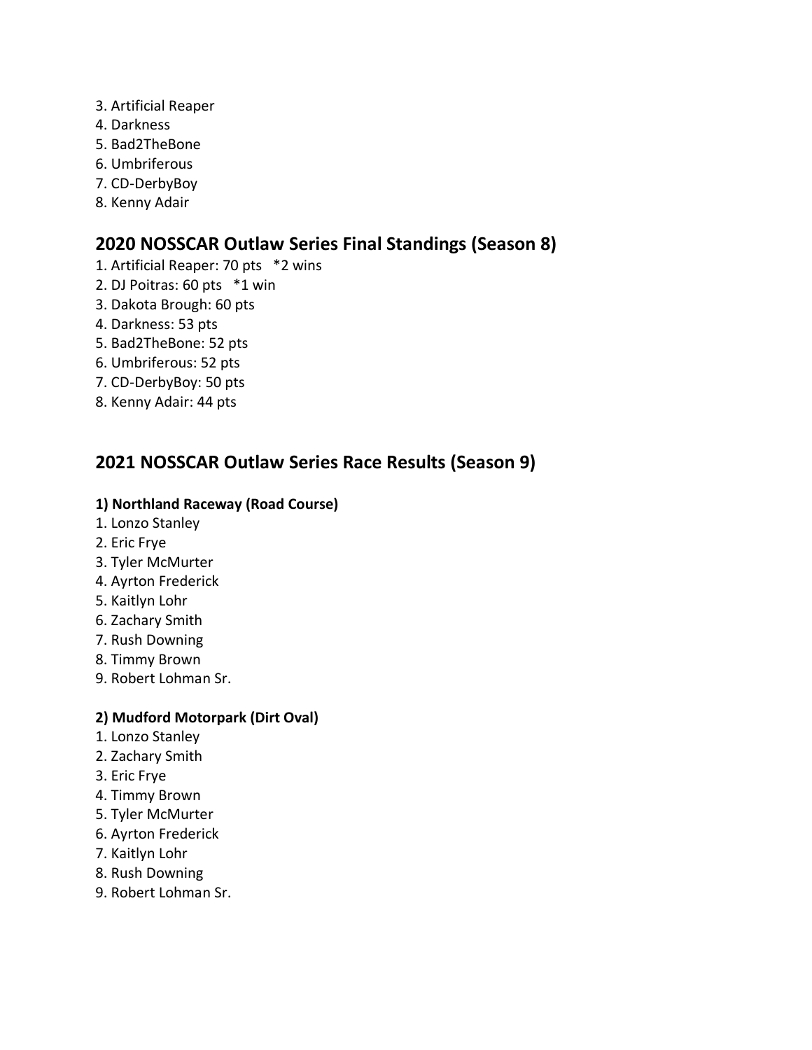3. Artificial Reaper
4. Darkness
5. Bad2TheBone
6. Umbriferous
7. CD-DerbyBoy
8. Kenny Adair

## 2020 NOSSCAR Outlaw Series Final Standings (Season 8)

1. Artificial Reaper: 70 pts   *2 wins
2. DJ Poitras: 60 pts   *1 win
3. Dakota Brough: 60 pts
4. Darkness: 53 pts
5. Bad2TheBone: 52 pts
6. Umbriferous: 52 pts
7. CD-DerbyBoy: 50 pts
8. Kenny Adair: 44 pts

## 2021 NOSSCAR Outlaw Series Race Results (Season 9)

**1) Northland Raceway (Road Course)**

1. Lonzo Stanley
2. Eric Frye
3. Tyler McMurter
4. Ayrton Frederick
5. Kaitlyn Lohr
6. Zachary Smith
7. Rush Downing
8. Timmy Brown
9. Robert Lohman Sr.

**2) Mudford Motorpark (Dirt Oval)**

1. Lonzo Stanley
2. Zachary Smith
3. Eric Frye
4. Timmy Brown
5. Tyler McMurter
6. Ayrton Frederick
7. Kaitlyn Lohr
8. Rush Downing
9. Robert Lohman Sr.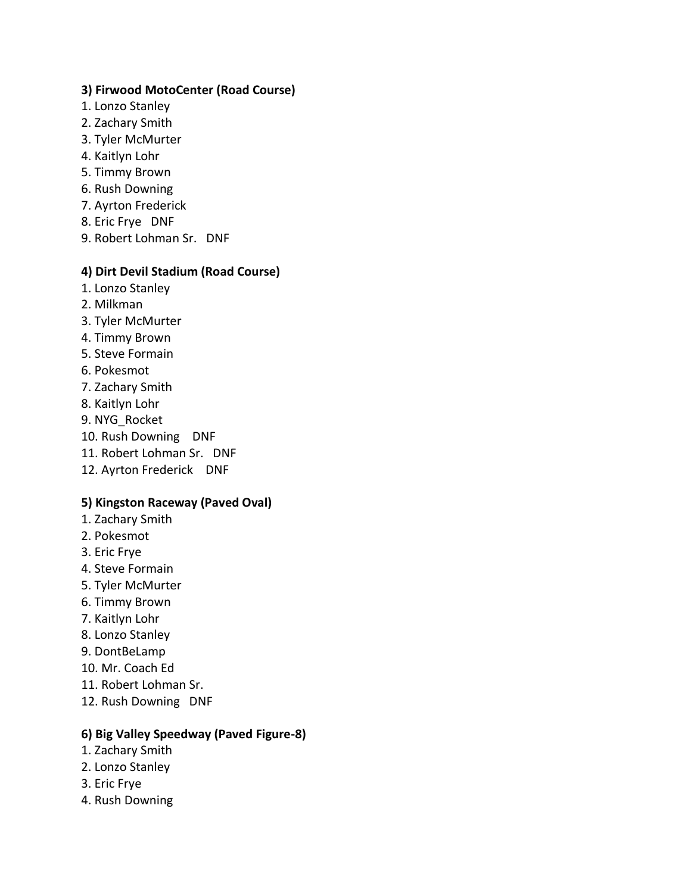**3) Firwood MotoCenter (Road Course)**

1. Lonzo Stanley
2. Zachary Smith
3. Tyler McMurter
4. Kaitlyn Lohr
5. Timmy Brown
6. Rush Downing
7. Ayrton Frederick
8. Eric Frye   DNF
9. Robert Lohman Sr.   DNF

**4) Dirt Devil Stadium (Road Course)**

1. Lonzo Stanley
2. Milkman
3. Tyler McMurter
4. Timmy Brown
5. Steve Formain
6. Pokesmot
7. Zachary Smith
8. Kaitlyn Lohr
9. NYG_Rocket
10. Rush Downing    DNF
11. Robert Lohman Sr.   DNF
12. Ayrton Frederick    DNF

**5) Kingston Raceway (Paved Oval)**

1. Zachary Smith
2. Pokesmot
3. Eric Frye
4. Steve Formain
5. Tyler McMurter
6. Timmy Brown
7. Kaitlyn Lohr
8. Lonzo Stanley
9. DontBeLamp
10. Mr. Coach Ed
11. Robert Lohman Sr.
12. Rush Downing   DNF

**6) Big Valley Speedway (Paved Figure-8)**

1. Zachary Smith
2. Lonzo Stanley
3. Eric Frye
4. Rush Downing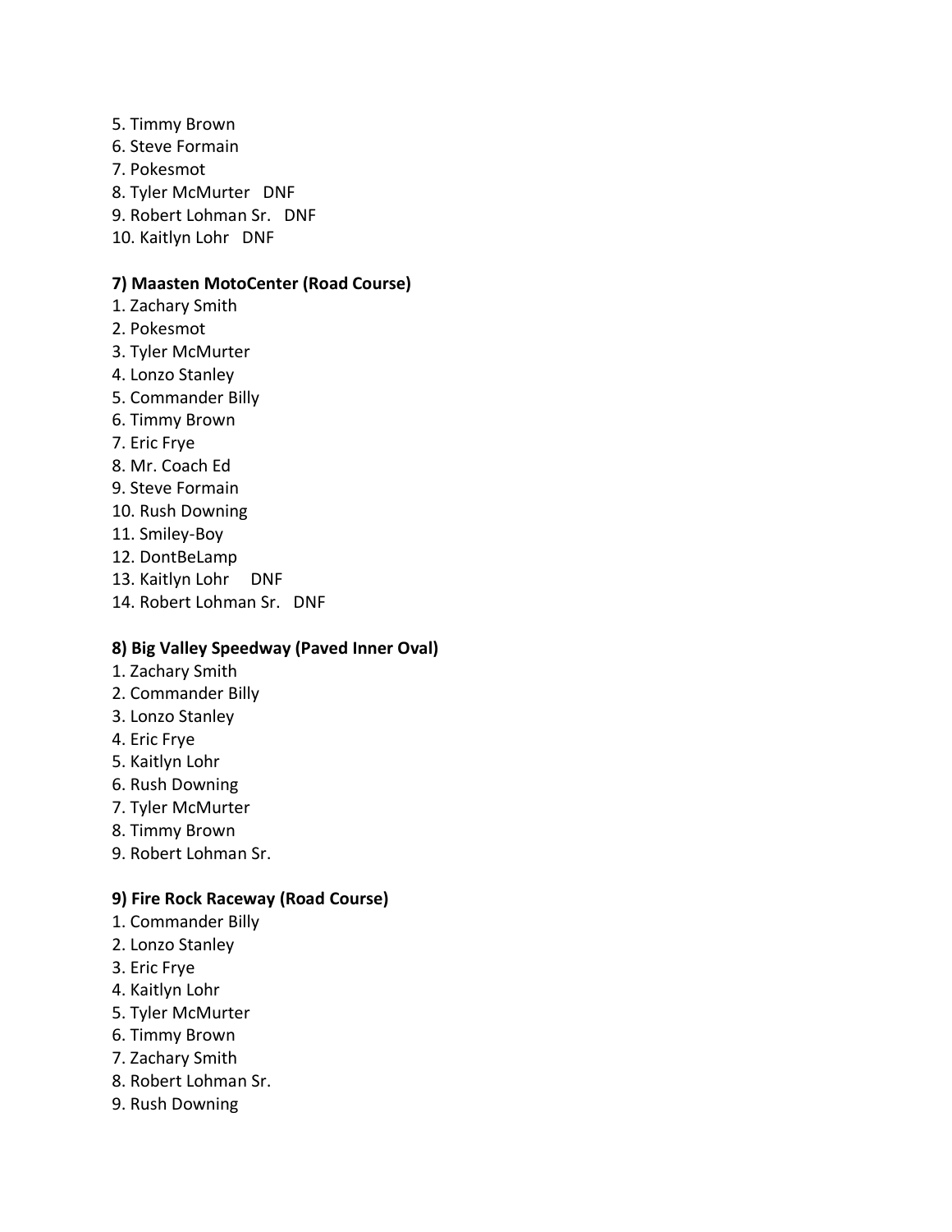5. Timmy Brown
6. Steve Formain
7. Pokesmot
8. Tyler McMurter   DNF
9. Robert Lohman Sr.   DNF
10. Kaitlyn Lohr   DNF

**7) Maasten MotoCenter (Road Course)**

1. Zachary Smith
2. Pokesmot
3. Tyler McMurter
4. Lonzo Stanley
5. Commander Billy
6. Timmy Brown
7. Eric Frye
8. Mr. Coach Ed
9. Steve Formain
10. Rush Downing
11. Smiley-Boy
12. DontBeLamp
13. Kaitlyn Lohr   DNF
14. Robert Lohman Sr.   DNF

**8) Big Valley Speedway (Paved Inner Oval)**

1. Zachary Smith
2. Commander Billy
3. Lonzo Stanley
4. Eric Frye
5. Kaitlyn Lohr
6. Rush Downing
7. Tyler McMurter
8. Timmy Brown
9. Robert Lohman Sr.

**9) Fire Rock Raceway (Road Course)**

1. Commander Billy
2. Lonzo Stanley
3. Eric Frye
4. Kaitlyn Lohr
5. Tyler McMurter
6. Timmy Brown
7. Zachary Smith
8. Robert Lohman Sr.
9. Rush Downing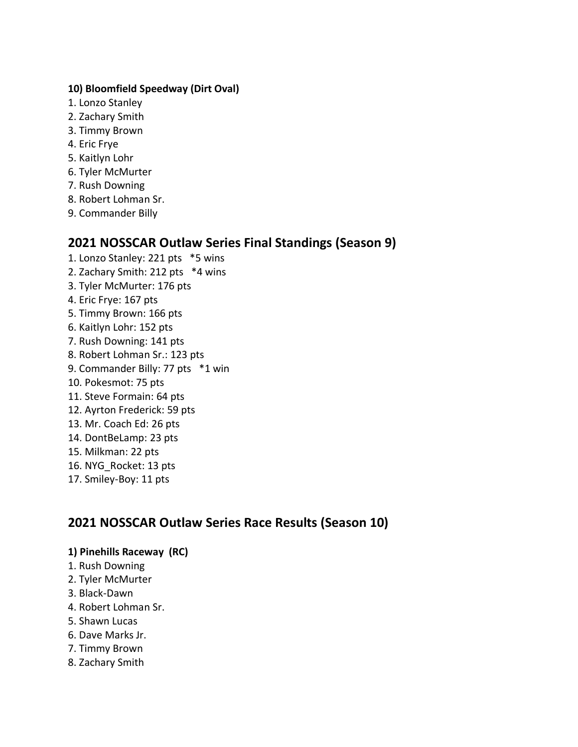**10) Bloomfield Speedway (Dirt Oval)**

1. Lonzo Stanley
2. Zachary Smith
3. Timmy Brown
4. Eric Frye
5. Kaitlyn Lohr
6. Tyler McMurter
7. Rush Downing
8. Robert Lohman Sr.
9. Commander Billy

## 2021 NOSSCAR Outlaw Series Final Standings (Season 9)

1. Lonzo Stanley: 221 pts   *5 wins
2. Zachary Smith: 212 pts   *4 wins
3. Tyler McMurter: 176 pts
4. Eric Frye: 167 pts
5. Timmy Brown: 166 pts
6. Kaitlyn Lohr: 152 pts
7. Rush Downing: 141 pts
8. Robert Lohman Sr.: 123 pts
9. Commander Billy: 77 pts   *1 win
10. Pokesmot: 75 pts
11. Steve Formain: 64 pts
12. Ayrton Frederick: 59 pts
13. Mr. Coach Ed: 26 pts
14. DontBeLamp: 23 pts
15. Milkman: 22 pts
16. NYG_Rocket: 13 pts
17. Smiley-Boy: 11 pts

## 2021 NOSSCAR Outlaw Series Race Results (Season 10)

**1) Pinehills Raceway  (RC)**

1. Rush Downing
2. Tyler McMurter
3. Black-Dawn
4. Robert Lohman Sr.
5. Shawn Lucas
6. Dave Marks Jr.
7. Timmy Brown
8. Zachary Smith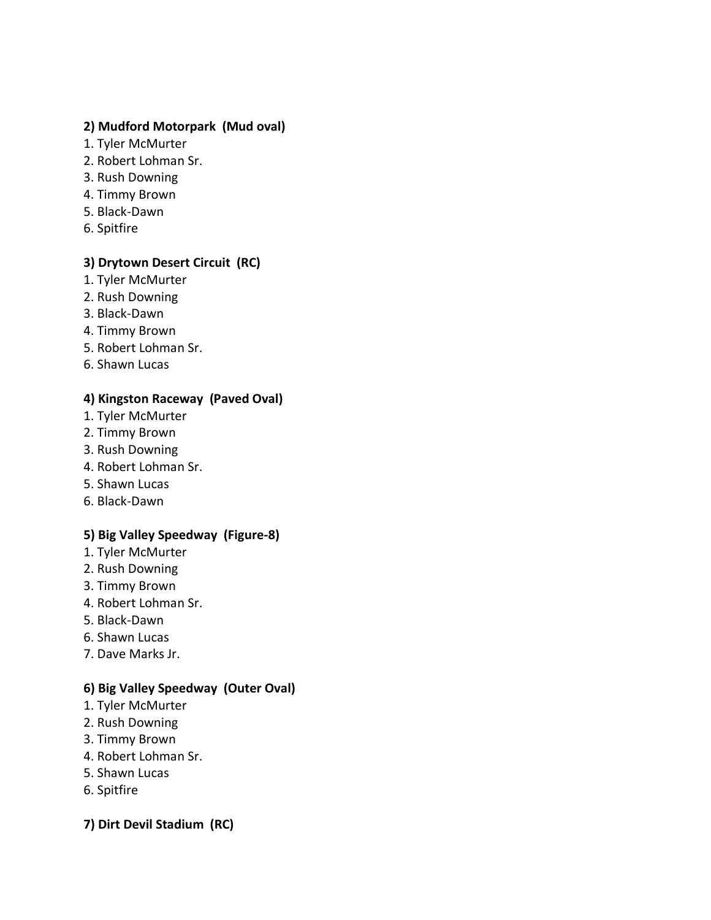**2) Mudford Motorpark  (Mud oval)**

1. Tyler McMurter
2. Robert Lohman Sr.
3. Rush Downing
4. Timmy Brown
5. Black-Dawn
6. Spitfire

**3) Drytown Desert Circuit  (RC)**

1. Tyler McMurter
2. Rush Downing
3. Black-Dawn
4. Timmy Brown
5. Robert Lohman Sr.
6. Shawn Lucas

**4) Kingston Raceway  (Paved Oval)**

1. Tyler McMurter
2. Timmy Brown
3. Rush Downing
4. Robert Lohman Sr.
5. Shawn Lucas
6. Black-Dawn

**5) Big Valley Speedway  (Figure-8)**

1. Tyler McMurter
2. Rush Downing
3. Timmy Brown
4. Robert Lohman Sr.
5. Black-Dawn
6. Shawn Lucas
7. Dave Marks Jr.

**6) Big Valley Speedway  (Outer Oval)**

1. Tyler McMurter
2. Rush Downing
3. Timmy Brown
4. Robert Lohman Sr.
5. Shawn Lucas
6. Spitfire

**7) Dirt Devil Stadium  (RC)**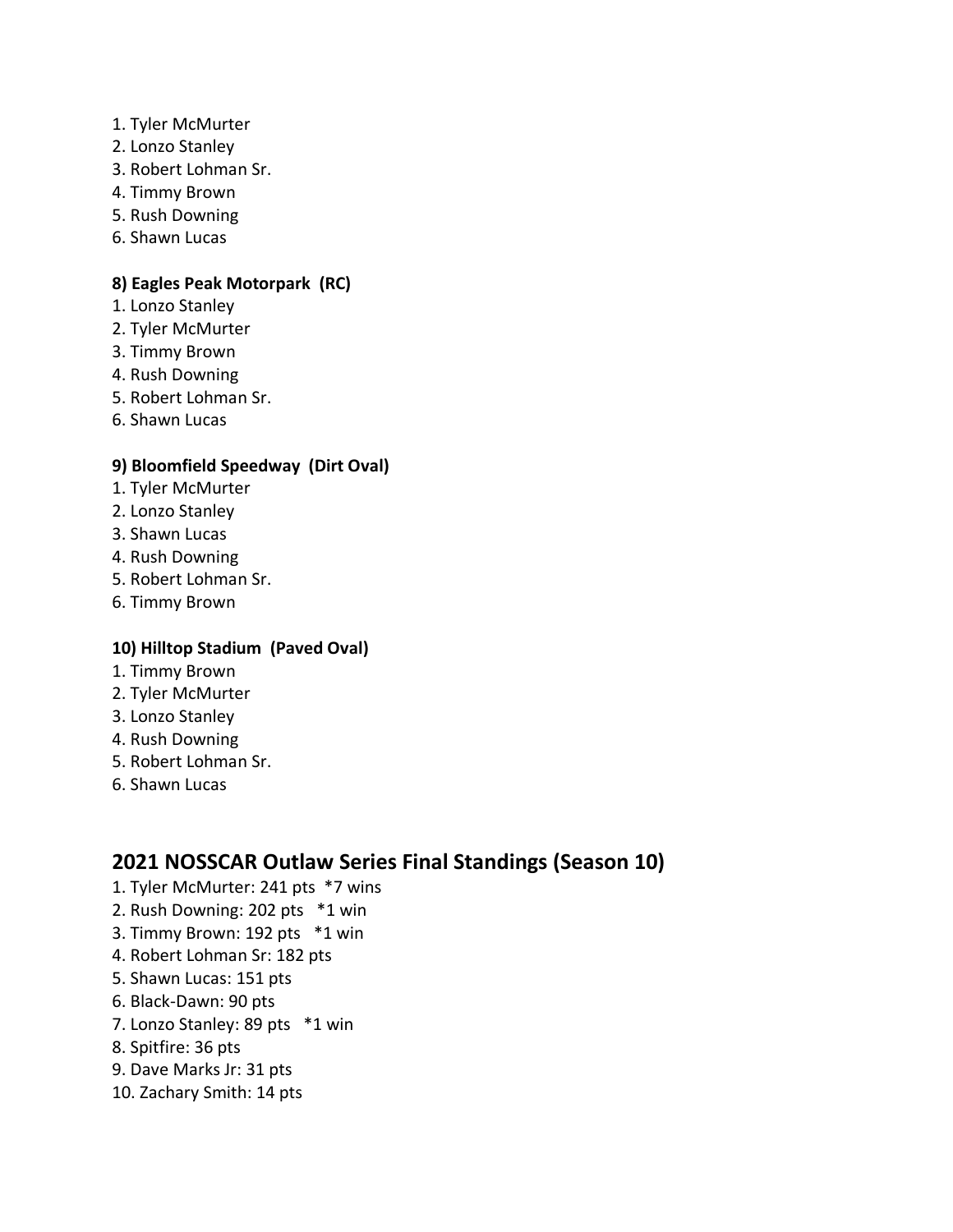1. Tyler McMurter
2. Lonzo Stanley
3. Robert Lohman Sr.
4. Timmy Brown
5. Rush Downing
6. Shawn Lucas

**8) Eagles Peak Motorpark (RC)**

1. Lonzo Stanley
2. Tyler McMurter
3. Timmy Brown
4. Rush Downing
5. Robert Lohman Sr.
6. Shawn Lucas

**9) Bloomfield Speedway (Dirt Oval)**

1. Tyler McMurter
2. Lonzo Stanley
3. Shawn Lucas
4. Rush Downing
5. Robert Lohman Sr.
6. Timmy Brown

**10) Hilltop Stadium (Paved Oval)**

1. Timmy Brown
2. Tyler McMurter
3. Lonzo Stanley
4. Rush Downing
5. Robert Lohman Sr.
6. Shawn Lucas

## 2021 NOSSCAR Outlaw Series Final Standings (Season 10)

1. Tyler McMurter: 241 pts *7 wins
2. Rush Downing: 202 pts *1 win
3. Timmy Brown: 192 pts *1 win
4. Robert Lohman Sr: 182 pts
5. Shawn Lucas: 151 pts
6. Black-Dawn: 90 pts
7. Lonzo Stanley: 89 pts *1 win
8. Spitfire: 36 pts
9. Dave Marks Jr: 31 pts
10. Zachary Smith: 14 pts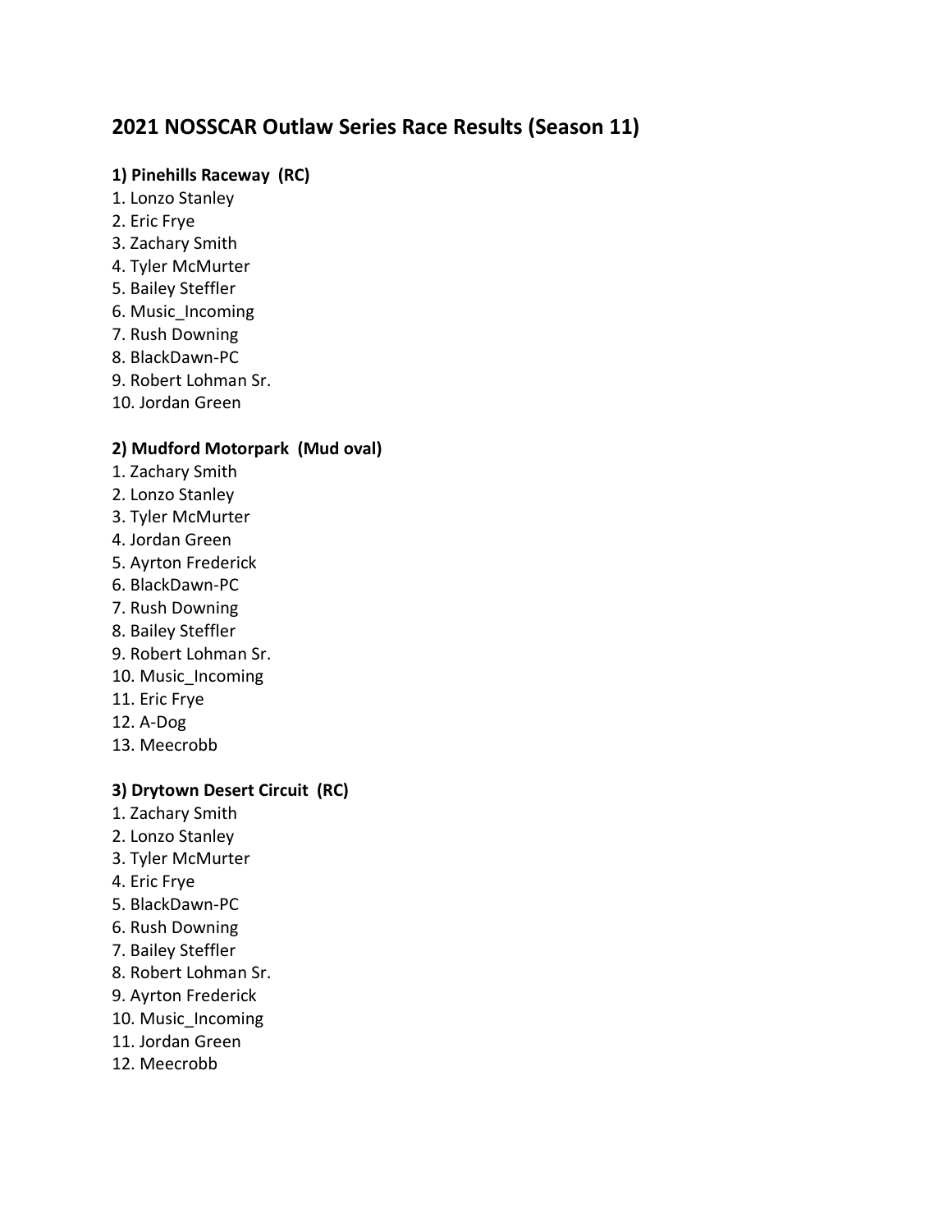## 2021 NOSSCAR Outlaw Series Race Results (Season 11)

**1) Pinehills Raceway (RC)**

1. Lonzo Stanley
2. Eric Frye
3. Zachary Smith
4. Tyler McMurter
5. Bailey Steffler
6. Music_Incoming
7. Rush Downing
8. BlackDawn-PC
9. Robert Lohman Sr.
10. Jordan Green

**2) Mudford Motorpark (Mud oval)**

1. Zachary Smith
2. Lonzo Stanley
3. Tyler McMurter
4. Jordan Green
5. Ayrton Frederick
6. BlackDawn-PC
7. Rush Downing
8. Bailey Steffler
9. Robert Lohman Sr.
10. Music_Incoming
11. Eric Frye
12. A-Dog
13. Meecrobb

**3) Drytown Desert Circuit (RC)**

1. Zachary Smith
2. Lonzo Stanley
3. Tyler McMurter
4. Eric Frye
5. BlackDawn-PC
6. Rush Downing
7. Bailey Steffler
8. Robert Lohman Sr.
9. Ayrton Frederick
10. Music_Incoming
11. Jordan Green
12. Meecrobb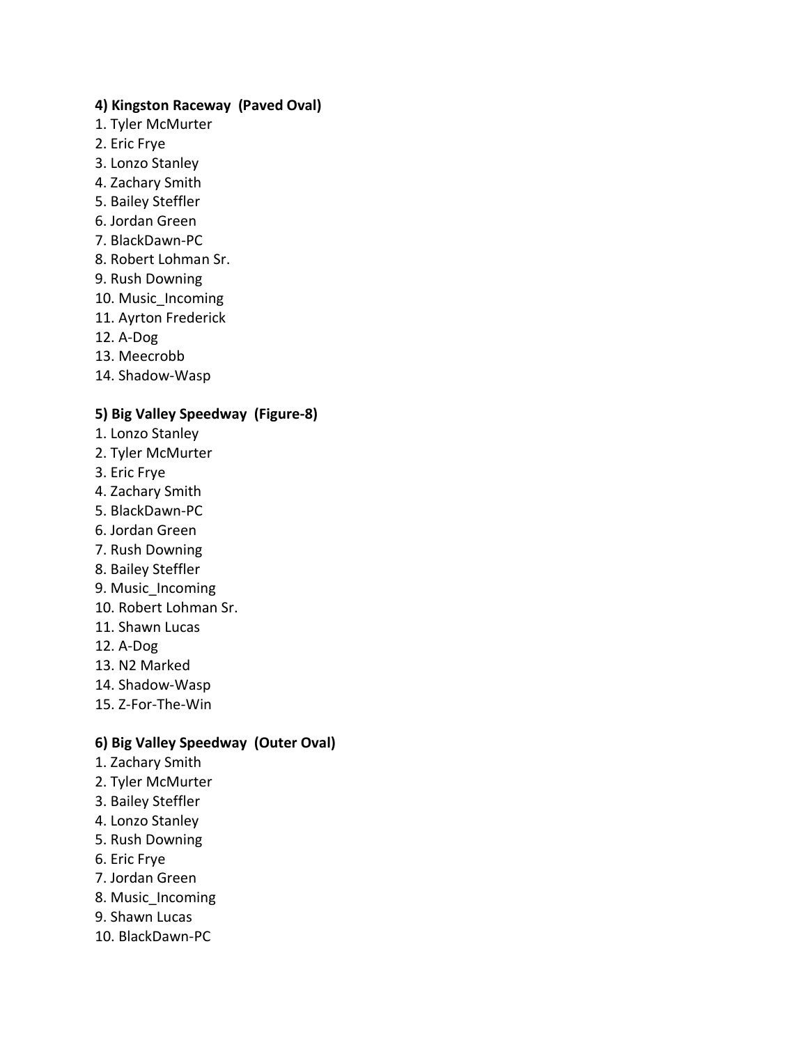**4) Kingston Raceway (Paved Oval)**

1. Tyler McMurter
2. Eric Frye
3. Lonzo Stanley
4. Zachary Smith
5. Bailey Steffler
6. Jordan Green
7. BlackDawn-PC
8. Robert Lohman Sr.
9. Rush Downing
10. Music_Incoming
11. Ayrton Frederick
12. A-Dog
13. Meecrobb
14. Shadow-Wasp

**5) Big Valley Speedway (Figure-8)**

1. Lonzo Stanley
2. Tyler McMurter
3. Eric Frye
4. Zachary Smith
5. BlackDawn-PC
6. Jordan Green
7. Rush Downing
8. Bailey Steffler
9. Music_Incoming
10. Robert Lohman Sr.
11. Shawn Lucas
12. A-Dog
13. N2 Marked
14. Shadow-Wasp
15. Z-For-The-Win

**6) Big Valley Speedway (Outer Oval)**

1. Zachary Smith
2. Tyler McMurter
3. Bailey Steffler
4. Lonzo Stanley
5. Rush Downing
6. Eric Frye
7. Jordan Green
8. Music_Incoming
9. Shawn Lucas
10. BlackDawn-PC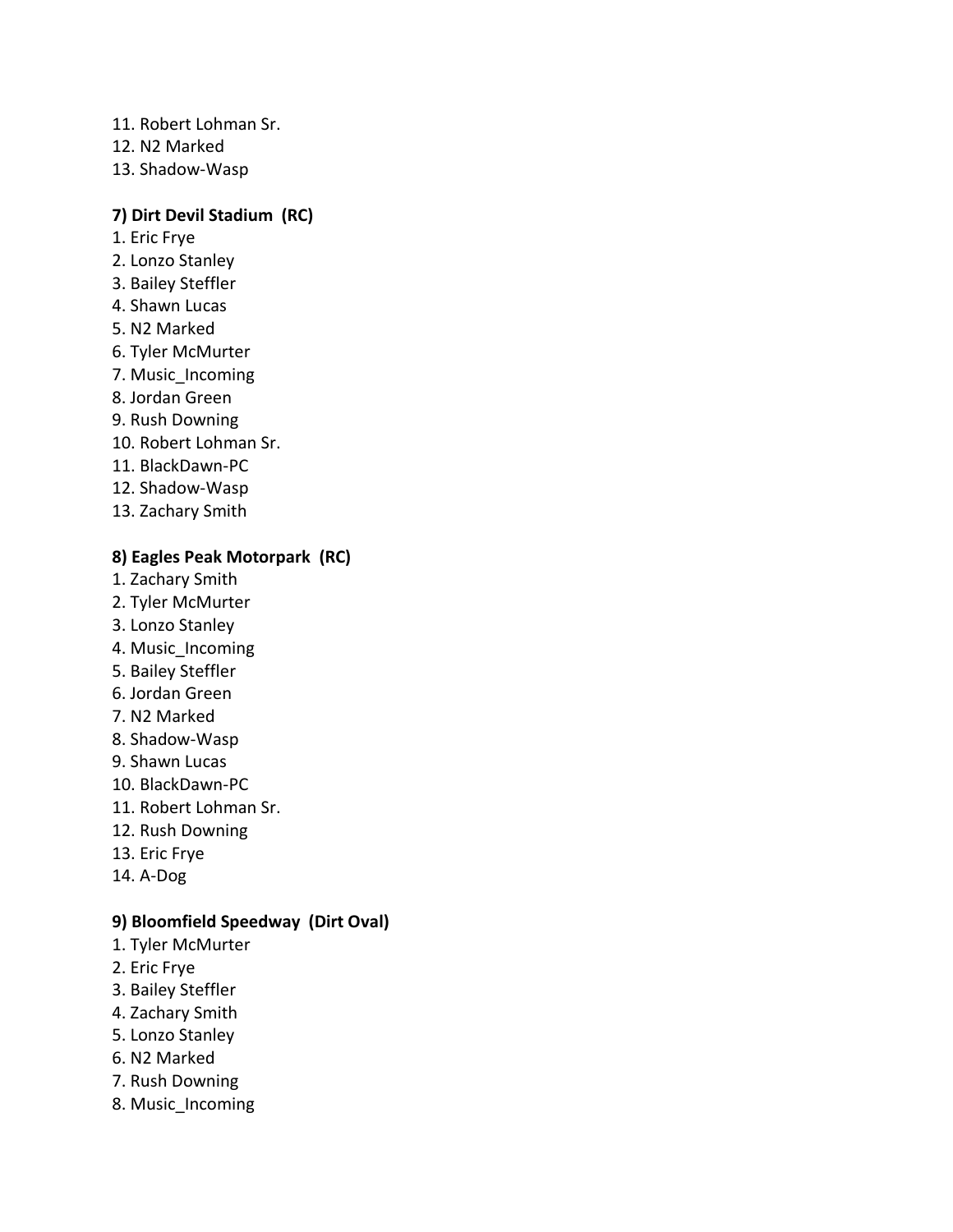11. Robert Lohman Sr.
12. N2 Marked
13. Shadow-Wasp

**7) Dirt Devil Stadium (RC)**

1. Eric Frye
2. Lonzo Stanley
3. Bailey Steffler
4. Shawn Lucas
5. N2 Marked
6. Tyler McMurter
7. Music_Incoming
8. Jordan Green
9. Rush Downing
10. Robert Lohman Sr.
11. BlackDawn-PC
12. Shadow-Wasp
13. Zachary Smith

**8) Eagles Peak Motorpark (RC)**

1. Zachary Smith
2. Tyler McMurter
3. Lonzo Stanley
4. Music_Incoming
5. Bailey Steffler
6. Jordan Green
7. N2 Marked
8. Shadow-Wasp
9. Shawn Lucas
10. BlackDawn-PC
11. Robert Lohman Sr.
12. Rush Downing
13. Eric Frye
14. A-Dog

**9) Bloomfield Speedway (Dirt Oval)**

1. Tyler McMurter
2. Eric Frye
3. Bailey Steffler
4. Zachary Smith
5. Lonzo Stanley
6. N2 Marked
7. Rush Downing
8. Music_Incoming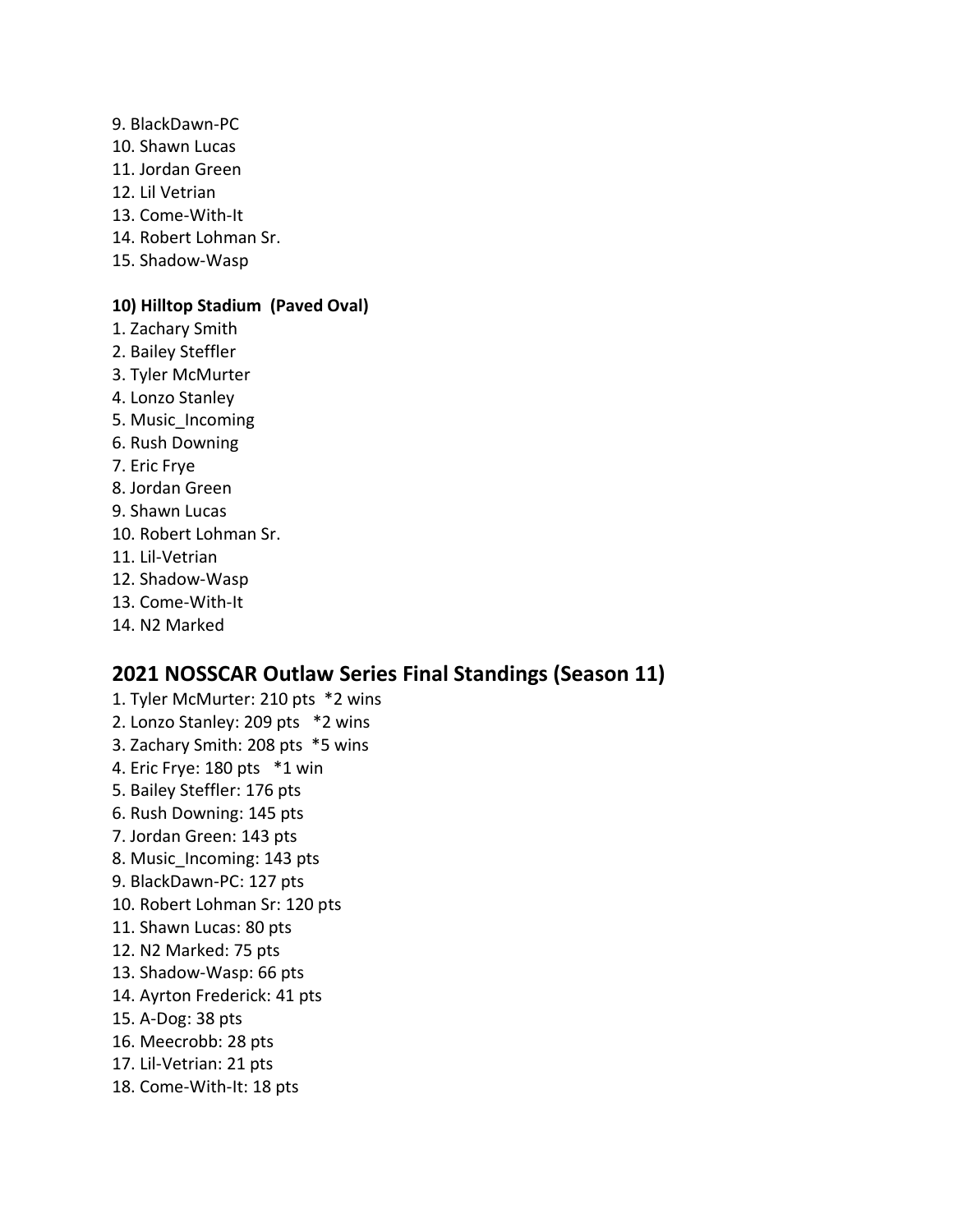9. BlackDawn-PC
10. Shawn Lucas
11. Jordan Green
12. Lil Vetrian
13. Come-With-It
14. Robert Lohman Sr.
15. Shadow-Wasp

**10) Hilltop Stadium (Paved Oval)**

1. Zachary Smith
2. Bailey Steffler
3. Tyler McMurter
4. Lonzo Stanley
5. Music_Incoming
6. Rush Downing
7. Eric Frye
8. Jordan Green
9. Shawn Lucas
10. Robert Lohman Sr.
11. Lil-Vetrian
12. Shadow-Wasp
13. Come-With-It
14. N2 Marked

## 2021 NOSSCAR Outlaw Series Final Standings (Season 11)

1. Tyler McMurter: 210 pts *2 wins
2. Lonzo Stanley: 209 pts *2 wins
3. Zachary Smith: 208 pts *5 wins
4. Eric Frye: 180 pts *1 win
5. Bailey Steffler: 176 pts
6. Rush Downing: 145 pts
7. Jordan Green: 143 pts
8. Music_Incoming: 143 pts
9. BlackDawn-PC: 127 pts
10. Robert Lohman Sr: 120 pts
11. Shawn Lucas: 80 pts
12. N2 Marked: 75 pts
13. Shadow-Wasp: 66 pts
14. Ayrton Frederick: 41 pts
15. A-Dog: 38 pts
16. Meecrobb: 28 pts
17. Lil-Vetrian: 21 pts
18. Come-With-It: 18 pts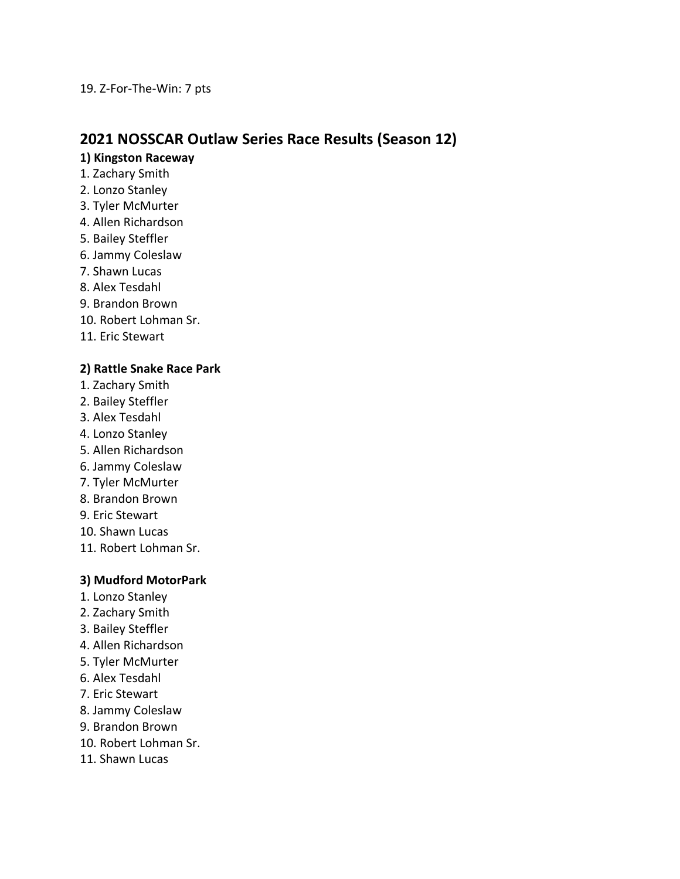19. Z-For-The-Win: 7 pts

## 2021 NOSSCAR Outlaw Series Race Results (Season 12)

**1) Kingston Raceway**

1. Zachary Smith
2. Lonzo Stanley
3. Tyler McMurter
4. Allen Richardson
5. Bailey Steffler
6. Jammy Coleslaw
7. Shawn Lucas
8. Alex Tesdahl
9. Brandon Brown
10. Robert Lohman Sr.
11. Eric Stewart

**2) Rattle Snake Race Park**

1. Zachary Smith
2. Bailey Steffler
3. Alex Tesdahl
4. Lonzo Stanley
5. Allen Richardson
6. Jammy Coleslaw
7. Tyler McMurter
8. Brandon Brown
9. Eric Stewart
10. Shawn Lucas
11. Robert Lohman Sr.

**3) Mudford MotorPark**

1. Lonzo Stanley
2. Zachary Smith
3. Bailey Steffler
4. Allen Richardson
5. Tyler McMurter
6. Alex Tesdahl
7. Eric Stewart
8. Jammy Coleslaw
9. Brandon Brown
10. Robert Lohman Sr.
11. Shawn Lucas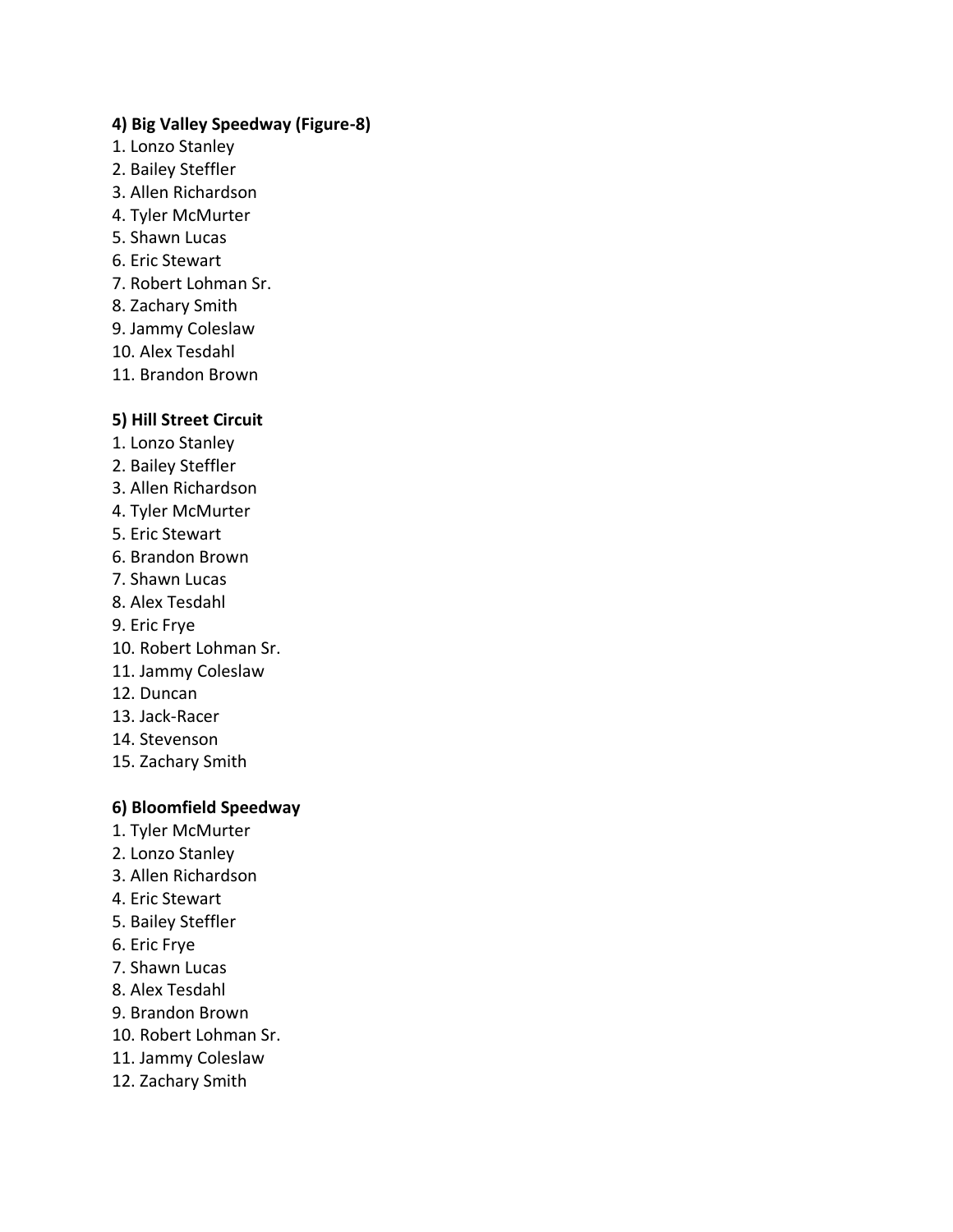**4) Big Valley Speedway (Figure-8)**

1. Lonzo Stanley
2. Bailey Steffler
3. Allen Richardson
4. Tyler McMurter
5. Shawn Lucas
6. Eric Stewart
7. Robert Lohman Sr.
8. Zachary Smith
9. Jammy Coleslaw
10. Alex Tesdahl
11. Brandon Brown

**5) Hill Street Circuit**

1. Lonzo Stanley
2. Bailey Steffler
3. Allen Richardson
4. Tyler McMurter
5. Eric Stewart
6. Brandon Brown
7. Shawn Lucas
8. Alex Tesdahl
9. Eric Frye
10. Robert Lohman Sr.
11. Jammy Coleslaw
12. Duncan
13. Jack-Racer
14. Stevenson
15. Zachary Smith

**6) Bloomfield Speedway**

1. Tyler McMurter
2. Lonzo Stanley
3. Allen Richardson
4. Eric Stewart
5. Bailey Steffler
6. Eric Frye
7. Shawn Lucas
8. Alex Tesdahl
9. Brandon Brown
10. Robert Lohman Sr.
11. Jammy Coleslaw
12. Zachary Smith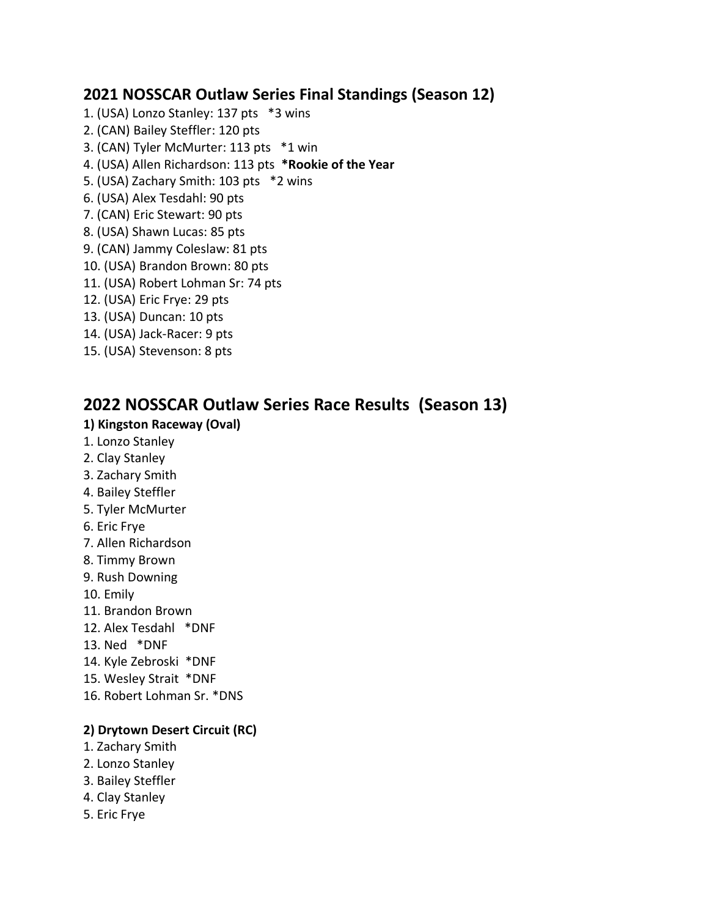## 2021 NOSSCAR Outlaw Series Final Standings (Season 12)

1. (USA) Lonzo Stanley: 137 pts   *3 wins
2. (CAN) Bailey Steffler: 120 pts
3. (CAN) Tyler McMurter: 113 pts   *1 win
4. (USA) Allen Richardson: 113 pts  **\*Rookie of the Year**
5. (USA) Zachary Smith: 103 pts   *2 wins
6. (USA) Alex Tesdahl: 90 pts
7. (CAN) Eric Stewart: 90 pts
8. (USA) Shawn Lucas: 85 pts
9. (CAN) Jammy Coleslaw: 81 pts
10. (USA) Brandon Brown: 80 pts
11. (USA) Robert Lohman Sr: 74 pts
12. (USA) Eric Frye: 29 pts
13. (USA) Duncan: 10 pts
14. (USA) Jack-Racer: 9 pts
15. (USA) Stevenson: 8 pts

# 2022 NOSSCAR Outlaw Series Race Results  (Season 13)

**1) Kingston Raceway (Oval)**

1. Lonzo Stanley
2. Clay Stanley
3. Zachary Smith
4. Bailey Steffler
5. Tyler McMurter
6. Eric Frye
7. Allen Richardson
8. Timmy Brown
9. Rush Downing
10. Emily
11. Brandon Brown
12. Alex Tesdahl   *DNF
13. Ned   *DNF
14. Kyle Zebroski  *DNF
15. Wesley Strait  *DNF
16. Robert Lohman Sr. *DNS

**2) Drytown Desert Circuit (RC)**

1. Zachary Smith
2. Lonzo Stanley
3. Bailey Steffler
4. Clay Stanley
5. Eric Frye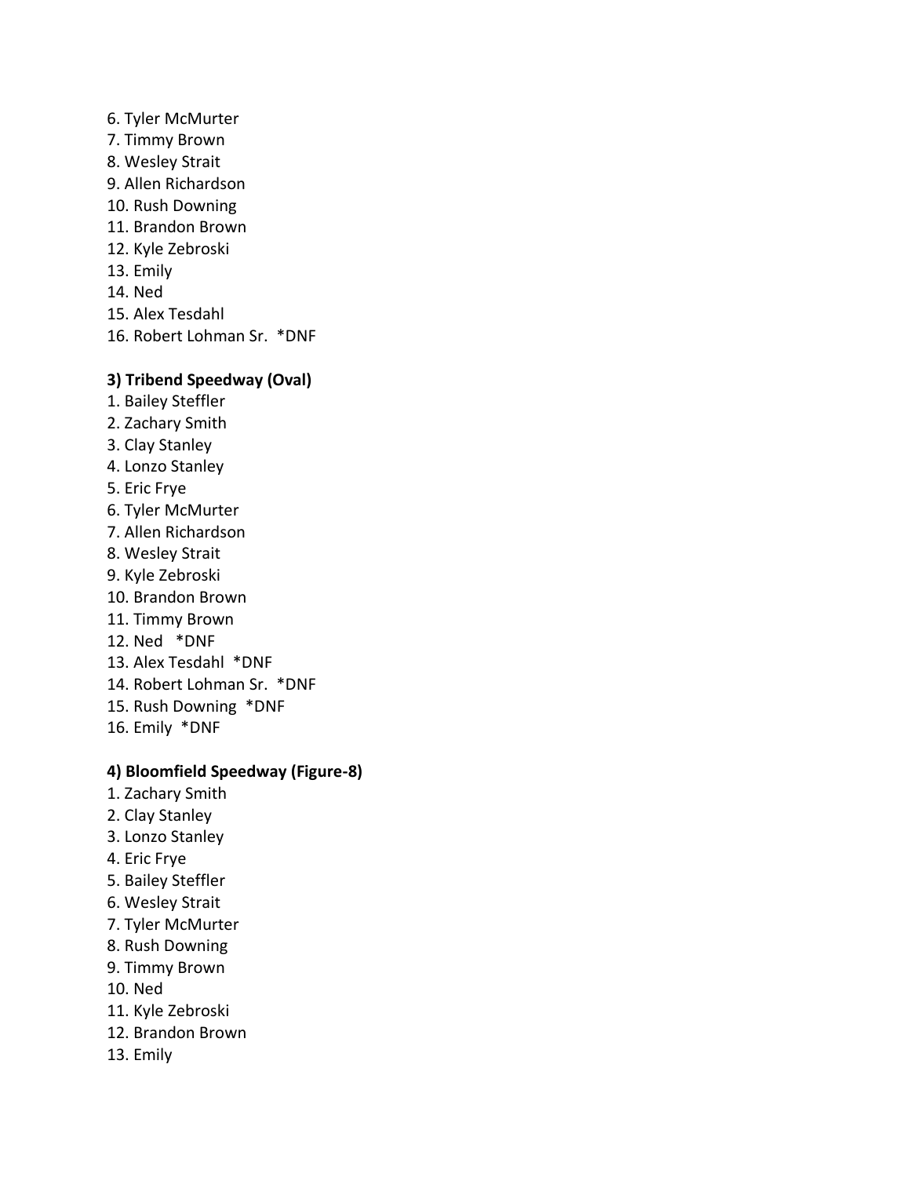6. Tyler McMurter
7. Timmy Brown
8. Wesley Strait
9. Allen Richardson
10. Rush Downing
11. Brandon Brown
12. Kyle Zebroski
13. Emily
14. Ned
15. Alex Tesdahl
16. Robert Lohman Sr. *DNF

**3) Tribend Speedway (Oval)**

1. Bailey Steffler
2. Zachary Smith
3. Clay Stanley
4. Lonzo Stanley
5. Eric Frye
6. Tyler McMurter
7. Allen Richardson
8. Wesley Strait
9. Kyle Zebroski
10. Brandon Brown
11. Timmy Brown
12. Ned *DNF
13. Alex Tesdahl *DNF
14. Robert Lohman Sr. *DNF
15. Rush Downing *DNF
16. Emily *DNF

**4) Bloomfield Speedway (Figure-8)**

1. Zachary Smith
2. Clay Stanley
3. Lonzo Stanley
4. Eric Frye
5. Bailey Steffler
6. Wesley Strait
7. Tyler McMurter
8. Rush Downing
9. Timmy Brown
10. Ned
11. Kyle Zebroski
12. Brandon Brown
13. Emily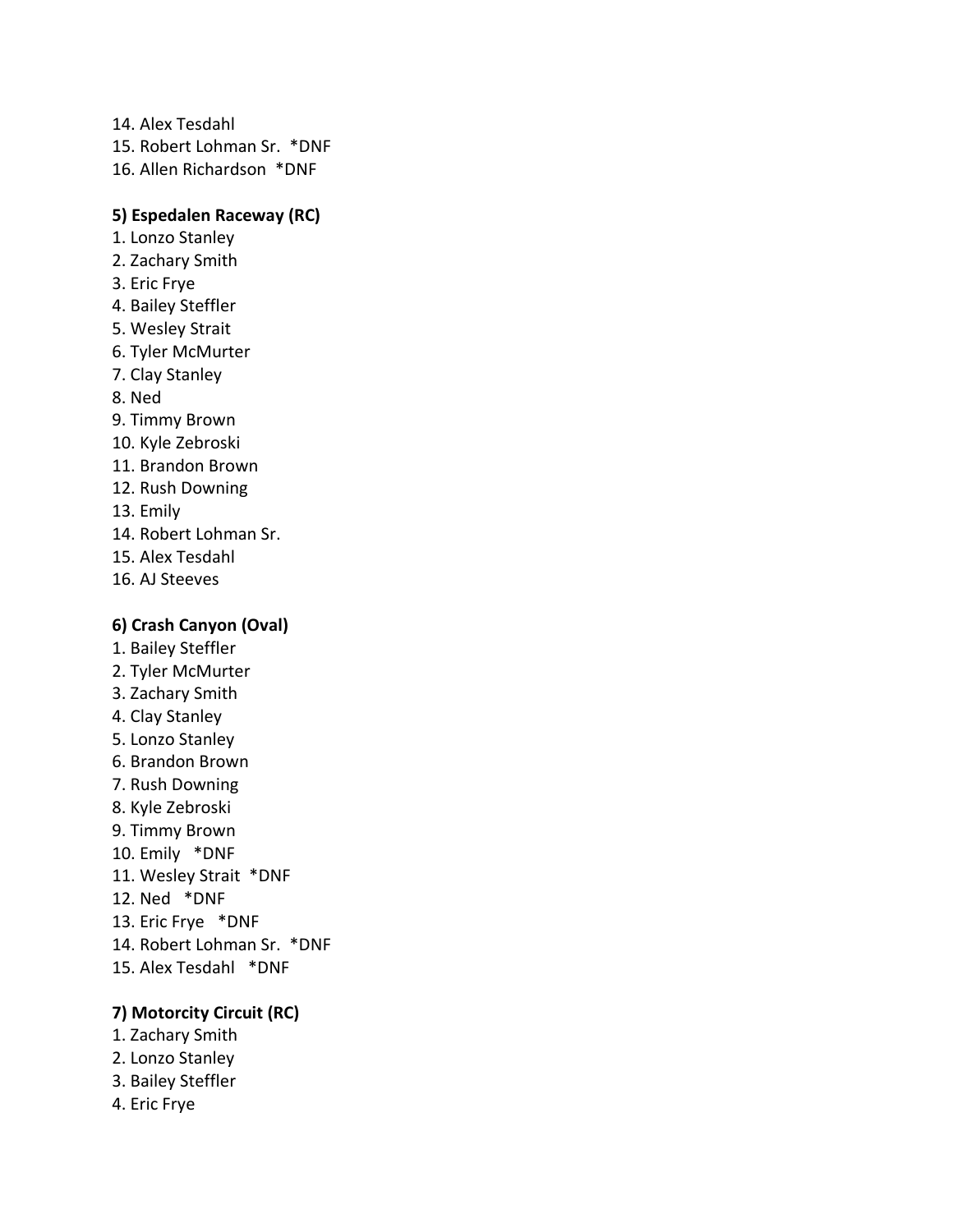14. Alex Tesdahl
15. Robert Lohman Sr.  *DNF
16. Allen Richardson  *DNF

**5) Espedalen Raceway (RC)**

1. Lonzo Stanley
2. Zachary Smith
3. Eric Frye
4. Bailey Steffler
5. Wesley Strait
6. Tyler McMurter
7. Clay Stanley
8. Ned
9. Timmy Brown
10. Kyle Zebroski
11. Brandon Brown
12. Rush Downing
13. Emily
14. Robert Lohman Sr.
15. Alex Tesdahl
16. AJ Steeves

**6) Crash Canyon (Oval)**

1. Bailey Steffler
2. Tyler McMurter
3. Zachary Smith
4. Clay Stanley
5. Lonzo Stanley
6. Brandon Brown
7. Rush Downing
8. Kyle Zebroski
9. Timmy Brown
10. Emily   *DNF
11. Wesley Strait  *DNF
12. Ned   *DNF
13. Eric Frye   *DNF
14. Robert Lohman Sr.  *DNF
15. Alex Tesdahl   *DNF

**7) Motorcity Circuit (RC)**

1. Zachary Smith
2. Lonzo Stanley
3. Bailey Steffler
4. Eric Frye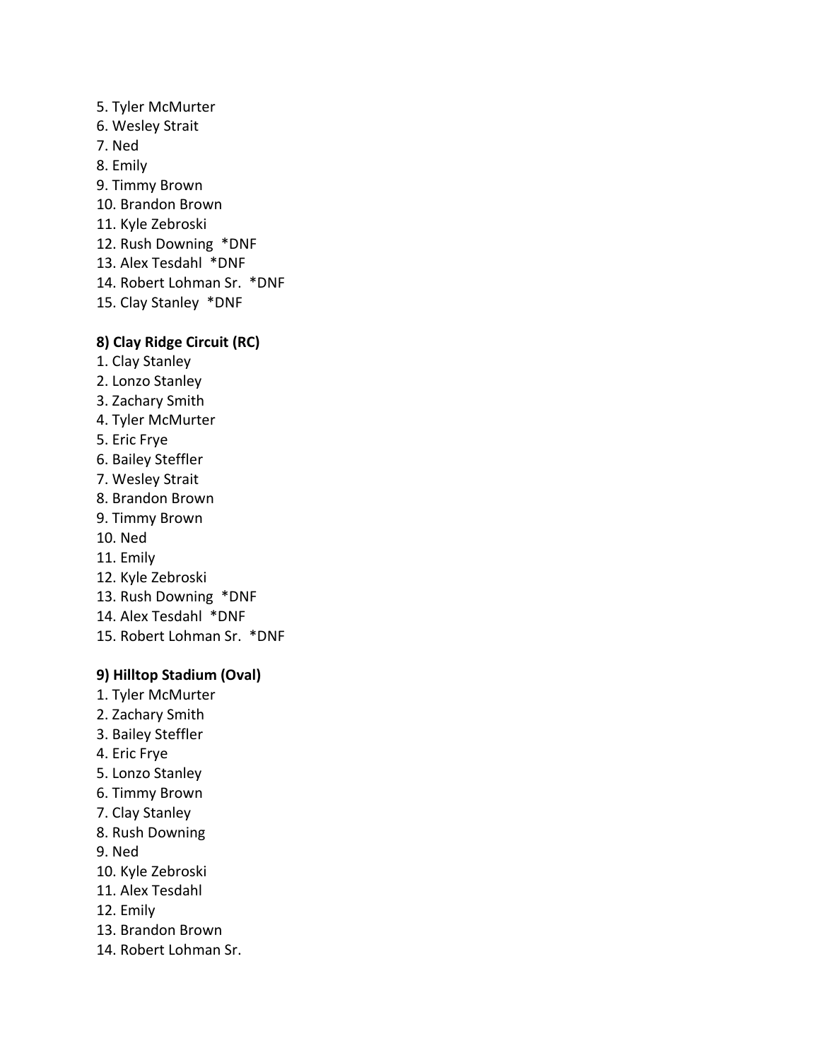5. Tyler McMurter
6. Wesley Strait
7. Ned
8. Emily
9. Timmy Brown
10. Brandon Brown
11. Kyle Zebroski
12. Rush Downing *DNF
13. Alex Tesdahl *DNF
14. Robert Lohman Sr. *DNF
15. Clay Stanley *DNF

**8) Clay Ridge Circuit (RC)**

1. Clay Stanley
2. Lonzo Stanley
3. Zachary Smith
4. Tyler McMurter
5. Eric Frye
6. Bailey Steffler
7. Wesley Strait
8. Brandon Brown
9. Timmy Brown
10. Ned
11. Emily
12. Kyle Zebroski
13. Rush Downing *DNF
14. Alex Tesdahl *DNF
15. Robert Lohman Sr. *DNF

**9) Hilltop Stadium (Oval)**

1. Tyler McMurter
2. Zachary Smith
3. Bailey Steffler
4. Eric Frye
5. Lonzo Stanley
6. Timmy Brown
7. Clay Stanley
8. Rush Downing
9. Ned
10. Kyle Zebroski
11. Alex Tesdahl
12. Emily
13. Brandon Brown
14. Robert Lohman Sr.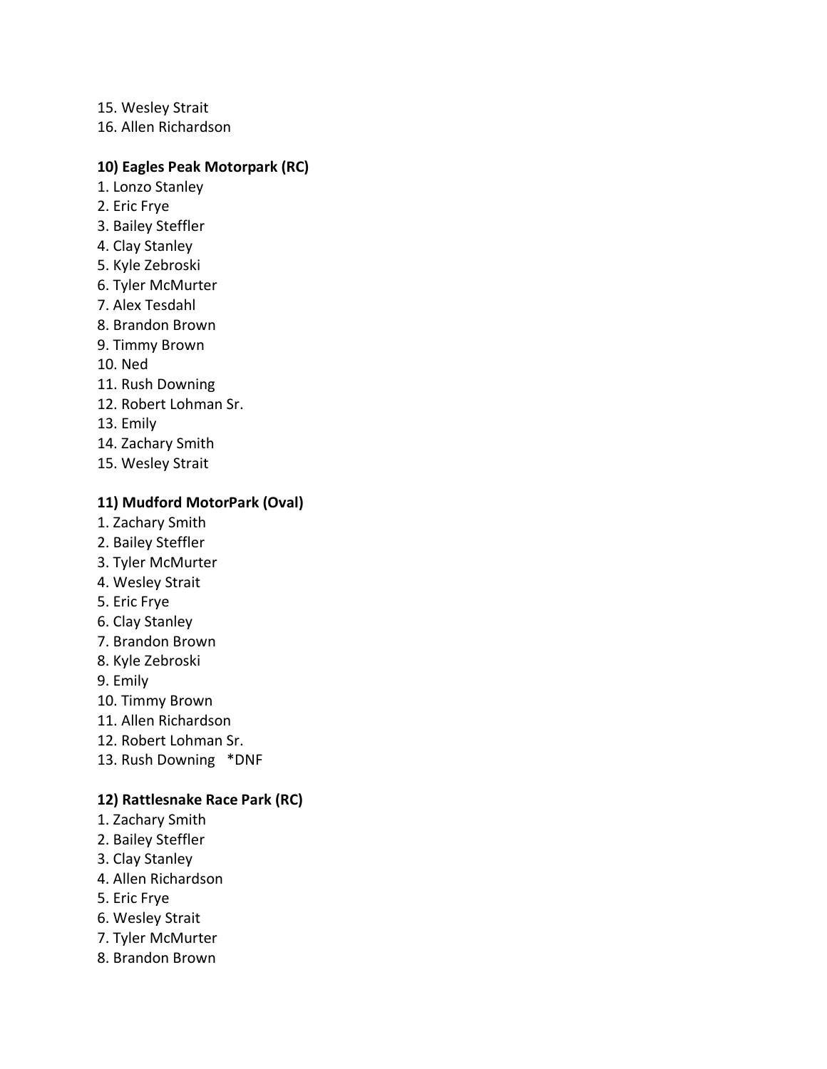15. Wesley Strait
16. Allen Richardson

**10) Eagles Peak Motorpark (RC)**

1. Lonzo Stanley
2. Eric Frye
3. Bailey Steffler
4. Clay Stanley
5. Kyle Zebroski
6. Tyler McMurter
7. Alex Tesdahl
8. Brandon Brown
9. Timmy Brown
10. Ned
11. Rush Downing
12. Robert Lohman Sr.
13. Emily
14. Zachary Smith
15. Wesley Strait

**11) Mudford MotorPark (Oval)**

1. Zachary Smith
2. Bailey Steffler
3. Tyler McMurter
4. Wesley Strait
5. Eric Frye
6. Clay Stanley
7. Brandon Brown
8. Kyle Zebroski
9. Emily
10. Timmy Brown
11. Allen Richardson
12. Robert Lohman Sr.
13. Rush Downing *DNF

**12) Rattlesnake Race Park (RC)**

1. Zachary Smith
2. Bailey Steffler
3. Clay Stanley
4. Allen Richardson
5. Eric Frye
6. Wesley Strait
7. Tyler McMurter
8. Brandon Brown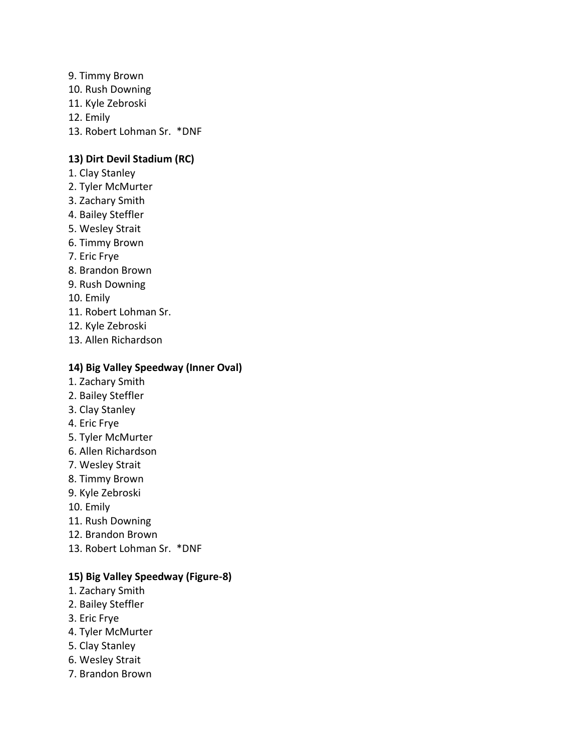9. Timmy Brown
10. Rush Downing
11. Kyle Zebroski
12. Emily
13. Robert Lohman Sr.  *DNF

**13) Dirt Devil Stadium (RC)**

1. Clay Stanley
2. Tyler McMurter
3. Zachary Smith
4. Bailey Steffler
5. Wesley Strait
6. Timmy Brown
7. Eric Frye
8. Brandon Brown
9. Rush Downing
10. Emily
11. Robert Lohman Sr.
12. Kyle Zebroski
13. Allen Richardson

**14) Big Valley Speedway (Inner Oval)**

1. Zachary Smith
2. Bailey Steffler
3. Clay Stanley
4. Eric Frye
5. Tyler McMurter
6. Allen Richardson
7. Wesley Strait
8. Timmy Brown
9. Kyle Zebroski
10. Emily
11. Rush Downing
12. Brandon Brown
13. Robert Lohman Sr.  *DNF

**15) Big Valley Speedway (Figure-8)**

1. Zachary Smith
2. Bailey Steffler
3. Eric Frye
4. Tyler McMurter
5. Clay Stanley
6. Wesley Strait
7. Brandon Brown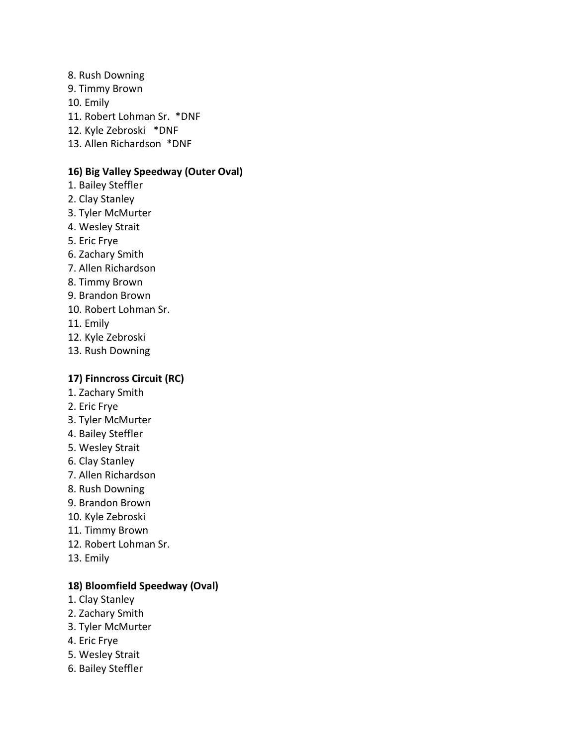8. Rush Downing
9. Timmy Brown
10. Emily
11. Robert Lohman Sr. *DNF
12. Kyle Zebroski *DNF
13. Allen Richardson *DNF

**16) Big Valley Speedway (Outer Oval)**

1. Bailey Steffler
2. Clay Stanley
3. Tyler McMurter
4. Wesley Strait
5. Eric Frye
6. Zachary Smith
7. Allen Richardson
8. Timmy Brown
9. Brandon Brown
10. Robert Lohman Sr.
11. Emily
12. Kyle Zebroski
13. Rush Downing

**17) Finncross Circuit (RC)**

1. Zachary Smith
2. Eric Frye
3. Tyler McMurter
4. Bailey Steffler
5. Wesley Strait
6. Clay Stanley
7. Allen Richardson
8. Rush Downing
9. Brandon Brown
10. Kyle Zebroski
11. Timmy Brown
12. Robert Lohman Sr.
13. Emily

**18) Bloomfield Speedway (Oval)**

1. Clay Stanley
2. Zachary Smith
3. Tyler McMurter
4. Eric Frye
5. Wesley Strait
6. Bailey Steffler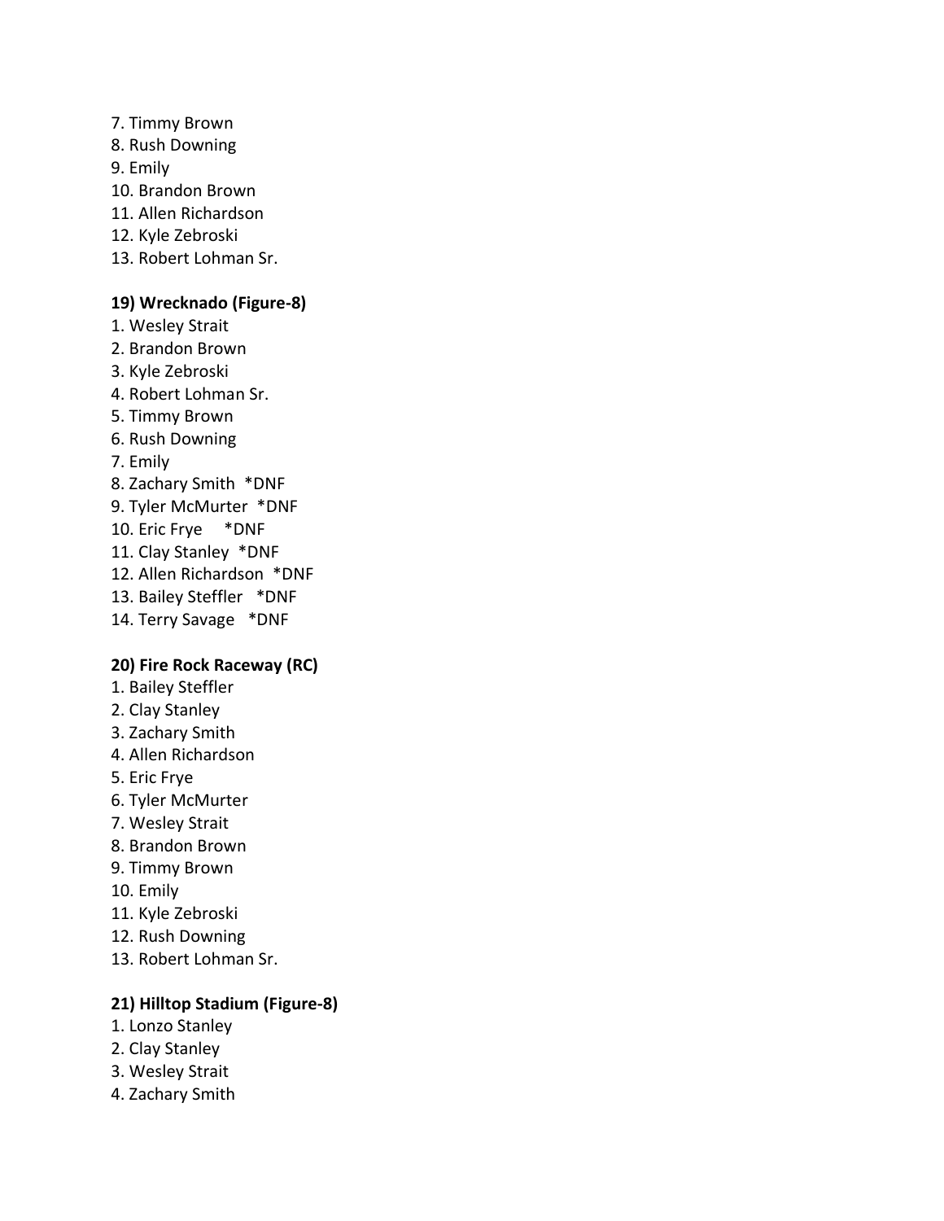7. Timmy Brown
8. Rush Downing
9. Emily
10. Brandon Brown
11. Allen Richardson
12. Kyle Zebroski
13. Robert Lohman Sr.

**19) Wrecknado (Figure-8)**

1. Wesley Strait
2. Brandon Brown
3. Kyle Zebroski
4. Robert Lohman Sr.
5. Timmy Brown
6. Rush Downing
7. Emily
8. Zachary Smith *DNF
9. Tyler McMurter *DNF
10. Eric Frye *DNF
11. Clay Stanley *DNF
12. Allen Richardson *DNF
13. Bailey Steffler *DNF
14. Terry Savage *DNF

**20) Fire Rock Raceway (RC)**

1. Bailey Steffler
2. Clay Stanley
3. Zachary Smith
4. Allen Richardson
5. Eric Frye
6. Tyler McMurter
7. Wesley Strait
8. Brandon Brown
9. Timmy Brown
10. Emily
11. Kyle Zebroski
12. Rush Downing
13. Robert Lohman Sr.

**21) Hilltop Stadium (Figure-8)**

1. Lonzo Stanley
2. Clay Stanley
3. Wesley Strait
4. Zachary Smith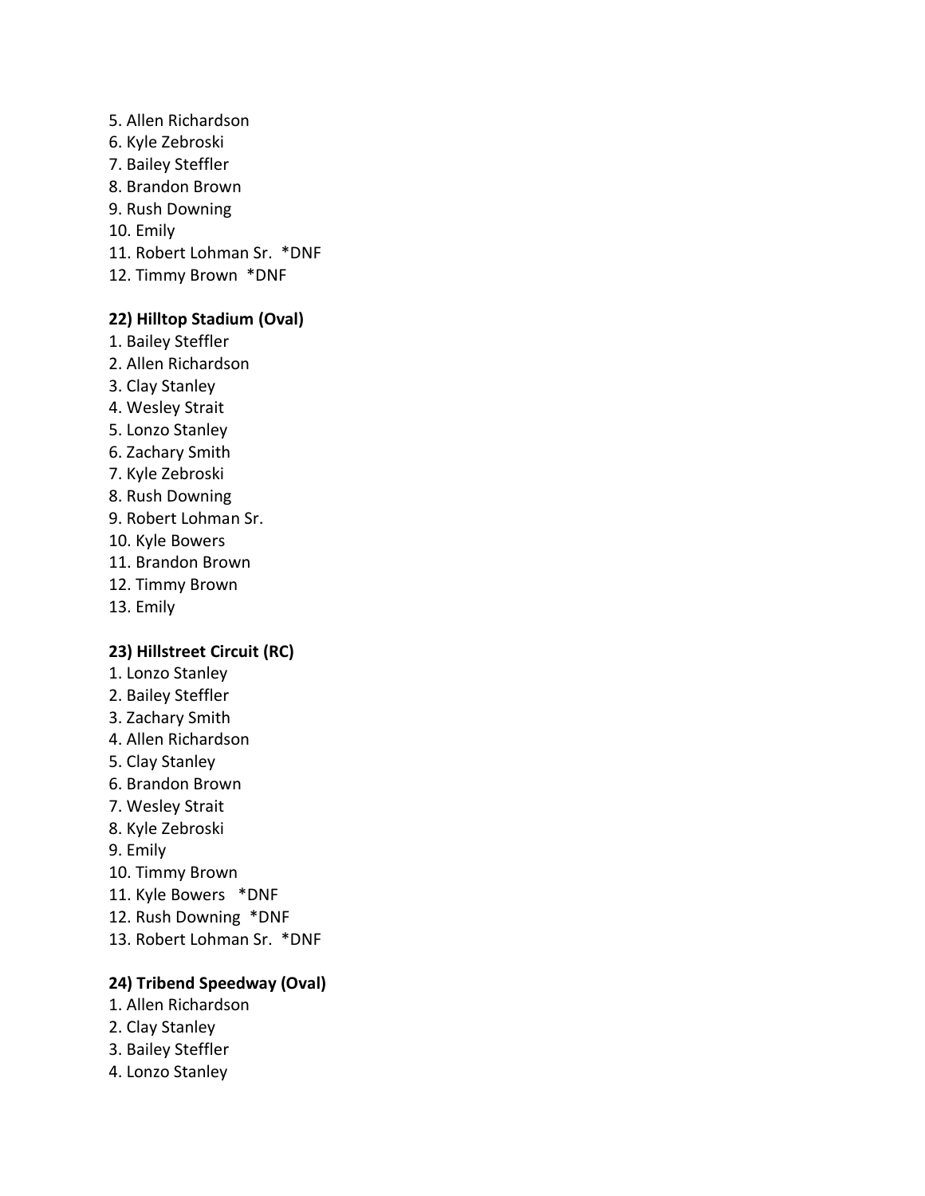5. Allen Richardson
6. Kyle Zebroski
7. Bailey Steffler
8. Brandon Brown
9. Rush Downing
10. Emily
11. Robert Lohman Sr. *DNF
12. Timmy Brown *DNF

**22) Hilltop Stadium (Oval)**

1. Bailey Steffler
2. Allen Richardson
3. Clay Stanley
4. Wesley Strait
5. Lonzo Stanley
6. Zachary Smith
7. Kyle Zebroski
8. Rush Downing
9. Robert Lohman Sr.
10. Kyle Bowers
11. Brandon Brown
12. Timmy Brown
13. Emily

**23) Hillstreet Circuit (RC)**

1. Lonzo Stanley
2. Bailey Steffler
3. Zachary Smith
4. Allen Richardson
5. Clay Stanley
6. Brandon Brown
7. Wesley Strait
8. Kyle Zebroski
9. Emily
10. Timmy Brown
11. Kyle Bowers *DNF
12. Rush Downing *DNF
13. Robert Lohman Sr. *DNF

**24) Tribend Speedway (Oval)**

1. Allen Richardson
2. Clay Stanley
3. Bailey Steffler
4. Lonzo Stanley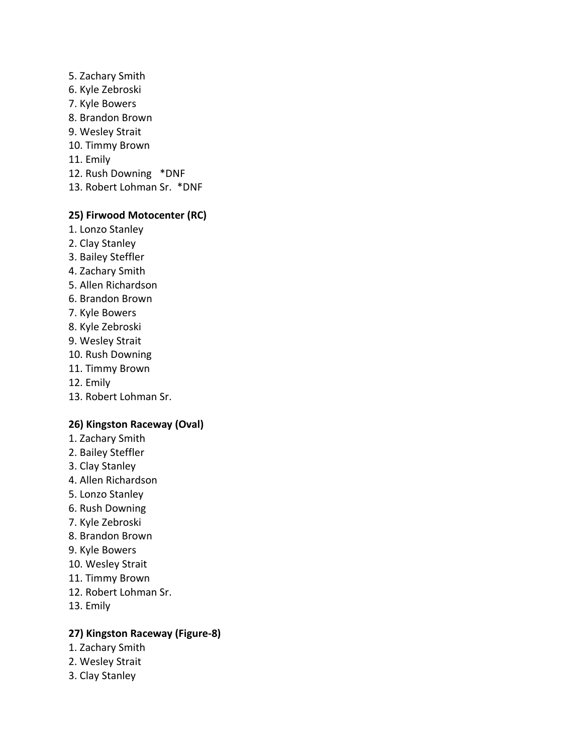5. Zachary Smith
6. Kyle Zebroski
7. Kyle Bowers
8. Brandon Brown
9. Wesley Strait
10. Timmy Brown
11. Emily
12. Rush Downing *DNF
13. Robert Lohman Sr. *DNF

**25) Firwood Motocenter (RC)**

1. Lonzo Stanley
2. Clay Stanley
3. Bailey Steffler
4. Zachary Smith
5. Allen Richardson
6. Brandon Brown
7. Kyle Bowers
8. Kyle Zebroski
9. Wesley Strait
10. Rush Downing
11. Timmy Brown
12. Emily
13. Robert Lohman Sr.

**26) Kingston Raceway (Oval)**

1. Zachary Smith
2. Bailey Steffler
3. Clay Stanley
4. Allen Richardson
5. Lonzo Stanley
6. Rush Downing
7. Kyle Zebroski
8. Brandon Brown
9. Kyle Bowers
10. Wesley Strait
11. Timmy Brown
12. Robert Lohman Sr.
13. Emily

**27) Kingston Raceway (Figure-8)**

1. Zachary Smith
2. Wesley Strait
3. Clay Stanley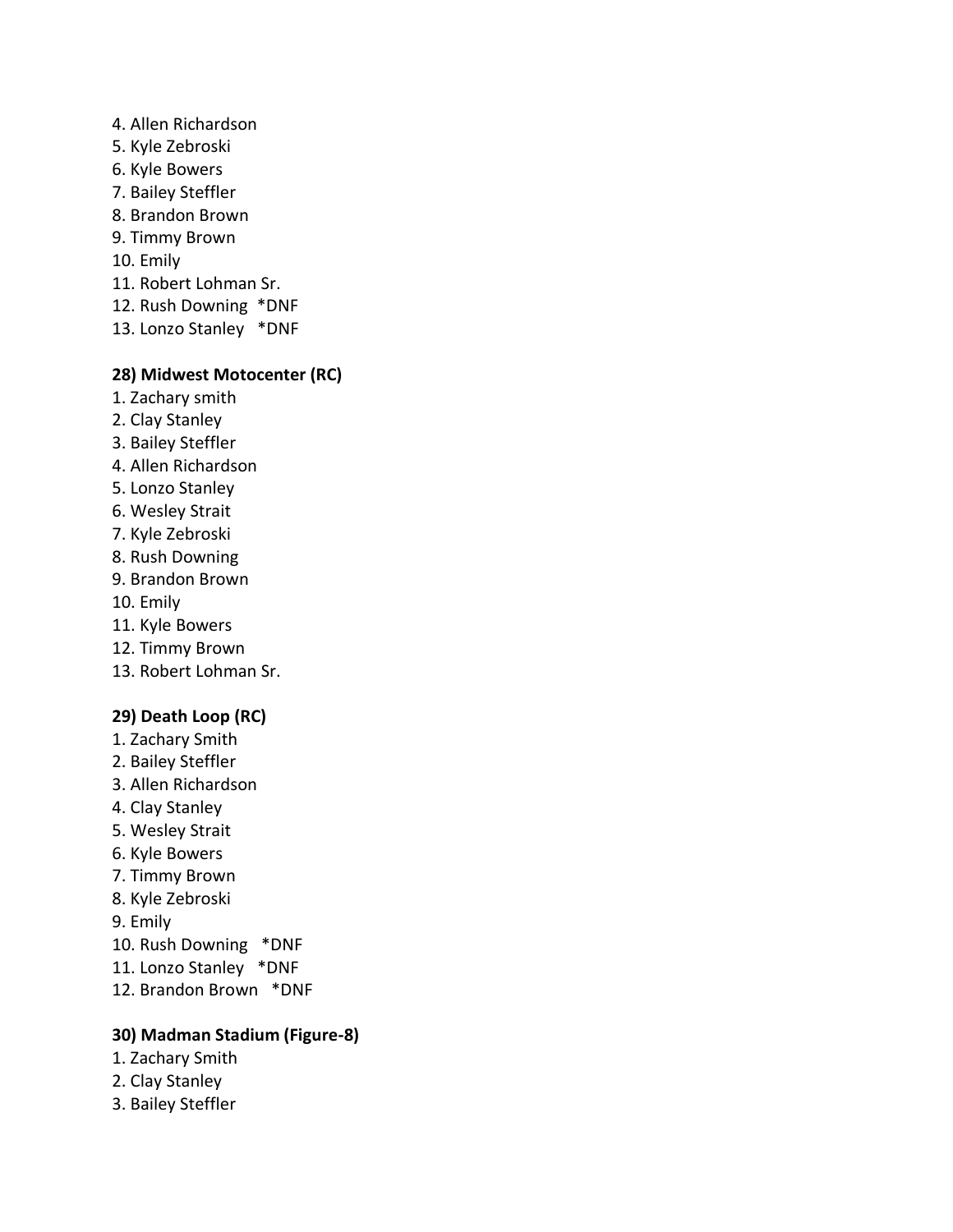4. Allen Richardson
5. Kyle Zebroski
6. Kyle Bowers
7. Bailey Steffler
8. Brandon Brown
9. Timmy Brown
10. Emily
11. Robert Lohman Sr.
12. Rush Downing *DNF
13. Lonzo Stanley *DNF

**28) Midwest Motocenter (RC)**

1. Zachary smith
2. Clay Stanley
3. Bailey Steffler
4. Allen Richardson
5. Lonzo Stanley
6. Wesley Strait
7. Kyle Zebroski
8. Rush Downing
9. Brandon Brown
10. Emily
11. Kyle Bowers
12. Timmy Brown
13. Robert Lohman Sr.

**29) Death Loop (RC)**

1. Zachary Smith
2. Bailey Steffler
3. Allen Richardson
4. Clay Stanley
5. Wesley Strait
6. Kyle Bowers
7. Timmy Brown
8. Kyle Zebroski
9. Emily
10. Rush Downing *DNF
11. Lonzo Stanley *DNF
12. Brandon Brown *DNF

**30) Madman Stadium (Figure-8)**

1. Zachary Smith
2. Clay Stanley
3. Bailey Steffler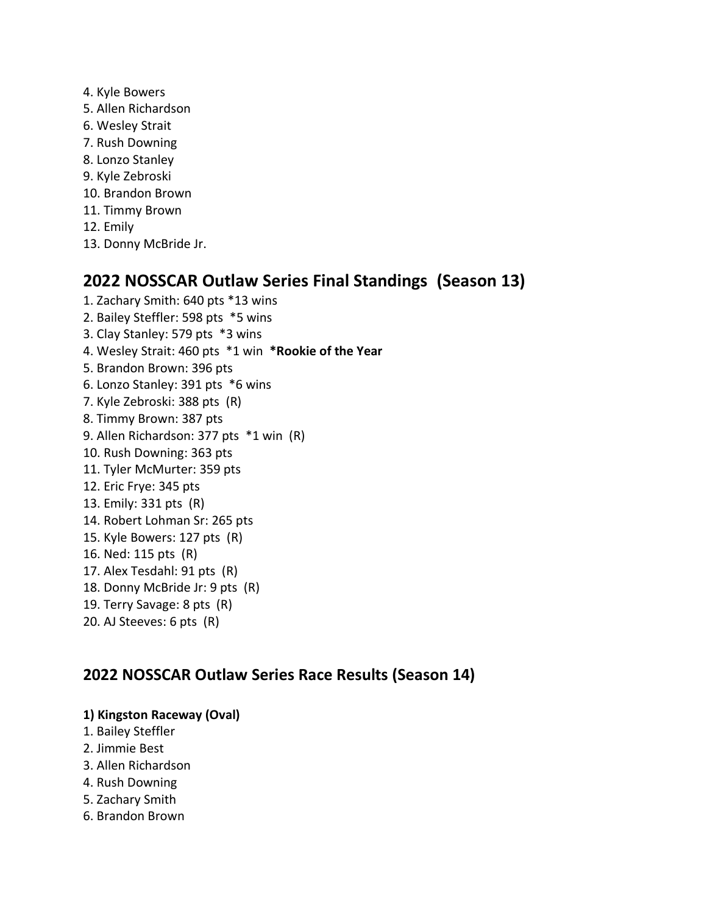4. Kyle Bowers
5. Allen Richardson
6. Wesley Strait
7. Rush Downing
8. Lonzo Stanley
9. Kyle Zebroski
10. Brandon Brown
11. Timmy Brown
12. Emily
13. Donny McBride Jr.

## 2022 NOSSCAR Outlaw Series Final Standings (Season 13)

1. Zachary Smith: 640 pts *13 wins
2. Bailey Steffler: 598 pts *5 wins
3. Clay Stanley: 579 pts *3 wins
4. Wesley Strait: 460 pts *1 win **\*Rookie of the Year**
5. Brandon Brown: 396 pts
6. Lonzo Stanley: 391 pts *6 wins
7. Kyle Zebroski: 388 pts (R)
8. Timmy Brown: 387 pts
9. Allen Richardson: 377 pts *1 win (R)
10. Rush Downing: 363 pts
11. Tyler McMurter: 359 pts
12. Eric Frye: 345 pts
13. Emily: 331 pts (R)
14. Robert Lohman Sr: 265 pts
15. Kyle Bowers: 127 pts (R)
16. Ned: 115 pts (R)
17. Alex Tesdahl: 91 pts (R)
18. Donny McBride Jr: 9 pts (R)
19. Terry Savage: 8 pts (R)
20. AJ Steeves: 6 pts (R)

## 2022 NOSSCAR Outlaw Series Race Results (Season 14)

**1) Kingston Raceway (Oval)**

1. Bailey Steffler
2. Jimmie Best
3. Allen Richardson
4. Rush Downing
5. Zachary Smith
6. Brandon Brown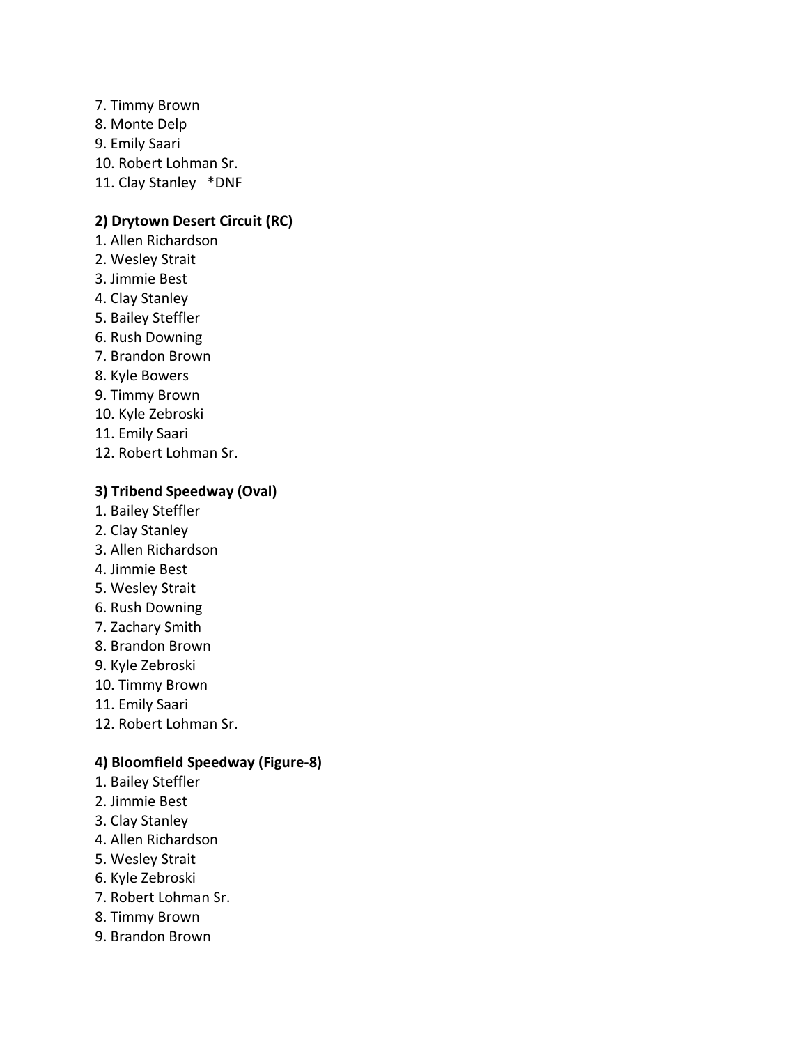7. Timmy Brown
8. Monte Delp
9. Emily Saari
10. Robert Lohman Sr.
11. Clay Stanley *DNF

**2) Drytown Desert Circuit (RC)**

1. Allen Richardson
2. Wesley Strait
3. Jimmie Best
4. Clay Stanley
5. Bailey Steffler
6. Rush Downing
7. Brandon Brown
8. Kyle Bowers
9. Timmy Brown
10. Kyle Zebroski
11. Emily Saari
12. Robert Lohman Sr.

**3) Tribend Speedway (Oval)**

1. Bailey Steffler
2. Clay Stanley
3. Allen Richardson
4. Jimmie Best
5. Wesley Strait
6. Rush Downing
7. Zachary Smith
8. Brandon Brown
9. Kyle Zebroski
10. Timmy Brown
11. Emily Saari
12. Robert Lohman Sr.

**4) Bloomfield Speedway (Figure-8)**

1. Bailey Steffler
2. Jimmie Best
3. Clay Stanley
4. Allen Richardson
5. Wesley Strait
6. Kyle Zebroski
7. Robert Lohman Sr.
8. Timmy Brown
9. Brandon Brown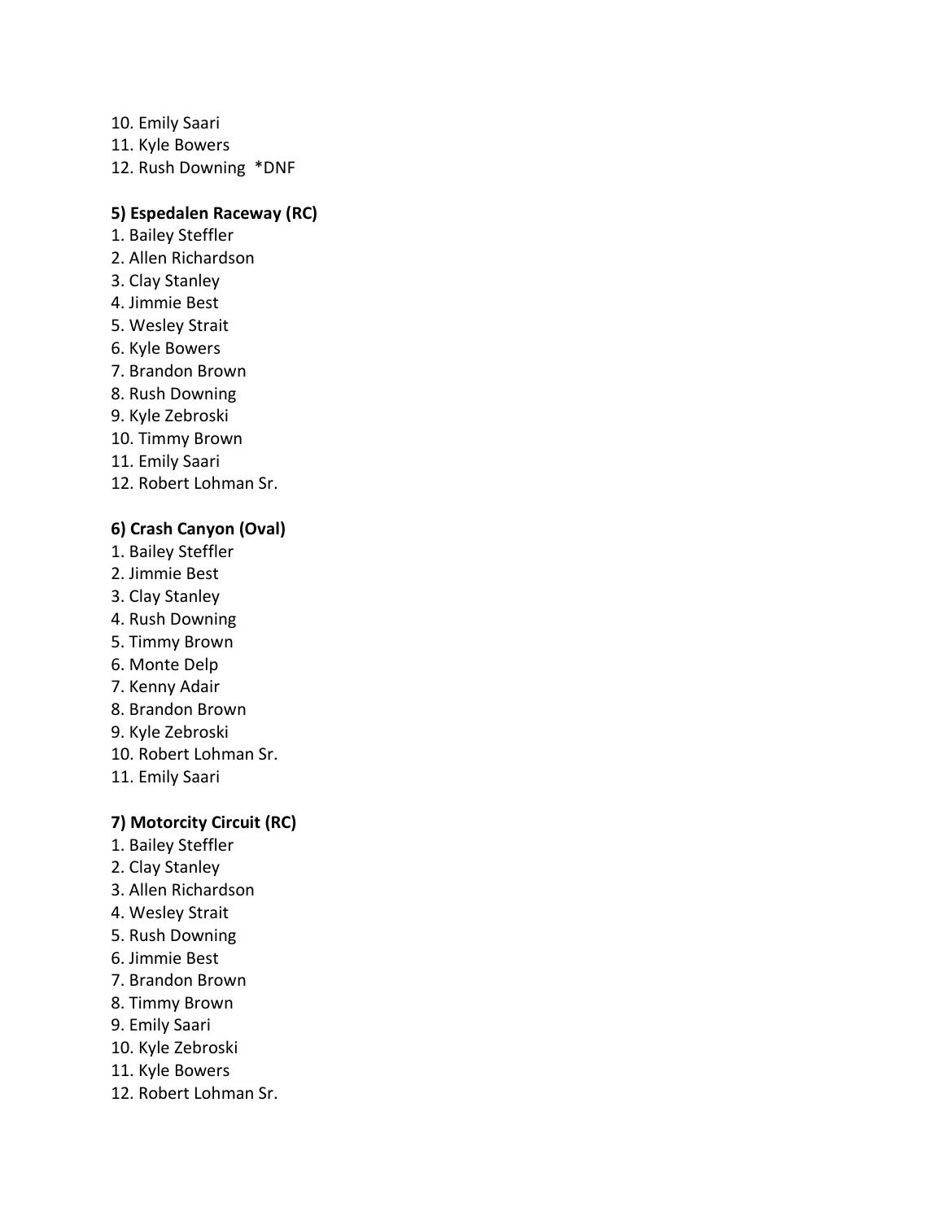10. Emily Saari
11. Kyle Bowers
12. Rush Downing *DNF

**5) Espedalen Raceway (RC)**

1. Bailey Steffler
2. Allen Richardson
3. Clay Stanley
4. Jimmie Best
5. Wesley Strait
6. Kyle Bowers
7. Brandon Brown
8. Rush Downing
9. Kyle Zebroski
10. Timmy Brown
11. Emily Saari
12. Robert Lohman Sr.

**6) Crash Canyon (Oval)**

1. Bailey Steffler
2. Jimmie Best
3. Clay Stanley
4. Rush Downing
5. Timmy Brown
6. Monte Delp
7. Kenny Adair
8. Brandon Brown
9. Kyle Zebroski
10. Robert Lohman Sr.
11. Emily Saari

**7) Motorcity Circuit (RC)**

1. Bailey Steffler
2. Clay Stanley
3. Allen Richardson
4. Wesley Strait
5. Rush Downing
6. Jimmie Best
7. Brandon Brown
8. Timmy Brown
9. Emily Saari
10. Kyle Zebroski
11. Kyle Bowers
12. Robert Lohman Sr.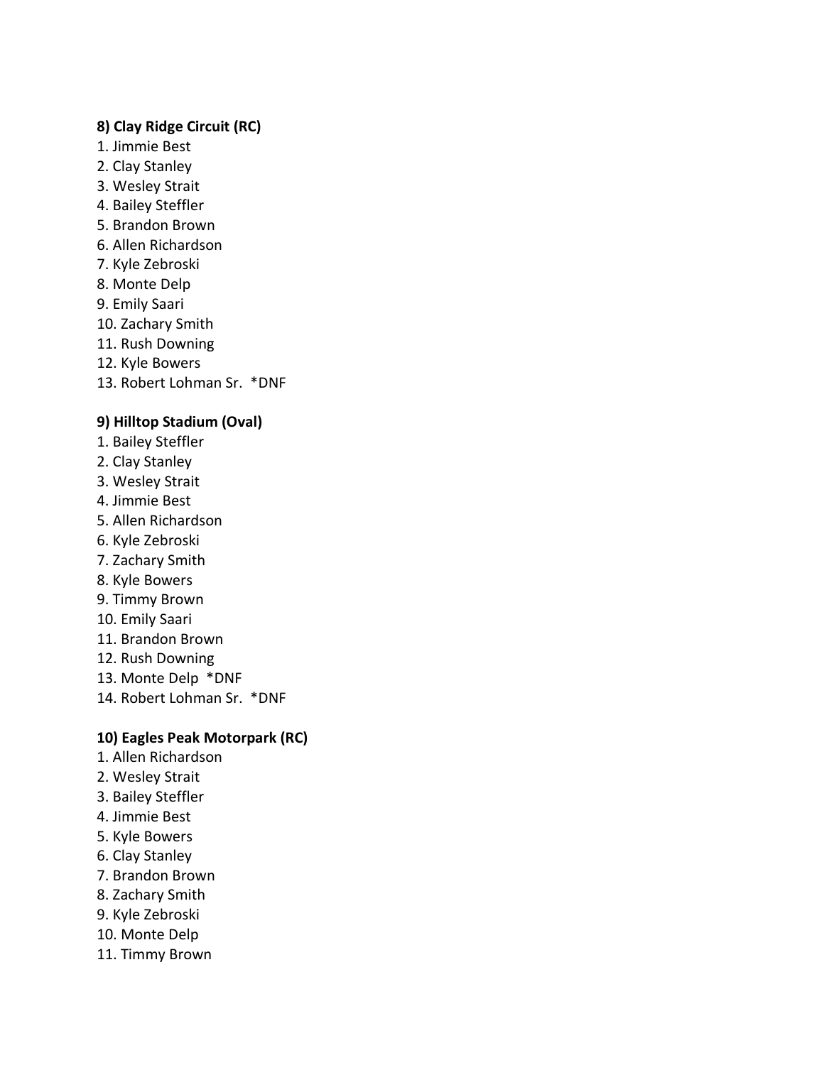**8) Clay Ridge Circuit (RC)**

1. Jimmie Best
2. Clay Stanley
3. Wesley Strait
4. Bailey Steffler
5. Brandon Brown
6. Allen Richardson
7. Kyle Zebroski
8. Monte Delp
9. Emily Saari
10. Zachary Smith
11. Rush Downing
12. Kyle Bowers
13. Robert Lohman Sr. *DNF

**9) Hilltop Stadium (Oval)**

1. Bailey Steffler
2. Clay Stanley
3. Wesley Strait
4. Jimmie Best
5. Allen Richardson
6. Kyle Zebroski
7. Zachary Smith
8. Kyle Bowers
9. Timmy Brown
10. Emily Saari
11. Brandon Brown
12. Rush Downing
13. Monte Delp *DNF
14. Robert Lohman Sr. *DNF

**10) Eagles Peak Motorpark (RC)**

1. Allen Richardson
2. Wesley Strait
3. Bailey Steffler
4. Jimmie Best
5. Kyle Bowers
6. Clay Stanley
7. Brandon Brown
8. Zachary Smith
9. Kyle Zebroski
10. Monte Delp
11. Timmy Brown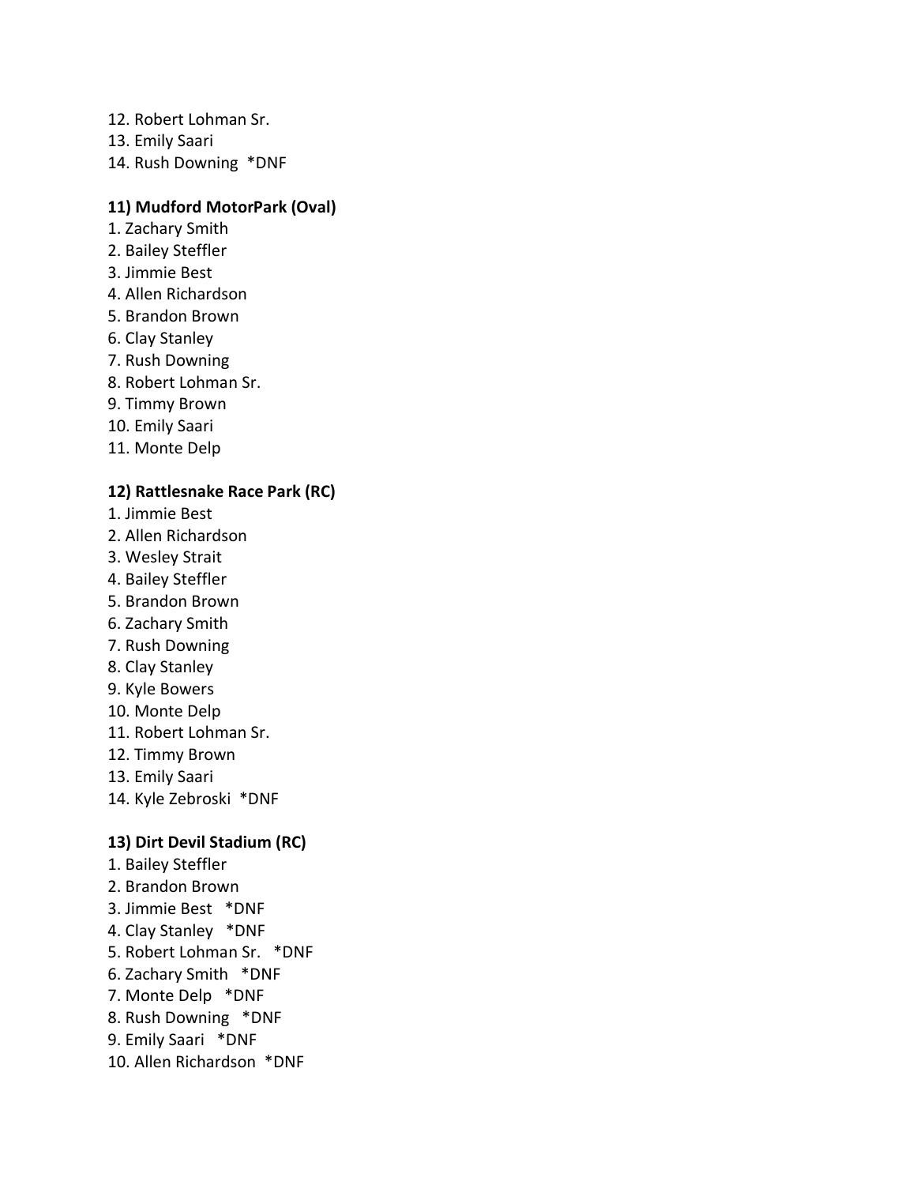12. Robert Lohman Sr.
13. Emily Saari
14. Rush Downing  *DNF

**11) Mudford MotorPark (Oval)**

1. Zachary Smith
2. Bailey Steffler
3. Jimmie Best
4. Allen Richardson
5. Brandon Brown
6. Clay Stanley
7. Rush Downing
8. Robert Lohman Sr.
9. Timmy Brown
10. Emily Saari
11. Monte Delp

**12) Rattlesnake Race Park (RC)**

1. Jimmie Best
2. Allen Richardson
3. Wesley Strait
4. Bailey Steffler
5. Brandon Brown
6. Zachary Smith
7. Rush Downing
8. Clay Stanley
9. Kyle Bowers
10. Monte Delp
11. Robert Lohman Sr.
12. Timmy Brown
13. Emily Saari
14. Kyle Zebroski  *DNF

**13) Dirt Devil Stadium (RC)**

1. Bailey Steffler
2. Brandon Brown
3. Jimmie Best   *DNF
4. Clay Stanley   *DNF
5. Robert Lohman Sr.   *DNF
6. Zachary Smith   *DNF
7. Monte Delp   *DNF
8. Rush Downing   *DNF
9. Emily Saari   *DNF
10. Allen Richardson  *DNF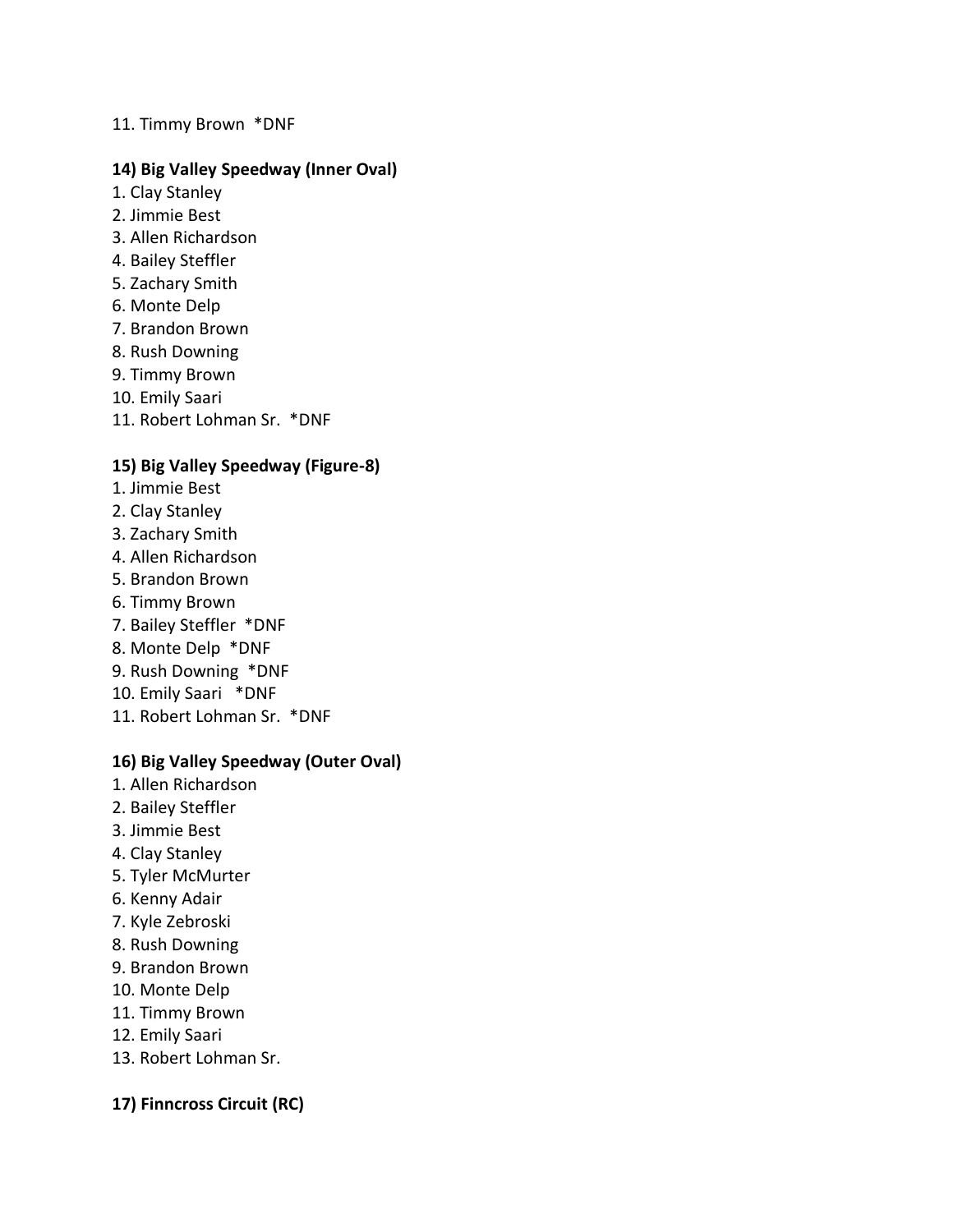11. Timmy Brown *DNF

**14) Big Valley Speedway (Inner Oval)**

1. Clay Stanley
2. Jimmie Best
3. Allen Richardson
4. Bailey Steffler
5. Zachary Smith
6. Monte Delp
7. Brandon Brown
8. Rush Downing
9. Timmy Brown
10. Emily Saari
11. Robert Lohman Sr. *DNF

**15) Big Valley Speedway (Figure-8)**

1. Jimmie Best
2. Clay Stanley
3. Zachary Smith
4. Allen Richardson
5. Brandon Brown
6. Timmy Brown
7. Bailey Steffler *DNF
8. Monte Delp *DNF
9. Rush Downing *DNF
10. Emily Saari *DNF
11. Robert Lohman Sr. *DNF

**16) Big Valley Speedway (Outer Oval)**

1. Allen Richardson
2. Bailey Steffler
3. Jimmie Best
4. Clay Stanley
5. Tyler McMurter
6. Kenny Adair
7. Kyle Zebroski
8. Rush Downing
9. Brandon Brown
10. Monte Delp
11. Timmy Brown
12. Emily Saari
13. Robert Lohman Sr.

**17) Finncross Circuit (RC)**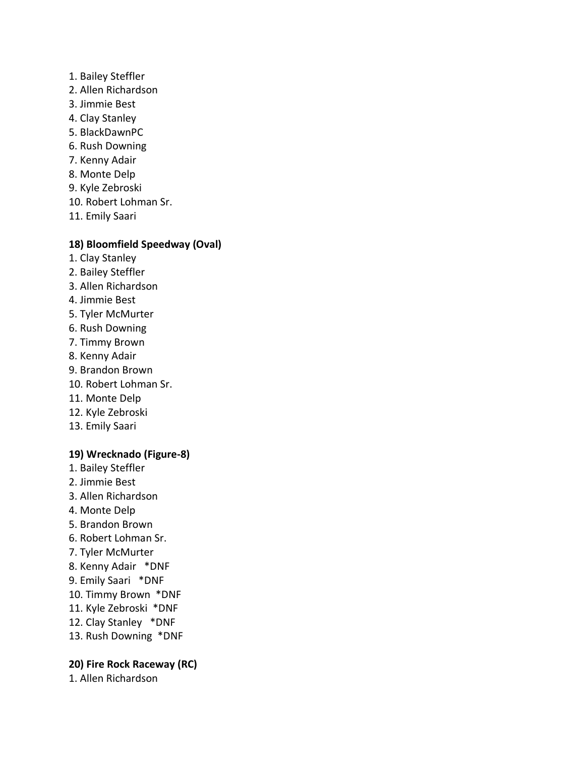1. Bailey Steffler
2. Allen Richardson
3. Jimmie Best
4. Clay Stanley
5. BlackDawnPC
6. Rush Downing
7. Kenny Adair
8. Monte Delp
9. Kyle Zebroski
10. Robert Lohman Sr.
11. Emily Saari

**18) Bloomfield Speedway (Oval)**

1. Clay Stanley
2. Bailey Steffler
3. Allen Richardson
4. Jimmie Best
5. Tyler McMurter
6. Rush Downing
7. Timmy Brown
8. Kenny Adair
9. Brandon Brown
10. Robert Lohman Sr.
11. Monte Delp
12. Kyle Zebroski
13. Emily Saari

**19) Wrecknado (Figure-8)**

1. Bailey Steffler
2. Jimmie Best
3. Allen Richardson
4. Monte Delp
5. Brandon Brown
6. Robert Lohman Sr.
7. Tyler McMurter
8. Kenny Adair *DNF
9. Emily Saari *DNF
10. Timmy Brown *DNF
11. Kyle Zebroski *DNF
12. Clay Stanley *DNF
13. Rush Downing *DNF

**20) Fire Rock Raceway (RC)**

1. Allen Richardson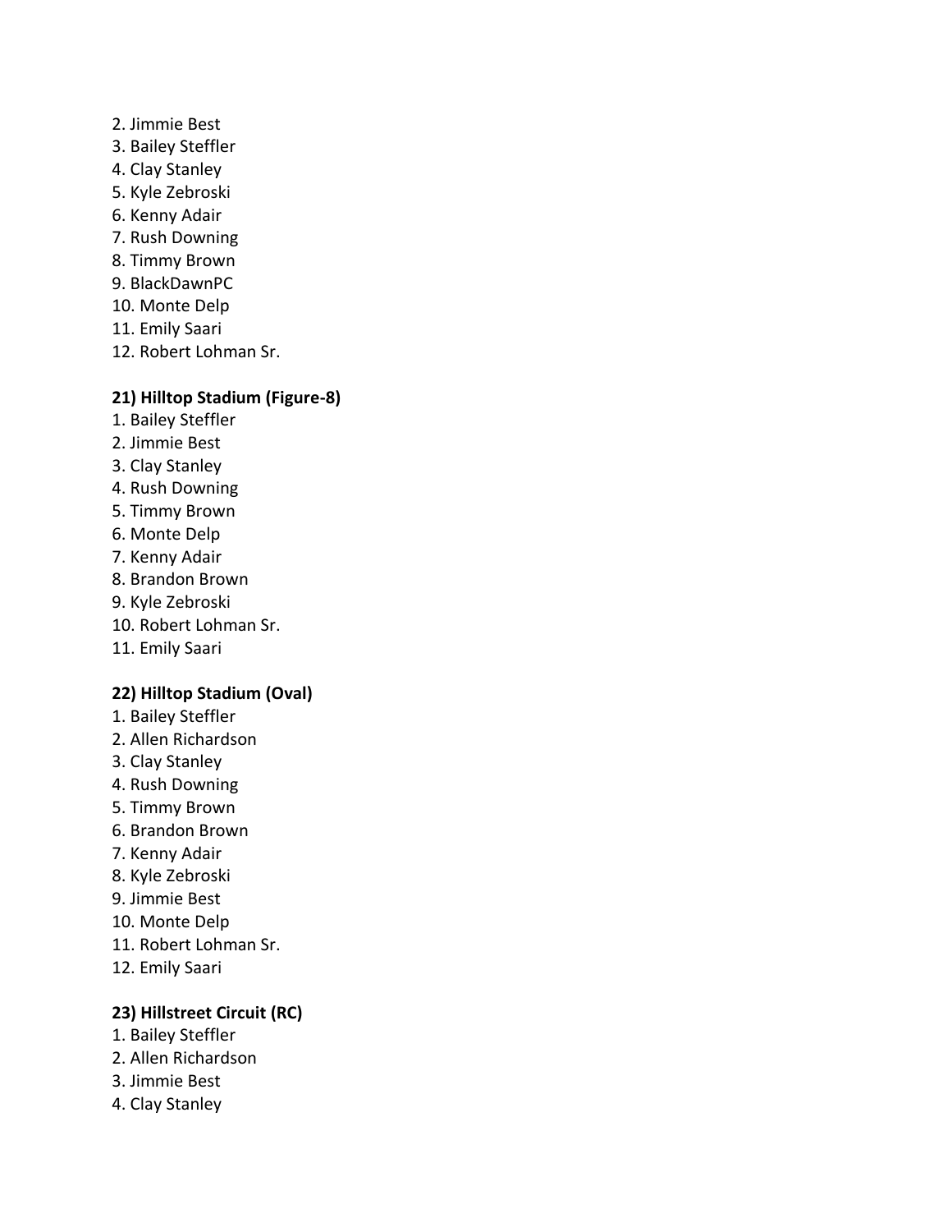2. Jimmie Best
3. Bailey Steffler
4. Clay Stanley
5. Kyle Zebroski
6. Kenny Adair
7. Rush Downing
8. Timmy Brown
9. BlackDawnPC
10. Monte Delp
11. Emily Saari
12. Robert Lohman Sr.

**21) Hilltop Stadium (Figure-8)**

1. Bailey Steffler
2. Jimmie Best
3. Clay Stanley
4. Rush Downing
5. Timmy Brown
6. Monte Delp
7. Kenny Adair
8. Brandon Brown
9. Kyle Zebroski
10. Robert Lohman Sr.
11. Emily Saari

**22) Hilltop Stadium (Oval)**

1. Bailey Steffler
2. Allen Richardson
3. Clay Stanley
4. Rush Downing
5. Timmy Brown
6. Brandon Brown
7. Kenny Adair
8. Kyle Zebroski
9. Jimmie Best
10. Monte Delp
11. Robert Lohman Sr.
12. Emily Saari

**23) Hillstreet Circuit (RC)**

1. Bailey Steffler
2. Allen Richardson
3. Jimmie Best
4. Clay Stanley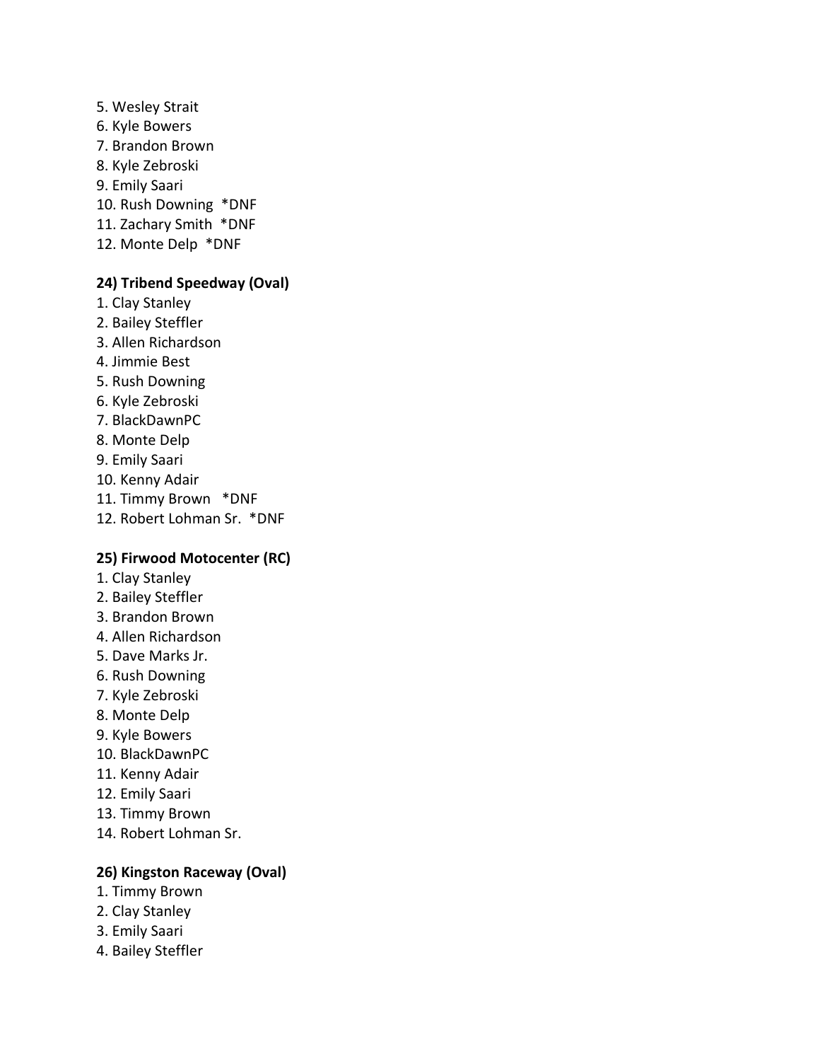5. Wesley Strait
6. Kyle Bowers
7. Brandon Brown
8. Kyle Zebroski
9. Emily Saari
10. Rush Downing *DNF
11. Zachary Smith *DNF
12. Monte Delp *DNF

**24) Tribend Speedway (Oval)**

1. Clay Stanley
2. Bailey Steffler
3. Allen Richardson
4. Jimmie Best
5. Rush Downing
6. Kyle Zebroski
7. BlackDawnPC
8. Monte Delp
9. Emily Saari
10. Kenny Adair
11. Timmy Brown *DNF
12. Robert Lohman Sr. *DNF

**25) Firwood Motocenter (RC)**

1. Clay Stanley
2. Bailey Steffler
3. Brandon Brown
4. Allen Richardson
5. Dave Marks Jr.
6. Rush Downing
7. Kyle Zebroski
8. Monte Delp
9. Kyle Bowers
10. BlackDawnPC
11. Kenny Adair
12. Emily Saari
13. Timmy Brown
14. Robert Lohman Sr.

**26) Kingston Raceway (Oval)**

1. Timmy Brown
2. Clay Stanley
3. Emily Saari
4. Bailey Steffler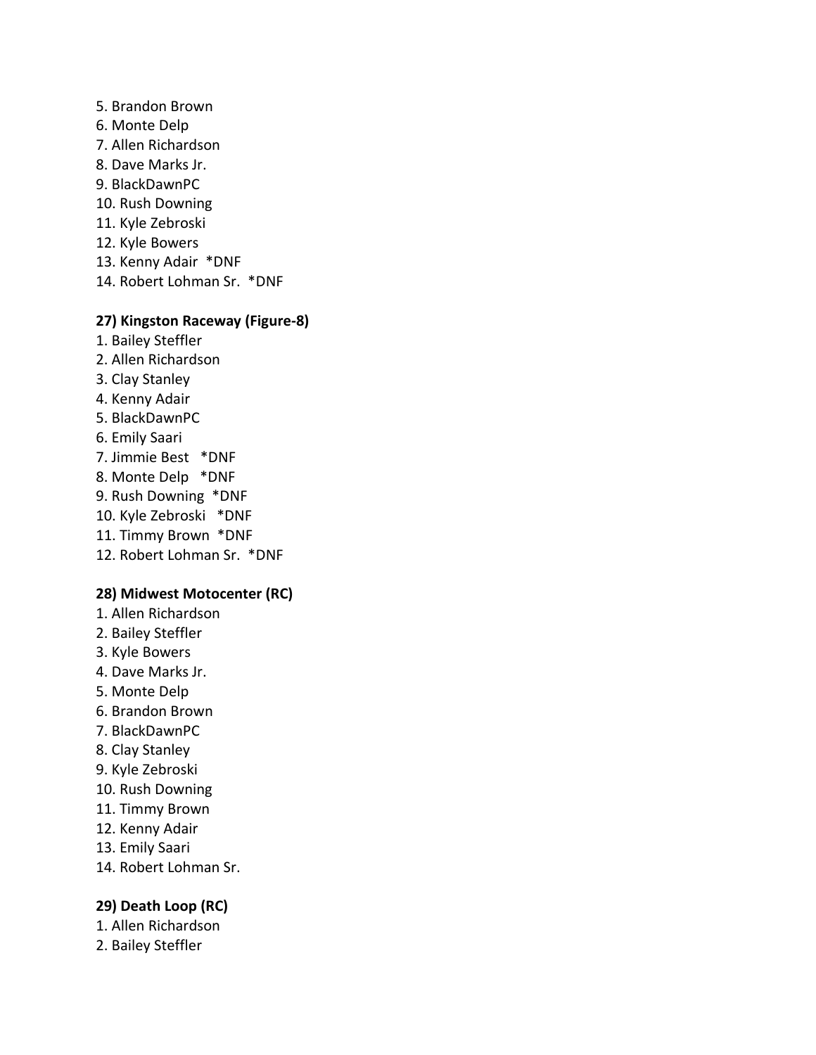5. Brandon Brown
6. Monte Delp
7. Allen Richardson
8. Dave Marks Jr.
9. BlackDawnPC
10. Rush Downing
11. Kyle Zebroski
12. Kyle Bowers
13. Kenny Adair *DNF
14. Robert Lohman Sr. *DNF

**27) Kingston Raceway (Figure-8)**

1. Bailey Steffler
2. Allen Richardson
3. Clay Stanley
4. Kenny Adair
5. BlackDawnPC
6. Emily Saari
7. Jimmie Best *DNF
8. Monte Delp *DNF
9. Rush Downing *DNF
10. Kyle Zebroski *DNF
11. Timmy Brown *DNF
12. Robert Lohman Sr. *DNF

**28) Midwest Motocenter (RC)**

1. Allen Richardson
2. Bailey Steffler
3. Kyle Bowers
4. Dave Marks Jr.
5. Monte Delp
6. Brandon Brown
7. BlackDawnPC
8. Clay Stanley
9. Kyle Zebroski
10. Rush Downing
11. Timmy Brown
12. Kenny Adair
13. Emily Saari
14. Robert Lohman Sr.

**29) Death Loop (RC)**

1. Allen Richardson
2. Bailey Steffler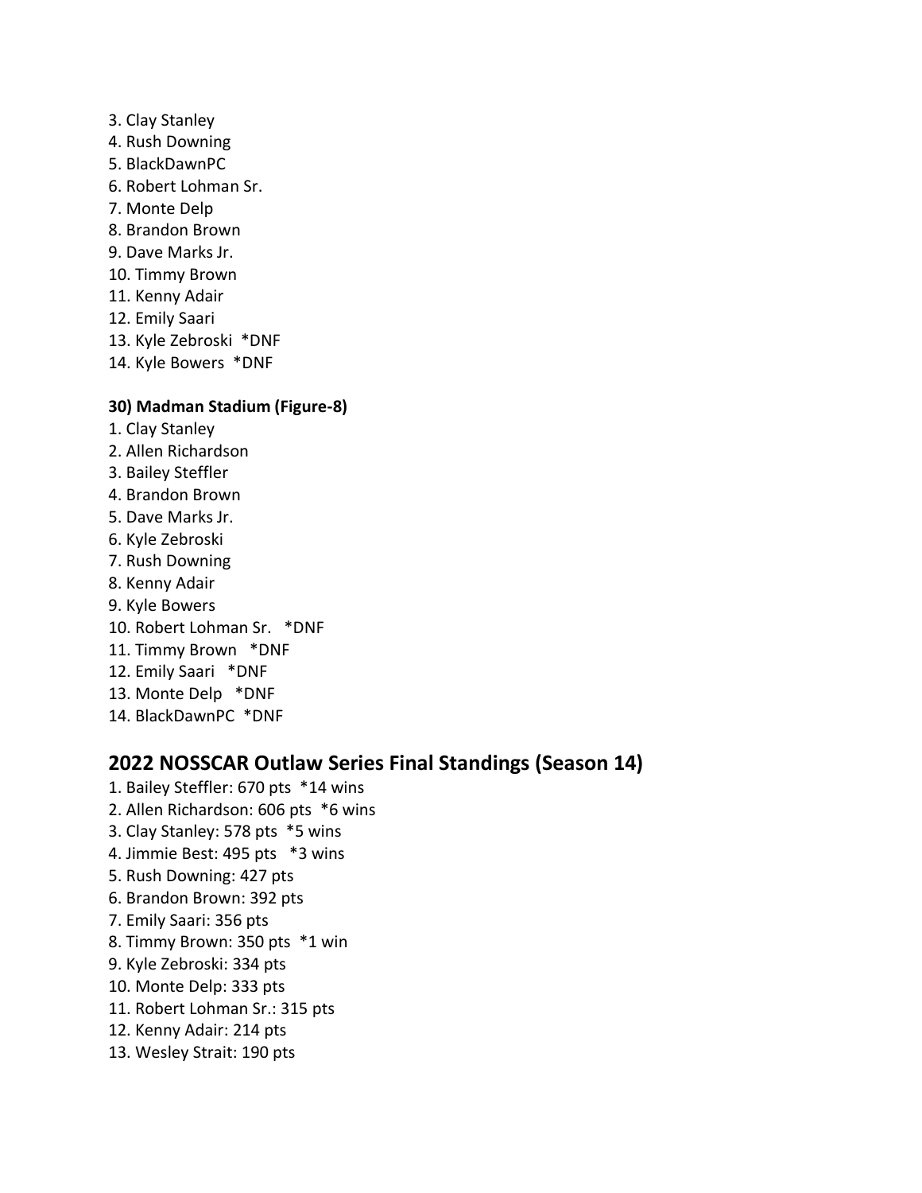3. Clay Stanley
4. Rush Downing
5. BlackDawnPC
6. Robert Lohman Sr.
7. Monte Delp
8. Brandon Brown
9. Dave Marks Jr.
10. Timmy Brown
11. Kenny Adair
12. Emily Saari
13. Kyle Zebroski *DNF
14. Kyle Bowers *DNF

**30) Madman Stadium (Figure-8)**

1. Clay Stanley
2. Allen Richardson
3. Bailey Steffler
4. Brandon Brown
5. Dave Marks Jr.
6. Kyle Zebroski
7. Rush Downing
8. Kenny Adair
9. Kyle Bowers
10. Robert Lohman Sr. *DNF
11. Timmy Brown *DNF
12. Emily Saari *DNF
13. Monte Delp *DNF
14. BlackDawnPC *DNF

## 2022 NOSSCAR Outlaw Series Final Standings (Season 14)

1. Bailey Steffler: 670 pts *14 wins
2. Allen Richardson: 606 pts *6 wins
3. Clay Stanley: 578 pts *5 wins
4. Jimmie Best: 495 pts *3 wins
5. Rush Downing: 427 pts
6. Brandon Brown: 392 pts
7. Emily Saari: 356 pts
8. Timmy Brown: 350 pts *1 win
9. Kyle Zebroski: 334 pts
10. Monte Delp: 333 pts
11. Robert Lohman Sr.: 315 pts
12. Kenny Adair: 214 pts
13. Wesley Strait: 190 pts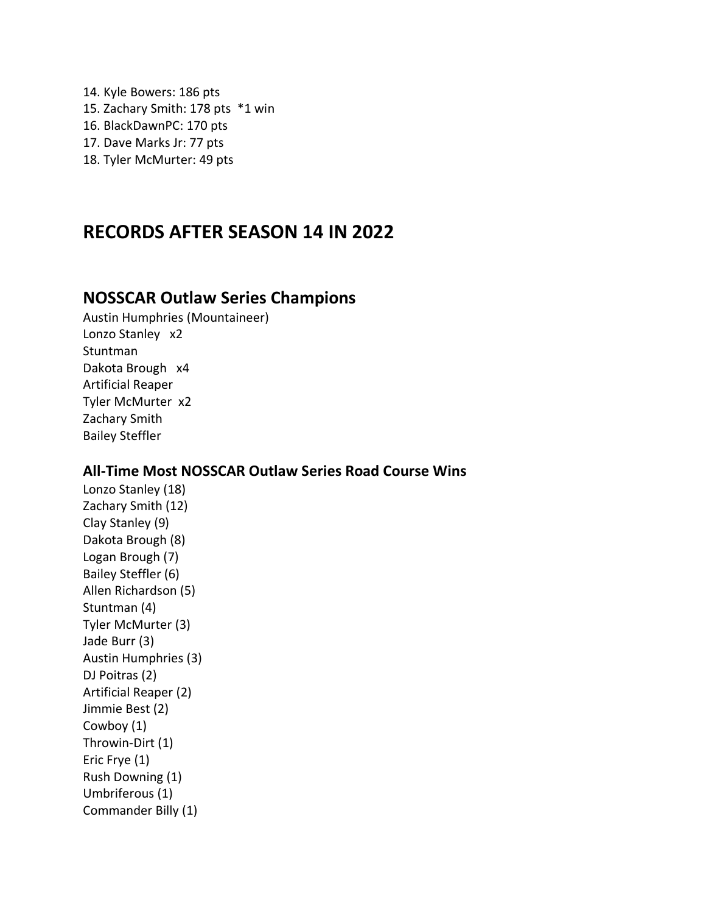14. Kyle Bowers: 186 pts
15. Zachary Smith: 178 pts *1 win
16. BlackDawnPC: 170 pts
17. Dave Marks Jr: 77 pts
18. Tyler McMurter: 49 pts

# RECORDS AFTER SEASON 14 IN 2022

## NOSSCAR Outlaw Series Champions

Austin Humphries (Mountaineer)
Lonzo Stanley x2
Stuntman
Dakota Brough x4
Artificial Reaper
Tyler McMurter x2
Zachary Smith
Bailey Steffler

### All-Time Most NOSSCAR Outlaw Series Road Course Wins

Lonzo Stanley (18)
Zachary Smith (12)
Clay Stanley (9)
Dakota Brough (8)
Logan Brough (7)
Bailey Steffler (6)
Allen Richardson (5)
Stuntman (4)
Tyler McMurter (3)
Jade Burr (3)
Austin Humphries (3)
DJ Poitras (2)
Artificial Reaper (2)
Jimmie Best (2)
Cowboy (1)
Throwin-Dirt (1)
Eric Frye (1)
Rush Downing (1)
Umbriferous (1)
Commander Billy (1)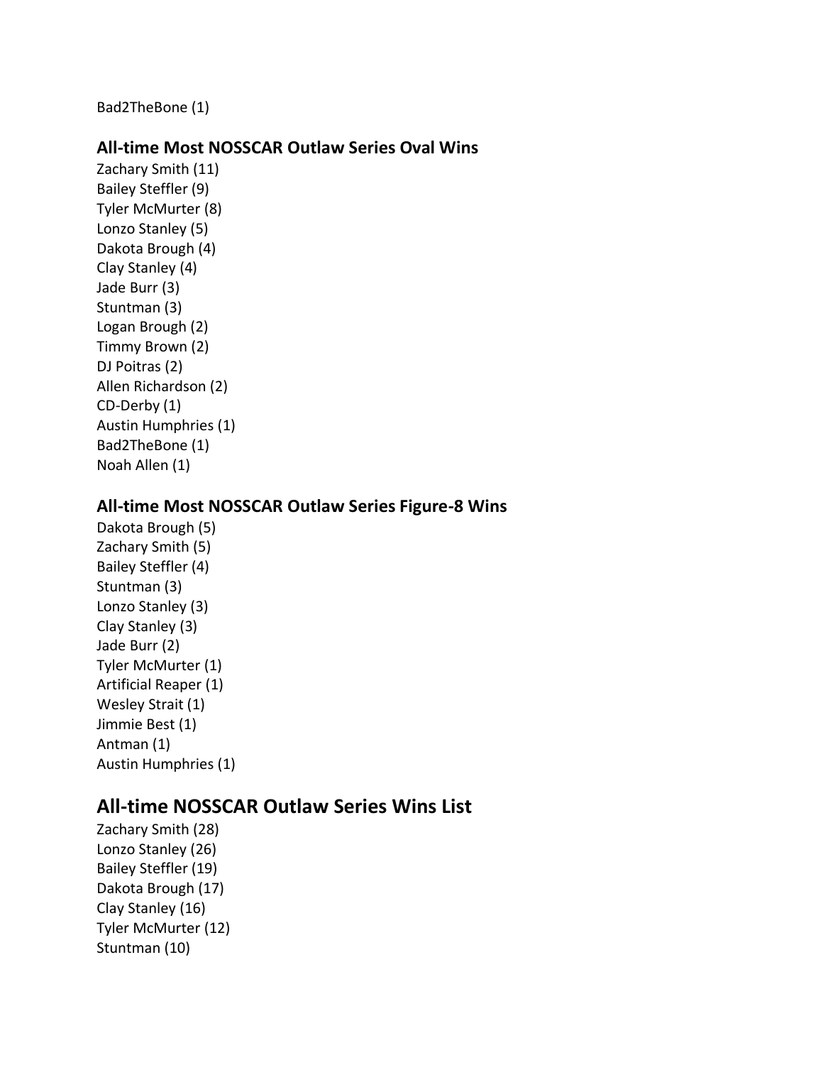Bad2TheBone (1)

### All-time Most NOSSCAR Outlaw Series Oval Wins

Zachary Smith (11)
Bailey Steffler (9)
Tyler McMurter (8)
Lonzo Stanley (5)
Dakota Brough (4)
Clay Stanley (4)
Jade Burr (3)
Stuntman (3)
Logan Brough (2)
Timmy Brown (2)
DJ Poitras (2)
Allen Richardson (2)
CD-Derby (1)
Austin Humphries (1)
Bad2TheBone (1)
Noah Allen (1)

### All-time Most NOSSCAR Outlaw Series Figure-8 Wins

Dakota Brough (5)
Zachary Smith (5)
Bailey Steffler (4)
Stuntman (3)
Lonzo Stanley (3)
Clay Stanley (3)
Jade Burr (2)
Tyler McMurter (1)
Artificial Reaper (1)
Wesley Strait (1)
Jimmie Best (1)
Antman (1)
Austin Humphries (1)

## All-time NOSSCAR Outlaw Series Wins List

Zachary Smith (28)
Lonzo Stanley (26)
Bailey Steffler (19)
Dakota Brough (17)
Clay Stanley (16)
Tyler McMurter (12)
Stuntman (10)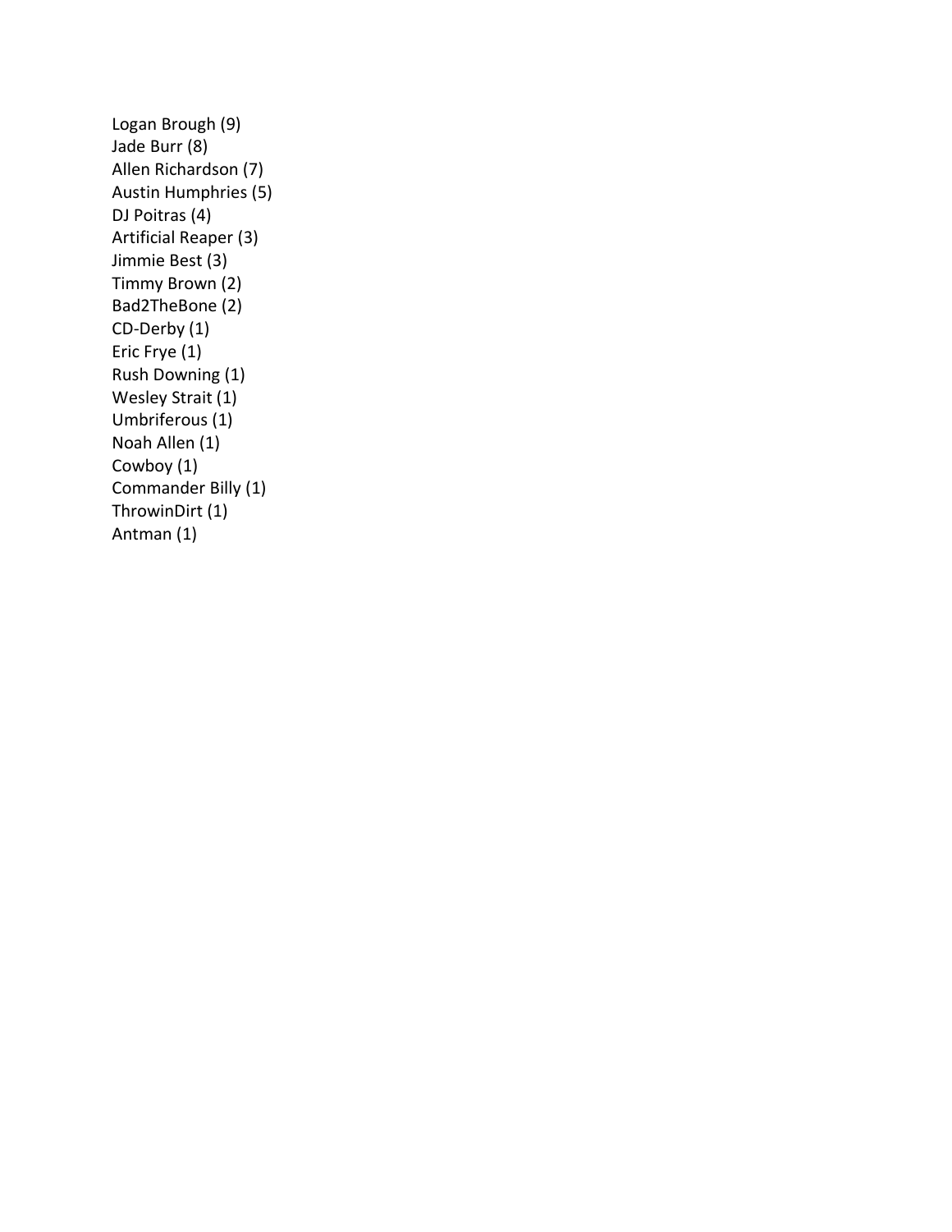Logan Brough (9)
Jade Burr (8)
Allen Richardson (7)
Austin Humphries (5)
DJ Poitras (4)
Artificial Reaper (3)
Jimmie Best (3)
Timmy Brown (2)
Bad2TheBone (2)
CD-Derby (1)
Eric Frye (1)
Rush Downing (1)
Wesley Strait (1)
Umbriferous (1)
Noah Allen (1)
Cowboy (1)
Commander Billy (1)
ThrowinDirt (1)
Antman (1)